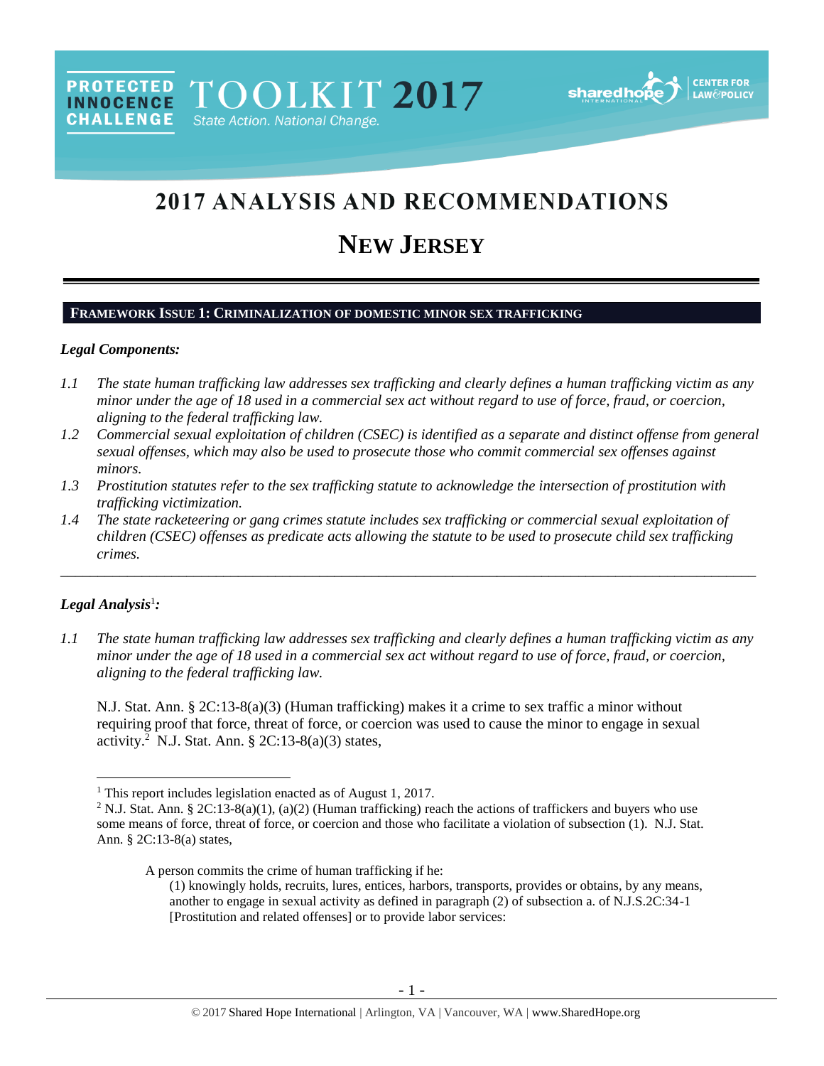PROTECTED INNOCENCE CHALLENGE TOOLKIT 2017 State Action. National Change.

# 2017 ANALYSIS AND RECOMMENDATIONS

# NEW JERSEY

## FRAMEWORK ISSUE 1: CRIMINALIZATION OF DOMESTIC MINOR SEX TRAFFICKING

### *Legal Components:*

*1.1 The state human trafficking law addresses sex trafficking and clearly defines a human trafficking victim as any minor under the age of 18 used in a commercial sex act without regard to use of force, fraud, or coercion, aligning to the federal trafficking law.*

*1.2 Commercial sexual exploitation of children (CSEC) is identified as a separate and distinct offense from general sexual offenses, which may also be used to prosecute those who commit commercial sex offenses against minors.*

*1.3 Prostitution statutes refer to the sex trafficking statute to acknowledge the intersection of prostitution with trafficking victimization.*

*1.4 The state racketeering or gang crimes statute includes sex trafficking or commercial sexual exploitation of children (CSEC) offenses as predicate acts allowing the statute to be used to prosecute child sex trafficking crimes.*

---

### *Legal Analysis*[1]*:*

*1.1 The state human trafficking law addresses sex trafficking and clearly defines a human trafficking victim as any minor under the age of 18 used in a commercial sex act without regard to use of force, fraud, or coercion, aligning to the federal trafficking law.*

N.J. Stat. Ann. § 2C:13-8(a)(3) (Human trafficking) makes it a crime to sex traffic a minor without requiring proof that force, threat of force, or coercion was used to cause the minor to engage in sexual activity.[2] N.J. Stat. Ann. § 2C:13-8(a)(3) states,

---

[1] This report includes legislation enacted as of August 1, 2017.

[2] N.J. Stat. Ann. § 2C:13-8(a)(1), (a)(2) (Human trafficking) reach the actions of traffickers and buyers who use some means of force, threat of force, or coercion and those who facilitate a violation of subsection (1). N.J. Stat. Ann. § 2C:13-8(a) states,

> A person commits the crime of human trafficking if he:
>
> (1) knowingly holds, recruits, lures, entices, harbors, transports, provides or obtains, by any means, another to engage in sexual activity as defined in paragraph (2) of subsection a. of N.J.S.2C:34-1 [Prostitution and related offenses] or to provide labor services: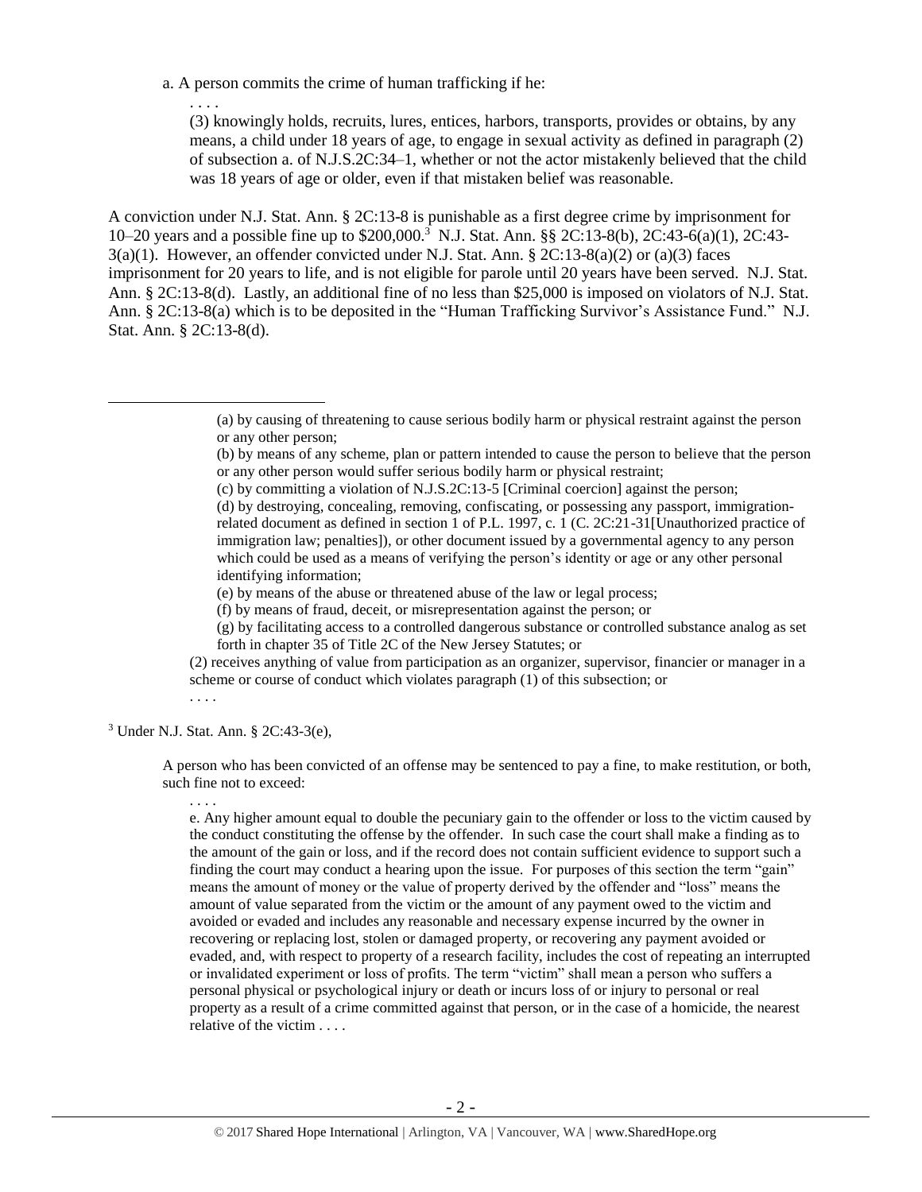a. A person commits the crime of human trafficking if he:

> . . . .
>
> (3) knowingly holds, recruits, lures, entices, harbors, transports, provides or obtains, by any means, a child under 18 years of age, to engage in sexual activity as defined in paragraph (2) of subsection a. of N.J.S.2C:34–1, whether or not the actor mistakenly believed that the child was 18 years of age or older, even if that mistaken belief was reasonable.

A conviction under N.J. Stat. Ann. § 2C:13-8 is punishable as a first degree crime by imprisonment for 10–20 years and a possible fine up to $200,000.[3] N.J. Stat. Ann. §§ 2C:13-8(b), 2C:43-6(a)(1), 2C:43-3(a)(1). However, an offender convicted under N.J. Stat. Ann. § 2C:13-8(a)(2) or (a)(3) faces imprisonment for 20 years to life, and is not eligible for parole until 20 years have been served. N.J. Stat. Ann. § 2C:13-8(d). Lastly, an additional fine of no less than $25,000 is imposed on violators of N.J. Stat. Ann. § 2C:13-8(a) which is to be deposited in the "Human Trafficking Survivor's Assistance Fund." N.J. Stat. Ann. § 2C:13-8(d).

---

> (a) by causing of threatening to cause serious bodily harm or physical restraint against the person or any other person;
>
> (b) by means of any scheme, plan or pattern intended to cause the person to believe that the person or any other person would suffer serious bodily harm or physical restraint;
>
> (c) by committing a violation of N.J.S.2C:13-5 [Criminal coercion] against the person;
>
> (d) by destroying, concealing, removing, confiscating, or possessing any passport, immigration-related document as defined in section 1 of P.L. 1997, c. 1 (C. 2C:21-31[Unauthorized practice of immigration law; penalties]), or other document issued by a governmental agency to any person which could be used as a means of verifying the person's identity or age or any other personal identifying information;
>
> (e) by means of the abuse or threatened abuse of the law or legal process;
>
> (f) by means of fraud, deceit, or misrepresentation against the person; or
>
> (g) by facilitating access to a controlled dangerous substance or controlled substance analog as set forth in chapter 35 of Title 2C of the New Jersey Statutes; or
>
> (2) receives anything of value from participation as an organizer, supervisor, financier or manager in a scheme or course of conduct which violates paragraph (1) of this subsection; or
>
> . . . .

[3] Under N.J. Stat. Ann. § 2C:43-3(e),

> A person who has been convicted of an offense may be sentenced to pay a fine, to make restitution, or both, such fine not to exceed:
>
> . . . .
>
> e. Any higher amount equal to double the pecuniary gain to the offender or loss to the victim caused by the conduct constituting the offense by the offender. In such case the court shall make a finding as to the amount of the gain or loss, and if the record does not contain sufficient evidence to support such a finding the court may conduct a hearing upon the issue. For purposes of this section the term "gain" means the amount of money or the value of property derived by the offender and "loss" means the amount of value separated from the victim or the amount of any payment owed to the victim and avoided or evaded and includes any reasonable and necessary expense incurred by the owner in recovering or replacing lost, stolen or damaged property, or recovering any payment avoided or evaded, and, with respect to property of a research facility, includes the cost of repeating an interrupted or invalidated experiment or loss of profits. The term "victim" shall mean a person who suffers a personal physical or psychological injury or death or incurs loss of or injury to personal or real property as a result of a crime committed against that person, or in the case of a homicide, the nearest relative of the victim . . . .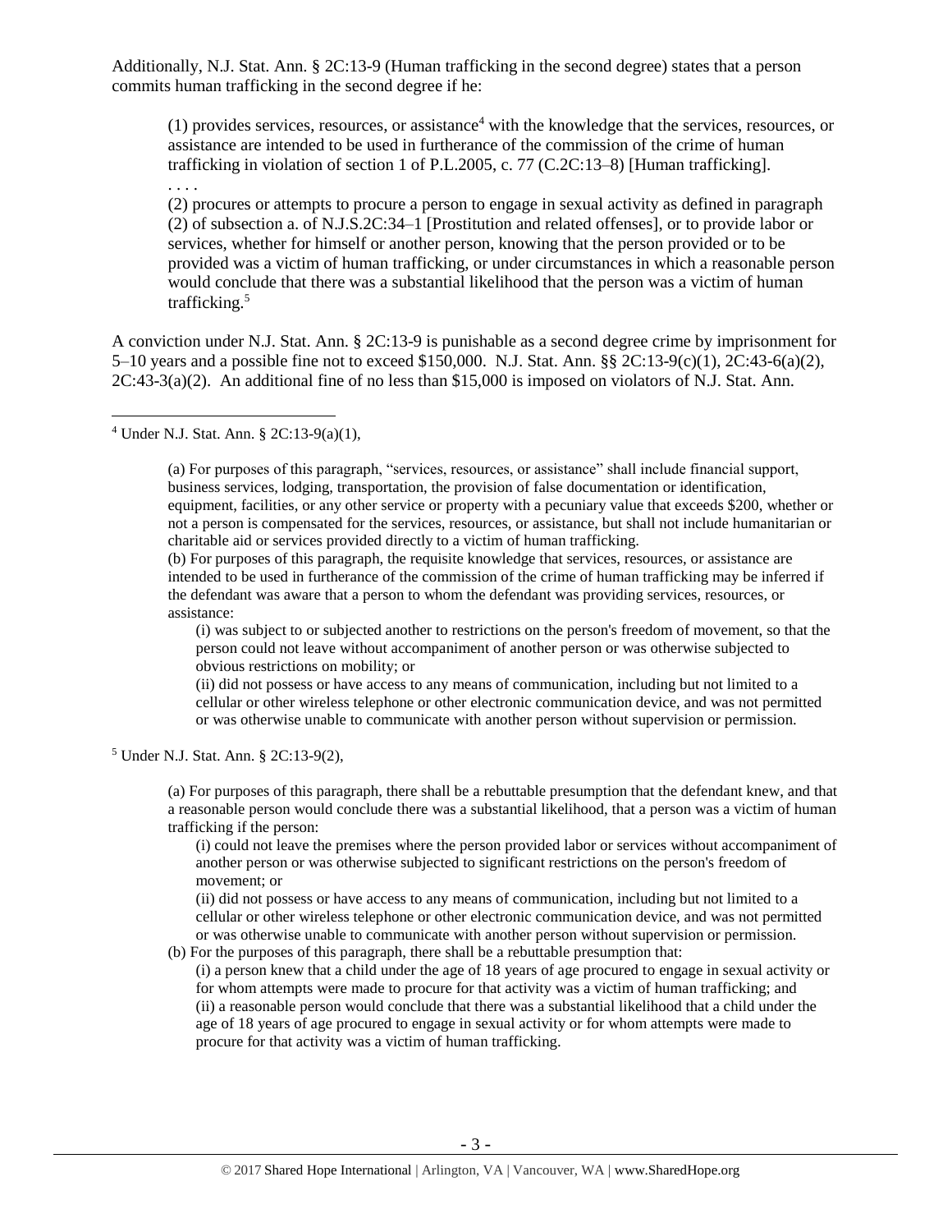Additionally, N.J. Stat. Ann. § 2C:13-9 (Human trafficking in the second degree) states that a person commits human trafficking in the second degree if he:

> (1) provides services, resources, or assistance[4] with the knowledge that the services, resources, or assistance are intended to be used in furtherance of the commission of the crime of human trafficking in violation of section 1 of P.L.2005, c. 77 (C.2C:13–8) [Human trafficking].
>
> . . . .
>
> (2) procures or attempts to procure a person to engage in sexual activity as defined in paragraph (2) of subsection a. of N.J.S.2C:34–1 [Prostitution and related offenses], or to provide labor or services, whether for himself or another person, knowing that the person provided or to be provided was a victim of human trafficking, or under circumstances in which a reasonable person would conclude that there was a substantial likelihood that the person was a victim of human trafficking.[5]

A conviction under N.J. Stat. Ann. § 2C:13-9 is punishable as a second degree crime by imprisonment for 5–10 years and a possible fine not to exceed $150,000. N.J. Stat. Ann. §§ 2C:13-9(c)(1), 2C:43-6(a)(2), 2C:43-3(a)(2). An additional fine of no less than $15,000 is imposed on violators of N.J. Stat. Ann.

---

[4] Under N.J. Stat. Ann. § 2C:13-9(a)(1),

> (a) For purposes of this paragraph, "services, resources, or assistance" shall include financial support, business services, lodging, transportation, the provision of false documentation or identification, equipment, facilities, or any other service or property with a pecuniary value that exceeds $200, whether or not a person is compensated for the services, resources, or assistance, but shall not include humanitarian or charitable aid or services provided directly to a victim of human trafficking.
>
> (b) For purposes of this paragraph, the requisite knowledge that services, resources, or assistance are intended to be used in furtherance of the commission of the crime of human trafficking may be inferred if the defendant was aware that a person to whom the defendant was providing services, resources, or assistance:
>
> > (i) was subject to or subjected another to restrictions on the person's freedom of movement, so that the person could not leave without accompaniment of another person or was otherwise subjected to obvious restrictions on mobility; or
> >
> > (ii) did not possess or have access to any means of communication, including but not limited to a cellular or other wireless telephone or other electronic communication device, and was not permitted or was otherwise unable to communicate with another person without supervision or permission.

[5] Under N.J. Stat. Ann. § 2C:13-9(2),

> (a) For purposes of this paragraph, there shall be a rebuttable presumption that the defendant knew, and that a reasonable person would conclude there was a substantial likelihood, that a person was a victim of human trafficking if the person:
>
> > (i) could not leave the premises where the person provided labor or services without accompaniment of another person or was otherwise subjected to significant restrictions on the person's freedom of movement; or
> >
> > (ii) did not possess or have access to any means of communication, including but not limited to a cellular or other wireless telephone or other electronic communication device, and was not permitted or was otherwise unable to communicate with another person without supervision or permission.
>
> (b) For the purposes of this paragraph, there shall be a rebuttable presumption that:
>
> > (i) a person knew that a child under the age of 18 years of age procured to engage in sexual activity or for whom attempts were made to procure for that activity was a victim of human trafficking; and
> >
> > (ii) a reasonable person would conclude that there was a substantial likelihood that a child under the age of 18 years of age procured to engage in sexual activity or for whom attempts were made to procure for that activity was a victim of human trafficking.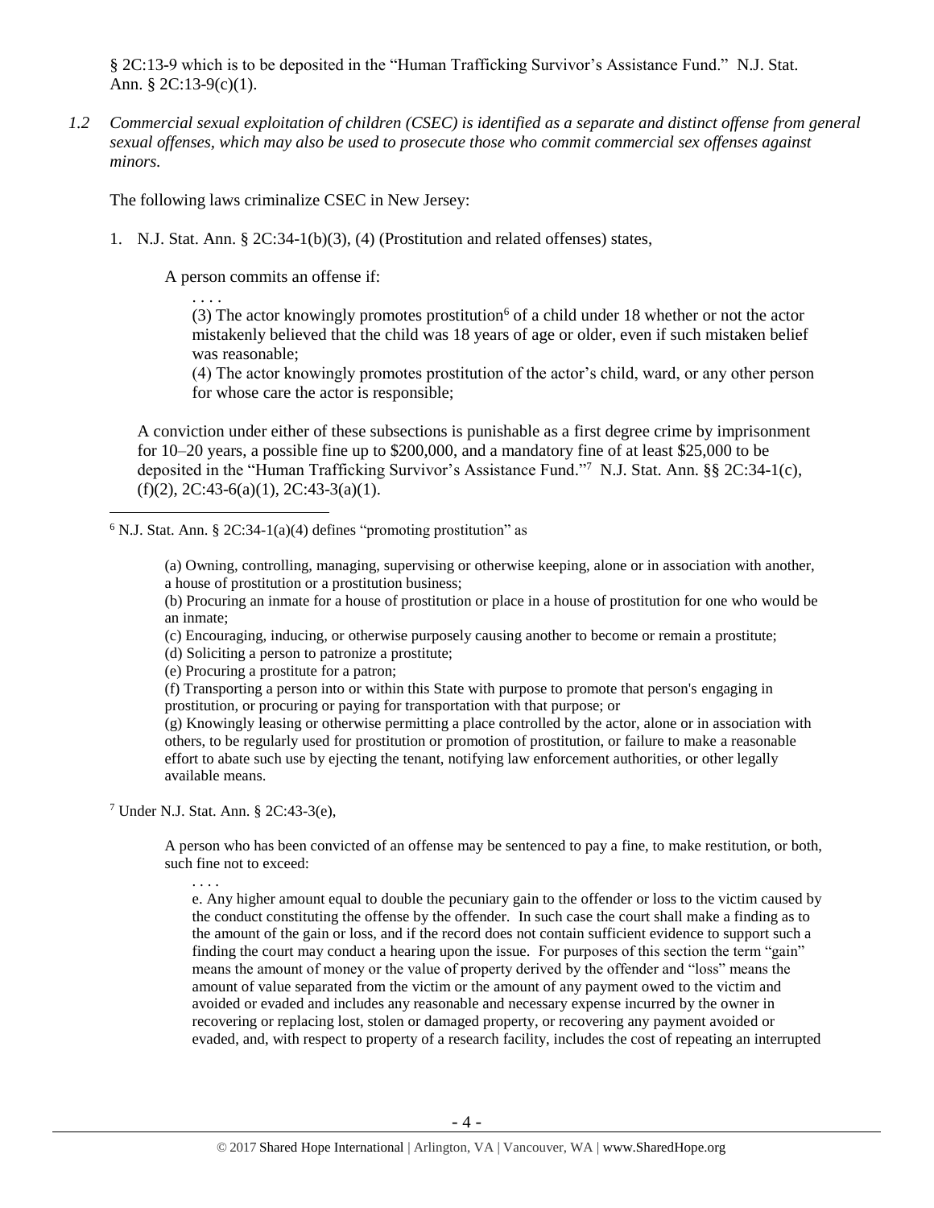§ 2C:13-9 which is to be deposited in the "Human Trafficking Survivor's Assistance Fund." N.J. Stat. Ann. § 2C:13-9(c)(1).

*1.2 Commercial sexual exploitation of children (CSEC) is identified as a separate and distinct offense from general sexual offenses, which may also be used to prosecute those who commit commercial sex offenses against minors.*

The following laws criminalize CSEC in New Jersey:

1. N.J. Stat. Ann. § 2C:34-1(b)(3), (4) (Prostitution and related offenses) states,

   A person commits an offense if:

   . . . .

   (3) The actor knowingly promotes prostitution[6] of a child under 18 whether or not the actor mistakenly believed that the child was 18 years of age or older, even if such mistaken belief was reasonable;

   (4) The actor knowingly promotes prostitution of the actor's child, ward, or any other person for whose care the actor is responsible;

   A conviction under either of these subsections is punishable as a first degree crime by imprisonment for 10–20 years, a possible fine up to $200,000, and a mandatory fine of at least $25,000 to be deposited in the "Human Trafficking Survivor's Assistance Fund."[7] N.J. Stat. Ann. §§ 2C:34-1(c), (f)(2), 2C:43-6(a)(1), 2C:43-3(a)(1).

---

[6] N.J. Stat. Ann. § 2C:34-1(a)(4) defines "promoting prostitution" as

> (a) Owning, controlling, managing, supervising or otherwise keeping, alone or in association with another, a house of prostitution or a prostitution business;
> (b) Procuring an inmate for a house of prostitution or place in a house of prostitution for one who would be an inmate;
> (c) Encouraging, inducing, or otherwise purposely causing another to become or remain a prostitute;
> (d) Soliciting a person to patronize a prostitute;
> (e) Procuring a prostitute for a patron;
> (f) Transporting a person into or within this State with purpose to promote that person's engaging in prostitution, or procuring or paying for transportation with that purpose; or
> (g) Knowingly leasing or otherwise permitting a place controlled by the actor, alone or in association with others, to be regularly used for prostitution or promotion of prostitution, or failure to make a reasonable effort to abate such use by ejecting the tenant, notifying law enforcement authorities, or other legally available means.

[7] Under N.J. Stat. Ann. § 2C:43-3(e),

> A person who has been convicted of an offense may be sentenced to pay a fine, to make restitution, or both, such fine not to exceed:
>
> . . . .
>
> e. Any higher amount equal to double the pecuniary gain to the offender or loss to the victim caused by the conduct constituting the offense by the offender. In such case the court shall make a finding as to the amount of the gain or loss, and if the record does not contain sufficient evidence to support such a finding the court may conduct a hearing upon the issue. For purposes of this section the term "gain" means the amount of money or the value of property derived by the offender and "loss" means the amount of value separated from the victim or the amount of any payment owed to the victim and avoided or evaded and includes any reasonable and necessary expense incurred by the owner in recovering or replacing lost, stolen or damaged property, or recovering any payment avoided or evaded, and, with respect to property of a research facility, includes the cost of repeating an interrupted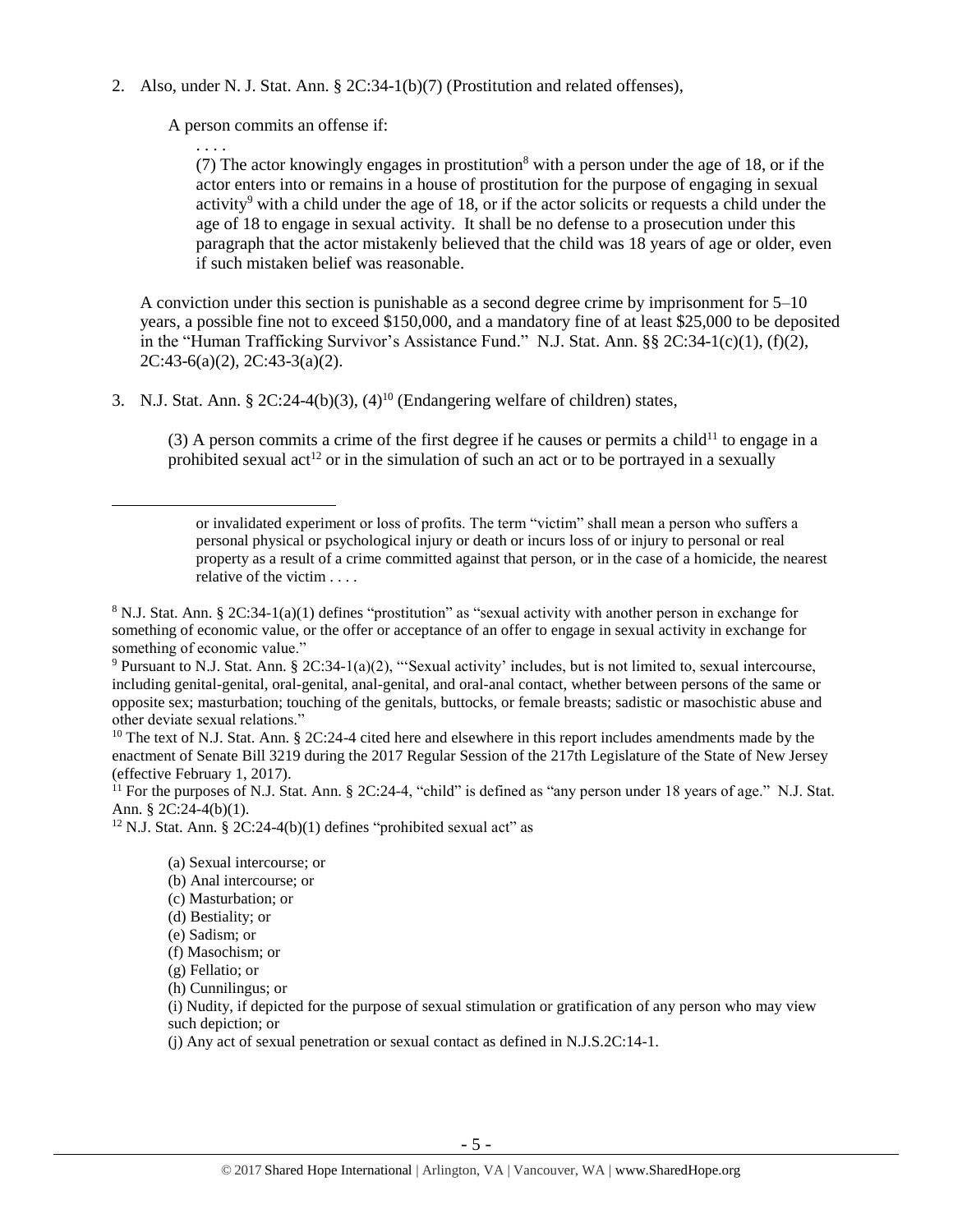2. Also, under N. J. Stat. Ann. § 2C:34-1(b)(7) (Prostitution and related offenses),

   A person commits an offense if:

   > . . . .
   >
   > (7) The actor knowingly engages in prostitution[8] with a person under the age of 18, or if the actor enters into or remains in a house of prostitution for the purpose of engaging in sexual activity[9] with a child under the age of 18, or if the actor solicits or requests a child under the age of 18 to engage in sexual activity. It shall be no defense to a prosecution under this paragraph that the actor mistakenly believed that the child was 18 years of age or older, even if such mistaken belief was reasonable.

   A conviction under this section is punishable as a second degree crime by imprisonment for 5–10 years, a possible fine not to exceed $150,000, and a mandatory fine of at least $25,000 to be deposited in the "Human Trafficking Survivor's Assistance Fund." N.J. Stat. Ann. §§ 2C:34-1(c)(1), (f)(2), 2C:43-6(a)(2), 2C:43-3(a)(2).

3. N.J. Stat. Ann. § 2C:24-4(b)(3), (4)[10] (Endangering welfare of children) states,

   > (3) A person commits a crime of the first degree if he causes or permits a child[11] to engage in a prohibited sexual act[12] or in the simulation of such an act or to be portrayed in a sexually

---

> or invalidated experiment or loss of profits. The term "victim" shall mean a person who suffers a personal physical or psychological injury or death or incurs loss of or injury to personal or real property as a result of a crime committed against that person, or in the case of a homicide, the nearest relative of the victim . . . .

[8] N.J. Stat. Ann. § 2C:34-1(a)(1) defines "prostitution" as "sexual activity with another person in exchange for something of economic value, or the offer or acceptance of an offer to engage in sexual activity in exchange for something of economic value."

[9] Pursuant to N.J. Stat. Ann. § 2C:34-1(a)(2), "'Sexual activity' includes, but is not limited to, sexual intercourse, including genital-genital, oral-genital, anal-genital, and oral-anal contact, whether between persons of the same or opposite sex; masturbation; touching of the genitals, buttocks, or female breasts; sadistic or masochistic abuse and other deviate sexual relations."

[10] The text of N.J. Stat. Ann. § 2C:24-4 cited here and elsewhere in this report includes amendments made by the enactment of Senate Bill 3219 during the 2017 Regular Session of the 217th Legislature of the State of New Jersey (effective February 1, 2017).

[11] For the purposes of N.J. Stat. Ann. § 2C:24-4, "child" is defined as "any person under 18 years of age." N.J. Stat. Ann. § 2C:24-4(b)(1).

[12] N.J. Stat. Ann. § 2C:24-4(b)(1) defines "prohibited sexual act" as

> (a) Sexual intercourse; or
> (b) Anal intercourse; or
> (c) Masturbation; or
> (d) Bestiality; or
> (e) Sadism; or
> (f) Masochism; or
> (g) Fellatio; or
> (h) Cunnilingus; or
> (i) Nudity, if depicted for the purpose of sexual stimulation or gratification of any person who may view such depiction; or
> (j) Any act of sexual penetration or sexual contact as defined in N.J.S.2C:14-1.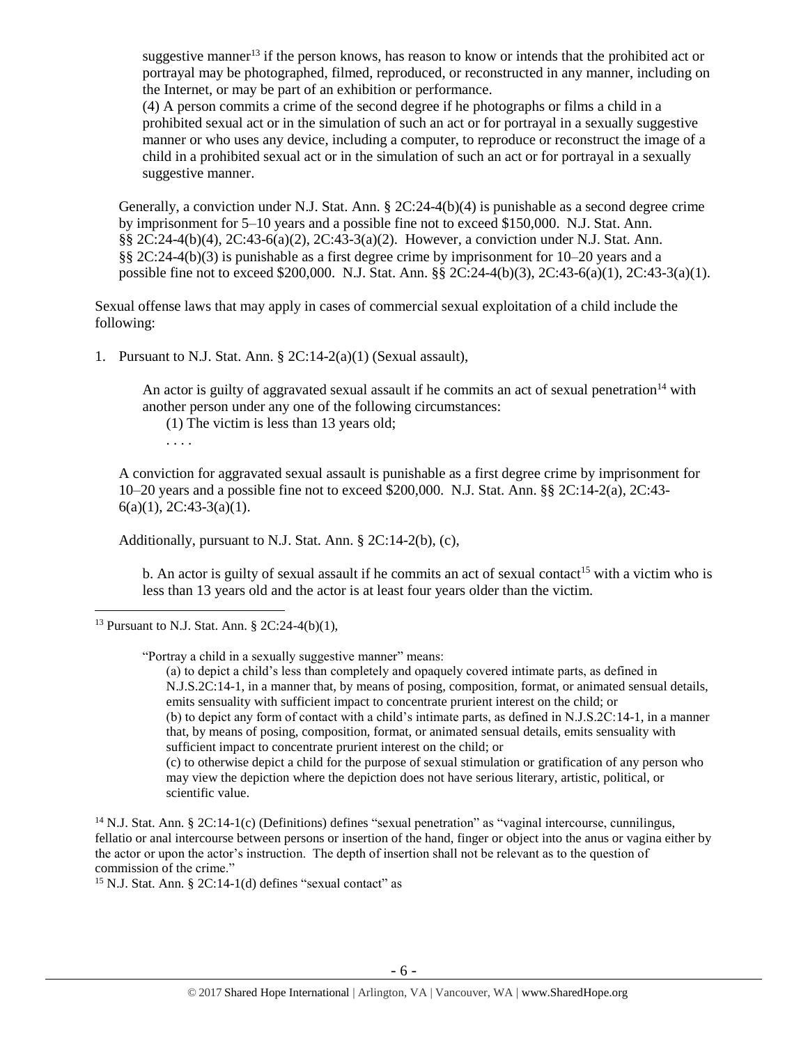suggestive manner[13] if the person knows, has reason to know or intends that the prohibited act or portrayal may be photographed, filmed, reproduced, or reconstructed in any manner, including on the Internet, or may be part of an exhibition or performance.

(4) A person commits a crime of the second degree if he photographs or films a child in a prohibited sexual act or in the simulation of such an act or for portrayal in a sexually suggestive manner or who uses any device, including a computer, to reproduce or reconstruct the image of a child in a prohibited sexual act or in the simulation of such an act or for portrayal in a sexually suggestive manner.

Generally, a conviction under N.J. Stat. Ann. § 2C:24-4(b)(4) is punishable as a second degree crime by imprisonment for 5–10 years and a possible fine not to exceed $150,000. N.J. Stat. Ann. §§ 2C:24-4(b)(4), 2C:43-6(a)(2), 2C:43-3(a)(2). However, a conviction under N.J. Stat. Ann. §§ 2C:24-4(b)(3) is punishable as a first degree crime by imprisonment for 10–20 years and a possible fine not to exceed $200,000. N.J. Stat. Ann. §§ 2C:24-4(b)(3), 2C:43-6(a)(1), 2C:43-3(a)(1).

Sexual offense laws that may apply in cases of commercial sexual exploitation of a child include the following:

1. Pursuant to N.J. Stat. Ann. § 2C:14-2(a)(1) (Sexual assault),

   An actor is guilty of aggravated sexual assault if he commits an act of sexual penetration[14] with another person under any one of the following circumstances:
   (1) The victim is less than 13 years old;
   . . . .

   A conviction for aggravated sexual assault is punishable as a first degree crime by imprisonment for 10–20 years and a possible fine not to exceed $200,000. N.J. Stat. Ann. §§ 2C:14-2(a), 2C:43-6(a)(1), 2C:43-3(a)(1).

   Additionally, pursuant to N.J. Stat. Ann. § 2C:14-2(b), (c),

   b. An actor is guilty of sexual assault if he commits an act of sexual contact[15] with a victim who is less than 13 years old and the actor is at least four years older than the victim.

---

[13] Pursuant to N.J. Stat. Ann. § 2C:24-4(b)(1),

"Portray a child in a sexually suggestive manner" means:
(a) to depict a child's less than completely and opaquely covered intimate parts, as defined in N.J.S.2C:14-1, in a manner that, by means of posing, composition, format, or animated sensual details, emits sensuality with sufficient impact to concentrate prurient interest on the child; or
(b) to depict any form of contact with a child's intimate parts, as defined in N.J.S.2C:14-1, in a manner that, by means of posing, composition, format, or animated sensual details, emits sensuality with sufficient impact to concentrate prurient interest on the child; or
(c) to otherwise depict a child for the purpose of sexual stimulation or gratification of any person who may view the depiction where the depiction does not have serious literary, artistic, political, or scientific value.

[14] N.J. Stat. Ann. § 2C:14-1(c) (Definitions) defines "sexual penetration" as "vaginal intercourse, cunnilingus, fellatio or anal intercourse between persons or insertion of the hand, finger or object into the anus or vagina either by the actor or upon the actor's instruction. The depth of insertion shall not be relevant as to the question of commission of the crime."

[15] N.J. Stat. Ann. § 2C:14-1(d) defines "sexual contact" as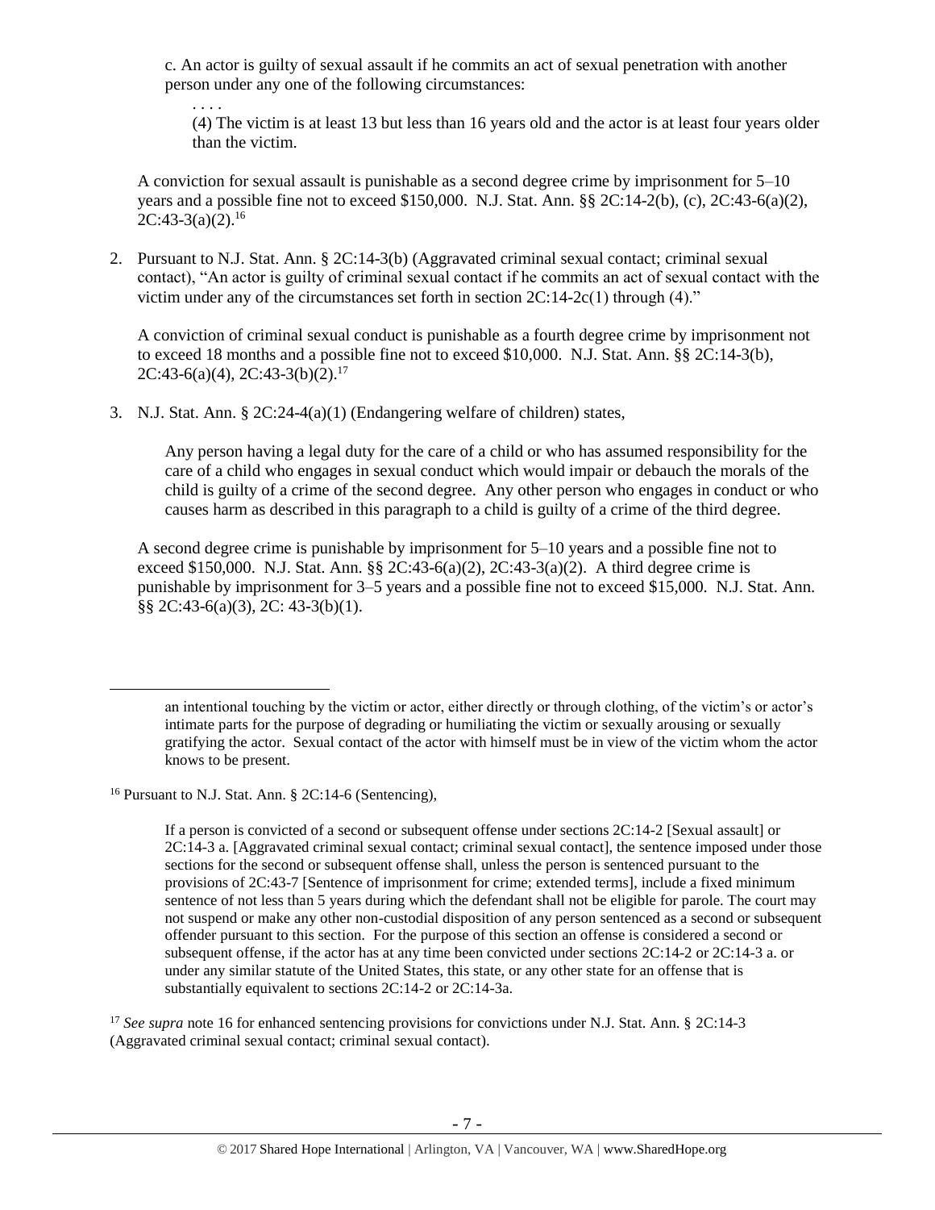c. An actor is guilty of sexual assault if he commits an act of sexual penetration with another person under any one of the following circumstances:

. . . .

(4) The victim is at least 13 but less than 16 years old and the actor is at least four years older than the victim.

A conviction for sexual assault is punishable as a second degree crime by imprisonment for 5–10 years and a possible fine not to exceed $150,000. N.J. Stat. Ann. §§ 2C:14-2(b), (c), 2C:43-6(a)(2), 2C:43-3(a)(2).[16]

2. Pursuant to N.J. Stat. Ann. § 2C:14-3(b) (Aggravated criminal sexual contact; criminal sexual contact), "An actor is guilty of criminal sexual contact if he commits an act of sexual contact with the victim under any of the circumstances set forth in section 2C:14-2c(1) through (4)."

   A conviction of criminal sexual conduct is punishable as a fourth degree crime by imprisonment not to exceed 18 months and a possible fine not to exceed $10,000. N.J. Stat. Ann. §§ 2C:14-3(b), 2C:43-6(a)(4), 2C:43-3(b)(2).[17]

3. N.J. Stat. Ann. § 2C:24-4(a)(1) (Endangering welfare of children) states,

   Any person having a legal duty for the care of a child or who has assumed responsibility for the care of a child who engages in sexual conduct which would impair or debauch the morals of the child is guilty of a crime of the second degree. Any other person who engages in conduct or who causes harm as described in this paragraph to a child is guilty of a crime of the third degree.

   A second degree crime is punishable by imprisonment for 5–10 years and a possible fine not to exceed $150,000. N.J. Stat. Ann. §§ 2C:43-6(a)(2), 2C:43-3(a)(2). A third degree crime is punishable by imprisonment for 3–5 years and a possible fine not to exceed $15,000. N.J. Stat. Ann. §§ 2C:43-6(a)(3), 2C: 43-3(b)(1).

---

an intentional touching by the victim or actor, either directly or through clothing, of the victim's or actor's intimate parts for the purpose of degrading or humiliating the victim or sexually arousing or sexually gratifying the actor. Sexual contact of the actor with himself must be in view of the victim whom the actor knows to be present.

[16] Pursuant to N.J. Stat. Ann. § 2C:14-6 (Sentencing),

> If a person is convicted of a second or subsequent offense under sections 2C:14-2 [Sexual assault] or 2C:14-3 a. [Aggravated criminal sexual contact; criminal sexual contact], the sentence imposed under those sections for the second or subsequent offense shall, unless the person is sentenced pursuant to the provisions of 2C:43-7 [Sentence of imprisonment for crime; extended terms], include a fixed minimum sentence of not less than 5 years during which the defendant shall not be eligible for parole. The court may not suspend or make any other non-custodial disposition of any person sentenced as a second or subsequent offender pursuant to this section. For the purpose of this section an offense is considered a second or subsequent offense, if the actor has at any time been convicted under sections 2C:14-2 or 2C:14-3 a. or under any similar statute of the United States, this state, or any other state for an offense that is substantially equivalent to sections 2C:14-2 or 2C:14-3a.

[17] *See supra* note 16 for enhanced sentencing provisions for convictions under N.J. Stat. Ann. § 2C:14-3 (Aggravated criminal sexual contact; criminal sexual contact).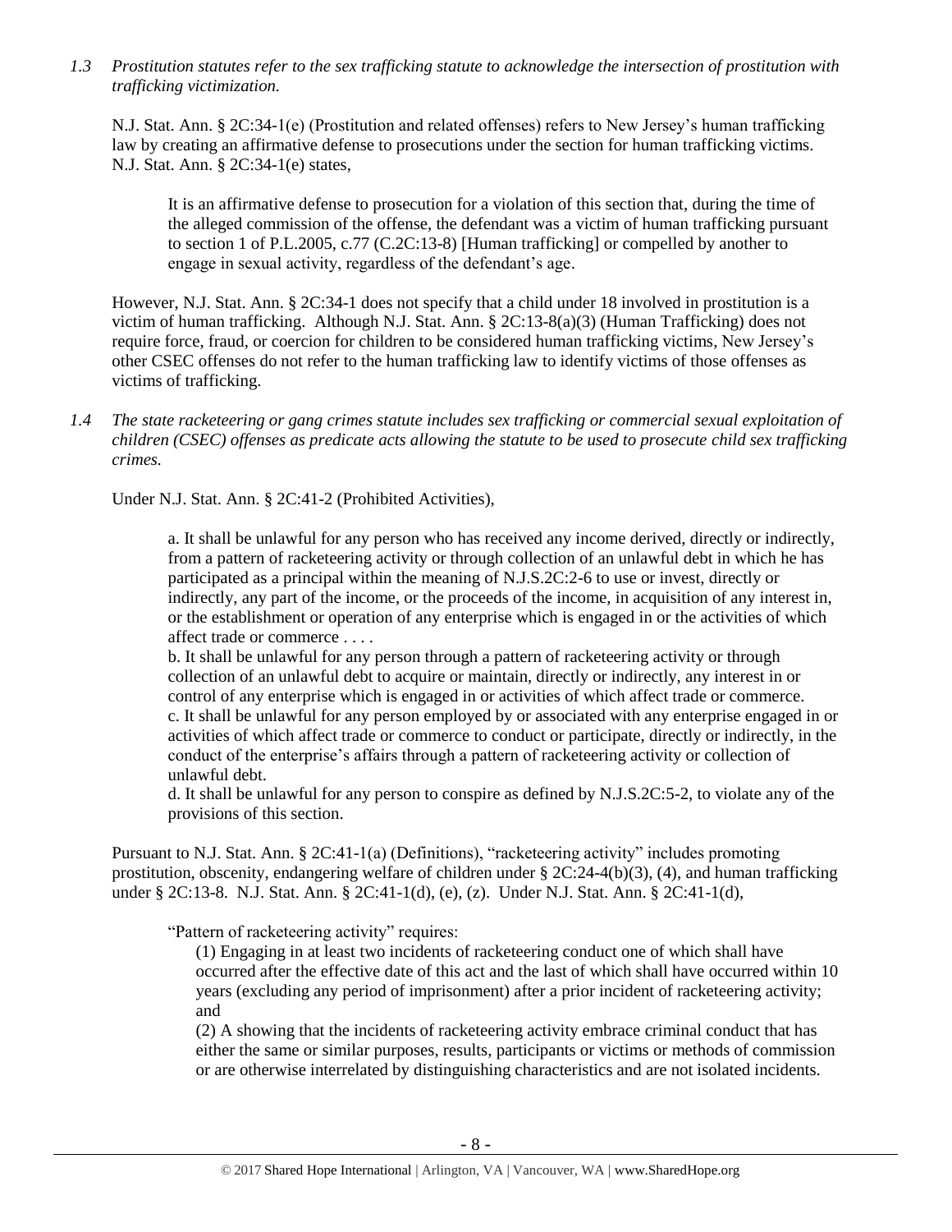*1.3 Prostitution statutes refer to the sex trafficking statute to acknowledge the intersection of prostitution with trafficking victimization.*

N.J. Stat. Ann. § 2C:34-1(e) (Prostitution and related offenses) refers to New Jersey's human trafficking law by creating an affirmative defense to prosecutions under the section for human trafficking victims. N.J. Stat. Ann. § 2C:34-1(e) states,

> It is an affirmative defense to prosecution for a violation of this section that, during the time of the alleged commission of the offense, the defendant was a victim of human trafficking pursuant to section 1 of P.L.2005, c.77 (C.2C:13-8) [Human trafficking] or compelled by another to engage in sexual activity, regardless of the defendant's age.

However, N.J. Stat. Ann. § 2C:34-1 does not specify that a child under 18 involved in prostitution is a victim of human trafficking. Although N.J. Stat. Ann. § 2C:13-8(a)(3) (Human Trafficking) does not require force, fraud, or coercion for children to be considered human trafficking victims, New Jersey's other CSEC offenses do not refer to the human trafficking law to identify victims of those offenses as victims of trafficking.

*1.4 The state racketeering or gang crimes statute includes sex trafficking or commercial sexual exploitation of children (CSEC) offenses as predicate acts allowing the statute to be used to prosecute child sex trafficking crimes.*

Under N.J. Stat. Ann. § 2C:41-2 (Prohibited Activities),

> a. It shall be unlawful for any person who has received any income derived, directly or indirectly, from a pattern of racketeering activity or through collection of an unlawful debt in which he has participated as a principal within the meaning of N.J.S.2C:2-6 to use or invest, directly or indirectly, any part of the income, or the proceeds of the income, in acquisition of any interest in, or the establishment or operation of any enterprise which is engaged in or the activities of which affect trade or commerce . . . .
>
> b. It shall be unlawful for any person through a pattern of racketeering activity or through collection of an unlawful debt to acquire or maintain, directly or indirectly, any interest in or control of any enterprise which is engaged in or activities of which affect trade or commerce.
>
> c. It shall be unlawful for any person employed by or associated with any enterprise engaged in or activities of which affect trade or commerce to conduct or participate, directly or indirectly, in the conduct of the enterprise's affairs through a pattern of racketeering activity or collection of unlawful debt.
>
> d. It shall be unlawful for any person to conspire as defined by N.J.S.2C:5-2, to violate any of the provisions of this section.

Pursuant to N.J. Stat. Ann. § 2C:41-1(a) (Definitions), "racketeering activity" includes promoting prostitution, obscenity, endangering welfare of children under § 2C:24-4(b)(3), (4), and human trafficking under § 2C:13-8. N.J. Stat. Ann. § 2C:41-1(d), (e), (z). Under N.J. Stat. Ann. § 2C:41-1(d),

> "Pattern of racketeering activity" requires:
>
> (1) Engaging in at least two incidents of racketeering conduct one of which shall have occurred after the effective date of this act and the last of which shall have occurred within 10 years (excluding any period of imprisonment) after a prior incident of racketeering activity; and
>
> (2) A showing that the incidents of racketeering activity embrace criminal conduct that has either the same or similar purposes, results, participants or victims or methods of commission or are otherwise interrelated by distinguishing characteristics and are not isolated incidents.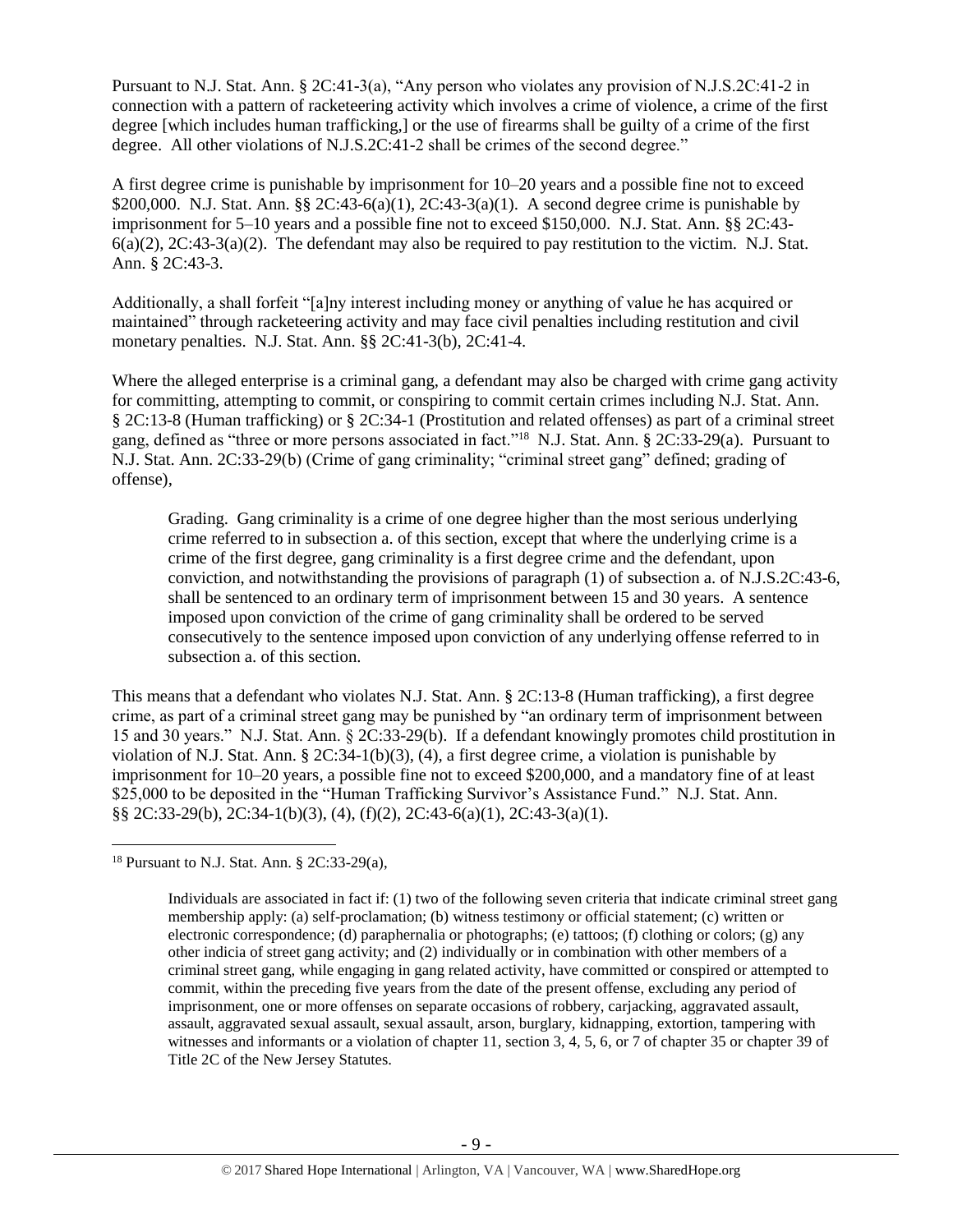Pursuant to N.J. Stat. Ann. § 2C:41-3(a), "Any person who violates any provision of N.J.S.2C:41-2 in connection with a pattern of racketeering activity which involves a crime of violence, a crime of the first degree [which includes human trafficking,] or the use of firearms shall be guilty of a crime of the first degree. All other violations of N.J.S.2C:41-2 shall be crimes of the second degree."

A first degree crime is punishable by imprisonment for 10–20 years and a possible fine not to exceed $200,000. N.J. Stat. Ann. §§ 2C:43-6(a)(1), 2C:43-3(a)(1). A second degree crime is punishable by imprisonment for 5–10 years and a possible fine not to exceed $150,000. N.J. Stat. Ann. §§ 2C:43-6(a)(2), 2C:43-3(a)(2). The defendant may also be required to pay restitution to the victim. N.J. Stat. Ann. § 2C:43-3.

Additionally, a shall forfeit "[a]ny interest including money or anything of value he has acquired or maintained" through racketeering activity and may face civil penalties including restitution and civil monetary penalties. N.J. Stat. Ann. §§ 2C:41-3(b), 2C:41-4.

Where the alleged enterprise is a criminal gang, a defendant may also be charged with crime gang activity for committing, attempting to commit, or conspiring to commit certain crimes including N.J. Stat. Ann. § 2C:13-8 (Human trafficking) or § 2C:34-1 (Prostitution and related offenses) as part of a criminal street gang, defined as "three or more persons associated in fact."[18] N.J. Stat. Ann. § 2C:33-29(a). Pursuant to N.J. Stat. Ann. 2C:33-29(b) (Crime of gang criminality; "criminal street gang" defined; grading of offense),

> Grading. Gang criminality is a crime of one degree higher than the most serious underlying crime referred to in subsection a. of this section, except that where the underlying crime is a crime of the first degree, gang criminality is a first degree crime and the defendant, upon conviction, and notwithstanding the provisions of paragraph (1) of subsection a. of N.J.S.2C:43-6, shall be sentenced to an ordinary term of imprisonment between 15 and 30 years. A sentence imposed upon conviction of the crime of gang criminality shall be ordered to be served consecutively to the sentence imposed upon conviction of any underlying offense referred to in subsection a. of this section.

This means that a defendant who violates N.J. Stat. Ann. § 2C:13-8 (Human trafficking), a first degree crime, as part of a criminal street gang may be punished by "an ordinary term of imprisonment between 15 and 30 years." N.J. Stat. Ann. § 2C:33-29(b). If a defendant knowingly promotes child prostitution in violation of N.J. Stat. Ann. § 2C:34-1(b)(3), (4), a first degree crime, a violation is punishable by imprisonment for 10–20 years, a possible fine not to exceed $200,000, and a mandatory fine of at least $25,000 to be deposited in the "Human Trafficking Survivor's Assistance Fund." N.J. Stat. Ann. §§ 2C:33-29(b), 2C:34-1(b)(3), (4), (f)(2), 2C:43-6(a)(1), 2C:43-3(a)(1).

---

[18] Pursuant to N.J. Stat. Ann. § 2C:33-29(a),

> Individuals are associated in fact if: (1) two of the following seven criteria that indicate criminal street gang membership apply: (a) self-proclamation; (b) witness testimony or official statement; (c) written or electronic correspondence; (d) paraphernalia or photographs; (e) tattoos; (f) clothing or colors; (g) any other indicia of street gang activity; and (2) individually or in combination with other members of a criminal street gang, while engaging in gang related activity, have committed or conspired or attempted to commit, within the preceding five years from the date of the present offense, excluding any period of imprisonment, one or more offenses on separate occasions of robbery, carjacking, aggravated assault, assault, aggravated sexual assault, sexual assault, arson, burglary, kidnapping, extortion, tampering with witnesses and informants or a violation of chapter 11, section 3, 4, 5, 6, or 7 of chapter 35 or chapter 39 of Title 2C of the New Jersey Statutes.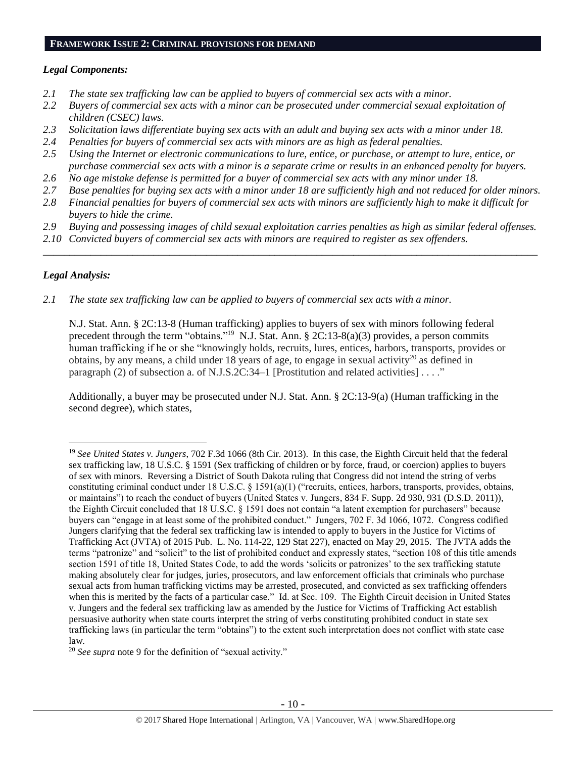## FRAMEWORK ISSUE 2: CRIMINAL PROVISIONS FOR DEMAND

### *Legal Components:*

*2.1 The state sex trafficking law can be applied to buyers of commercial sex acts with a minor.*
*2.2 Buyers of commercial sex acts with a minor can be prosecuted under commercial sexual exploitation of children (CSEC) laws.*
*2.3 Solicitation laws differentiate buying sex acts with an adult and buying sex acts with a minor under 18.*
*2.4 Penalties for buyers of commercial sex acts with minors are as high as federal penalties.*
*2.5 Using the Internet or electronic communications to lure, entice, or purchase, or attempt to lure, entice, or purchase commercial sex acts with a minor is a separate crime or results in an enhanced penalty for buyers.*
*2.6 No age mistake defense is permitted for a buyer of commercial sex acts with any minor under 18.*
*2.7 Base penalties for buying sex acts with a minor under 18 are sufficiently high and not reduced for older minors.*
*2.8 Financial penalties for buyers of commercial sex acts with minors are sufficiently high to make it difficult for buyers to hide the crime.*
*2.9 Buying and possessing images of child sexual exploitation carries penalties as high as similar federal offenses.*
*2.10 Convicted buyers of commercial sex acts with minors are required to register as sex offenders.*

---

### *Legal Analysis:*

*2.1 The state sex trafficking law can be applied to buyers of commercial sex acts with a minor.*

N.J. Stat. Ann. § 2C:13-8 (Human trafficking) applies to buyers of sex with minors following federal precedent through the term "obtains."[19] N.J. Stat. Ann. § 2C:13-8(a)(3) provides, a person commits human trafficking if he or she "knowingly holds, recruits, lures, entices, harbors, transports, provides or obtains, by any means, a child under 18 years of age, to engage in sexual activity[20] as defined in paragraph (2) of subsection a. of N.J.S.2C:34–1 [Prostitution and related activities] . . . ."

Additionally, a buyer may be prosecuted under N.J. Stat. Ann. § 2C:13-9(a) (Human trafficking in the second degree), which states,

---

[19] *See United States v. Jungers*, 702 F.3d 1066 (8th Cir. 2013). In this case, the Eighth Circuit held that the federal sex trafficking law, 18 U.S.C. § 1591 (Sex trafficking of children or by force, fraud, or coercion) applies to buyers of sex with minors. Reversing a District of South Dakota ruling that Congress did not intend the string of verbs constituting criminal conduct under 18 U.S.C. § 1591(a)(1) ("recruits, entices, harbors, transports, provides, obtains, or maintains") to reach the conduct of buyers (United States v. Jungers, 834 F. Supp. 2d 930, 931 (D.S.D. 2011)), the Eighth Circuit concluded that 18 U.S.C. § 1591 does not contain "a latent exemption for purchasers" because buyers can "engage in at least some of the prohibited conduct." Jungers, 702 F. 3d 1066, 1072. Congress codified Jungers clarifying that the federal sex trafficking law is intended to apply to buyers in the Justice for Victims of Trafficking Act (JVTA) of 2015 Pub. L. No. 114-22, 129 Stat 227), enacted on May 29, 2015. The JVTA adds the terms "patronize" and "solicit" to the list of prohibited conduct and expressly states, "section 108 of this title amends section 1591 of title 18, United States Code, to add the words 'solicits or patronizes' to the sex trafficking statute making absolutely clear for judges, juries, prosecutors, and law enforcement officials that criminals who purchase sexual acts from human trafficking victims may be arrested, prosecuted, and convicted as sex trafficking offenders when this is merited by the facts of a particular case." Id. at Sec. 109. The Eighth Circuit decision in United States v. Jungers and the federal sex trafficking law as amended by the Justice for Victims of Trafficking Act establish persuasive authority when state courts interpret the string of verbs constituting prohibited conduct in state sex trafficking laws (in particular the term "obtains") to the extent such interpretation does not conflict with state case law.

[20] *See supra* note 9 for the definition of "sexual activity."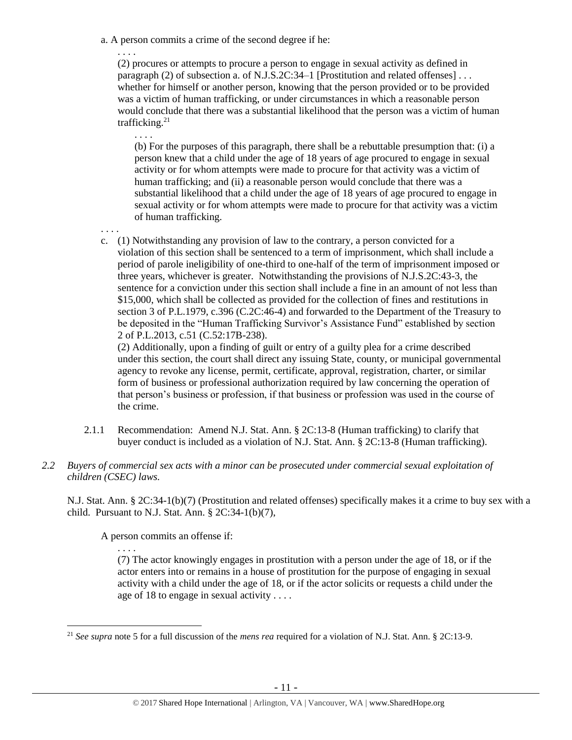a. A person commits a crime of the second degree if he:

. . . .

(2) procures or attempts to procure a person to engage in sexual activity as defined in paragraph (2) of subsection a. of N.J.S.2C:34–1 [Prostitution and related offenses] . . . whether for himself or another person, knowing that the person provided or to be provided was a victim of human trafficking, or under circumstances in which a reasonable person would conclude that there was a substantial likelihood that the person was a victim of human trafficking.[21]

. . . .

(b) For the purposes of this paragraph, there shall be a rebuttable presumption that: (i) a person knew that a child under the age of 18 years of age procured to engage in sexual activity or for whom attempts were made to procure for that activity was a victim of human trafficking; and (ii) a reasonable person would conclude that there was a substantial likelihood that a child under the age of 18 years of age procured to engage in sexual activity or for whom attempts were made to procure for that activity was a victim of human trafficking.

. . . .

c. (1) Notwithstanding any provision of law to the contrary, a person convicted for a violation of this section shall be sentenced to a term of imprisonment, which shall include a period of parole ineligibility of one-third to one-half of the term of imprisonment imposed or three years, whichever is greater. Notwithstanding the provisions of N.J.S.2C:43-3, the sentence for a conviction under this section shall include a fine in an amount of not less than $15,000, which shall be collected as provided for the collection of fines and restitutions in section 3 of P.L.1979, c.396 (C.2C:46-4) and forwarded to the Department of the Treasury to be deposited in the "Human Trafficking Survivor's Assistance Fund" established by section 2 of P.L.2013, c.51 (C.52:17B-238).

(2) Additionally, upon a finding of guilt or entry of a guilty plea for a crime described under this section, the court shall direct any issuing State, county, or municipal governmental agency to revoke any license, permit, certificate, approval, registration, charter, or similar form of business or professional authorization required by law concerning the operation of that person's business or profession, if that business or profession was used in the course of the crime.

2.1.1 Recommendation: Amend N.J. Stat. Ann. § 2C:13-8 (Human trafficking) to clarify that buyer conduct is included as a violation of N.J. Stat. Ann. § 2C:13-8 (Human trafficking).

*2.2 Buyers of commercial sex acts with a minor can be prosecuted under commercial sexual exploitation of children (CSEC) laws.*

N.J. Stat. Ann. § 2C:34-1(b)(7) (Prostitution and related offenses) specifically makes it a crime to buy sex with a child. Pursuant to N.J. Stat. Ann. § 2C:34-1(b)(7),

A person commits an offense if:

. . . .

(7) The actor knowingly engages in prostitution with a person under the age of 18, or if the actor enters into or remains in a house of prostitution for the purpose of engaging in sexual activity with a child under the age of 18, or if the actor solicits or requests a child under the age of 18 to engage in sexual activity . . . .

[21] *See supra* note 5 for a full discussion of the *mens rea* required for a violation of N.J. Stat. Ann. § 2C:13-9.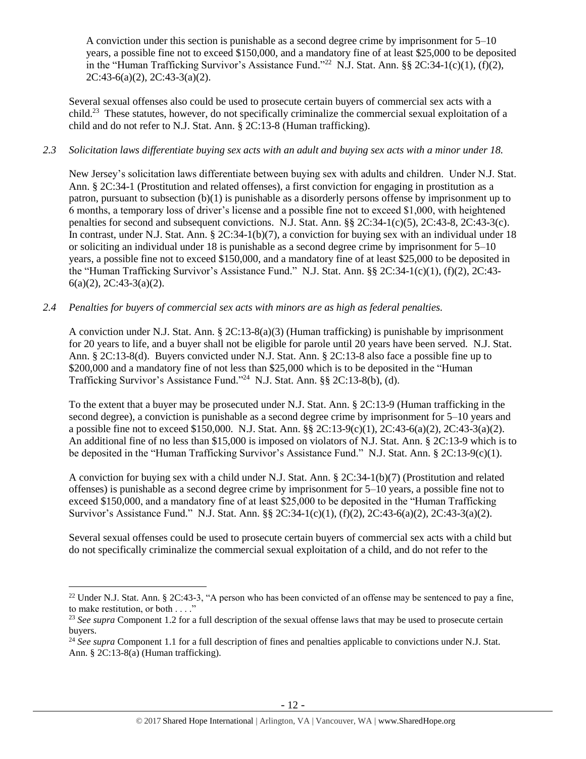A conviction under this section is punishable as a second degree crime by imprisonment for 5–10 years, a possible fine not to exceed $150,000, and a mandatory fine of at least $25,000 to be deposited in the "Human Trafficking Survivor's Assistance Fund."[22] N.J. Stat. Ann. §§ 2C:34-1(c)(1), (f)(2), 2C:43-6(a)(2), 2C:43-3(a)(2).

Several sexual offenses also could be used to prosecute certain buyers of commercial sex acts with a child.[23] These statutes, however, do not specifically criminalize the commercial sexual exploitation of a child and do not refer to N.J. Stat. Ann. § 2C:13-8 (Human trafficking).

*2.3 Solicitation laws differentiate buying sex acts with an adult and buying sex acts with a minor under 18.*

New Jersey's solicitation laws differentiate between buying sex with adults and children. Under N.J. Stat. Ann. § 2C:34-1 (Prostitution and related offenses), a first conviction for engaging in prostitution as a patron, pursuant to subsection (b)(1) is punishable as a disorderly persons offense by imprisonment up to 6 months, a temporary loss of driver's license and a possible fine not to exceed $1,000, with heightened penalties for second and subsequent convictions. N.J. Stat. Ann. §§ 2C:34-1(c)(5), 2C:43-8, 2C:43-3(c). In contrast, under N.J. Stat. Ann. § 2C:34-1(b)(7), a conviction for buying sex with an individual under 18 or soliciting an individual under 18 is punishable as a second degree crime by imprisonment for 5–10 years, a possible fine not to exceed $150,000, and a mandatory fine of at least $25,000 to be deposited in the "Human Trafficking Survivor's Assistance Fund." N.J. Stat. Ann. §§ 2C:34-1(c)(1), (f)(2), 2C:43-6(a)(2), 2C:43-3(a)(2).

*2.4 Penalties for buyers of commercial sex acts with minors are as high as federal penalties.*

A conviction under N.J. Stat. Ann. § 2C:13-8(a)(3) (Human trafficking) is punishable by imprisonment for 20 years to life, and a buyer shall not be eligible for parole until 20 years have been served. N.J. Stat. Ann. § 2C:13-8(d). Buyers convicted under N.J. Stat. Ann. § 2C:13-8 also face a possible fine up to $200,000 and a mandatory fine of not less than $25,000 which is to be deposited in the "Human Trafficking Survivor's Assistance Fund."[24] N.J. Stat. Ann. §§ 2C:13-8(b), (d).

To the extent that a buyer may be prosecuted under N.J. Stat. Ann. § 2C:13-9 (Human trafficking in the second degree), a conviction is punishable as a second degree crime by imprisonment for 5–10 years and a possible fine not to exceed $150,000. N.J. Stat. Ann. §§ 2C:13-9(c)(1), 2C:43-6(a)(2), 2C:43-3(a)(2). An additional fine of no less than $15,000 is imposed on violators of N.J. Stat. Ann. § 2C:13-9 which is to be deposited in the "Human Trafficking Survivor's Assistance Fund." N.J. Stat. Ann. § 2C:13-9(c)(1).

A conviction for buying sex with a child under N.J. Stat. Ann. § 2C:34-1(b)(7) (Prostitution and related offenses) is punishable as a second degree crime by imprisonment for 5–10 years, a possible fine not to exceed $150,000, and a mandatory fine of at least $25,000 to be deposited in the "Human Trafficking Survivor's Assistance Fund." N.J. Stat. Ann. §§ 2C:34-1(c)(1), (f)(2), 2C:43-6(a)(2), 2C:43-3(a)(2).

Several sexual offenses could be used to prosecute certain buyers of commercial sex acts with a child but do not specifically criminalize the commercial sexual exploitation of a child, and do not refer to the

[22] Under N.J. Stat. Ann. § 2C:43-3, "A person who has been convicted of an offense may be sentenced to pay a fine, to make restitution, or both . . . ."

[23] *See supra* Component 1.2 for a full description of the sexual offense laws that may be used to prosecute certain buyers.

[24] *See supra* Component 1.1 for a full description of fines and penalties applicable to convictions under N.J. Stat. Ann. § 2C:13-8(a) (Human trafficking).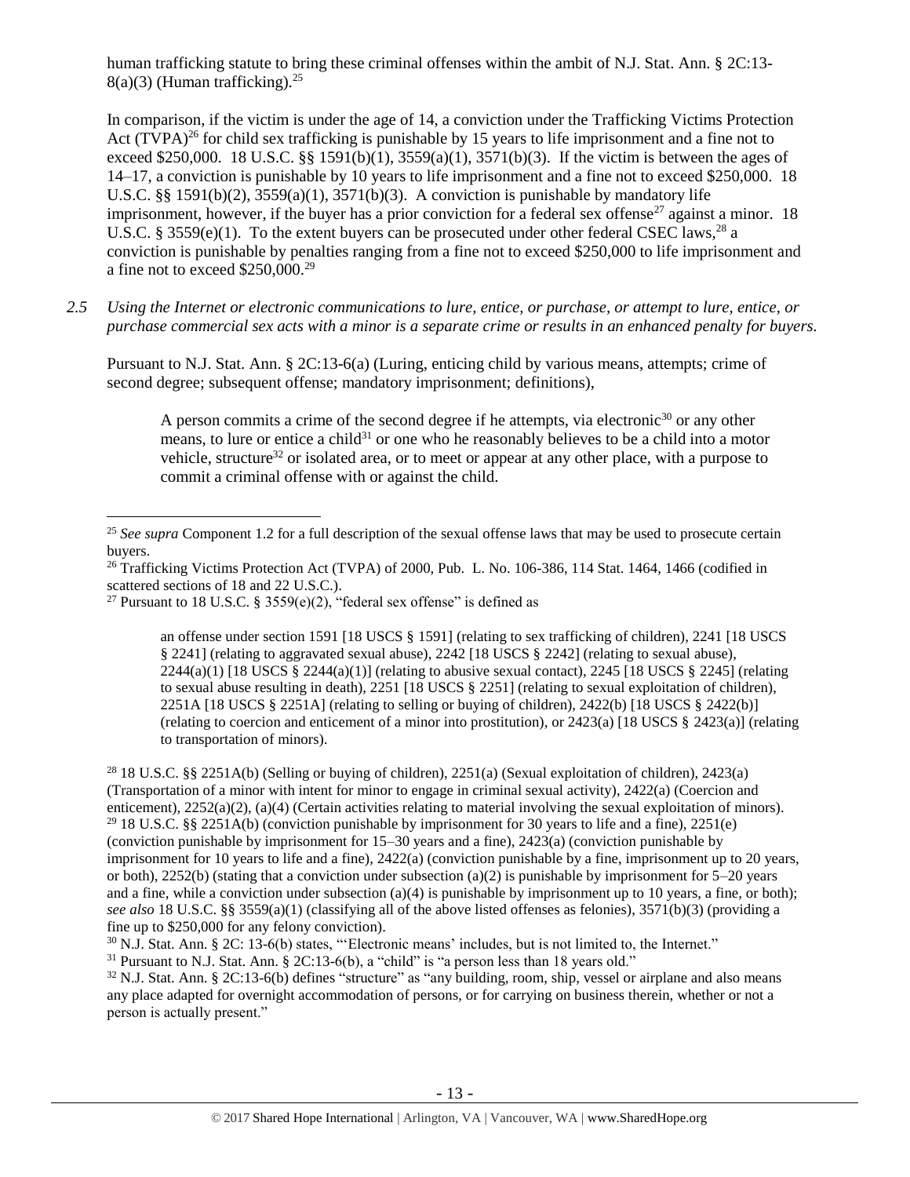human trafficking statute to bring these criminal offenses within the ambit of N.J. Stat. Ann. § 2C:13-8(a)(3) (Human trafficking).[25]

In comparison, if the victim is under the age of 14, a conviction under the Trafficking Victims Protection Act (TVPA)[26] for child sex trafficking is punishable by 15 years to life imprisonment and a fine not to exceed $250,000. 18 U.S.C. §§ 1591(b)(1), 3559(a)(1), 3571(b)(3). If the victim is between the ages of 14–17, a conviction is punishable by 10 years to life imprisonment and a fine not to exceed $250,000. 18 U.S.C. §§ 1591(b)(2), 3559(a)(1), 3571(b)(3). A conviction is punishable by mandatory life imprisonment, however, if the buyer has a prior conviction for a federal sex offense[27] against a minor. 18 U.S.C. § 3559(e)(1). To the extent buyers can be prosecuted under other federal CSEC laws,[28] a conviction is punishable by penalties ranging from a fine not to exceed $250,000 to life imprisonment and a fine not to exceed $250,000.[29]

*2.5 Using the Internet or electronic communications to lure, entice, or purchase, or attempt to lure, entice, or purchase commercial sex acts with a minor is a separate crime or results in an enhanced penalty for buyers.*

Pursuant to N.J. Stat. Ann. § 2C:13-6(a) (Luring, enticing child by various means, attempts; crime of second degree; subsequent offense; mandatory imprisonment; definitions),

> A person commits a crime of the second degree if he attempts, via electronic[30] or any other means, to lure or entice a child[31] or one who he reasonably believes to be a child into a motor vehicle, structure[32] or isolated area, or to meet or appear at any other place, with a purpose to commit a criminal offense with or against the child.

---

[25] *See supra* Component 1.2 for a full description of the sexual offense laws that may be used to prosecute certain buyers.

[26] Trafficking Victims Protection Act (TVPA) of 2000, Pub. L. No. 106-386, 114 Stat. 1464, 1466 (codified in scattered sections of 18 and 22 U.S.C.).

[27] Pursuant to 18 U.S.C. § 3559(e)(2), "federal sex offense" is defined as

> an offense under section 1591 [18 USCS § 1591] (relating to sex trafficking of children), 2241 [18 USCS § 2241] (relating to aggravated sexual abuse), 2242 [18 USCS § 2242] (relating to sexual abuse), 2244(a)(1) [18 USCS § 2244(a)(1)] (relating to abusive sexual contact), 2245 [18 USCS § 2245] (relating to sexual abuse resulting in death), 2251 [18 USCS § 2251] (relating to sexual exploitation of children), 2251A [18 USCS § 2251A] (relating to selling or buying of children), 2422(b) [18 USCS § 2422(b)] (relating to coercion and enticement of a minor into prostitution), or 2423(a) [18 USCS § 2423(a)] (relating to transportation of minors).

[28] 18 U.S.C. §§ 2251A(b) (Selling or buying of children), 2251(a) (Sexual exploitation of children), 2423(a) (Transportation of a minor with intent for minor to engage in criminal sexual activity), 2422(a) (Coercion and enticement), 2252(a)(2), (a)(4) (Certain activities relating to material involving the sexual exploitation of minors).

[29] 18 U.S.C. §§ 2251A(b) (conviction punishable by imprisonment for 30 years to life and a fine), 2251(e) (conviction punishable by imprisonment for 15–30 years and a fine), 2423(a) (conviction punishable by imprisonment for 10 years to life and a fine), 2422(a) (conviction punishable by a fine, imprisonment up to 20 years, or both), 2252(b) (stating that a conviction under subsection (a)(2) is punishable by imprisonment for 5–20 years and a fine, while a conviction under subsection (a)(4) is punishable by imprisonment up to 10 years, a fine, or both); *see also* 18 U.S.C. §§ 3559(a)(1) (classifying all of the above listed offenses as felonies), 3571(b)(3) (providing a fine up to $250,000 for any felony conviction).

[30] N.J. Stat. Ann. § 2C: 13-6(b) states, "'Electronic means' includes, but is not limited to, the Internet."

[31] Pursuant to N.J. Stat. Ann. § 2C:13-6(b), a "child" is "a person less than 18 years old."

[32] N.J. Stat. Ann. § 2C:13-6(b) defines "structure" as "any building, room, ship, vessel or airplane and also means any place adapted for overnight accommodation of persons, or for carrying on business therein, whether or not a person is actually present."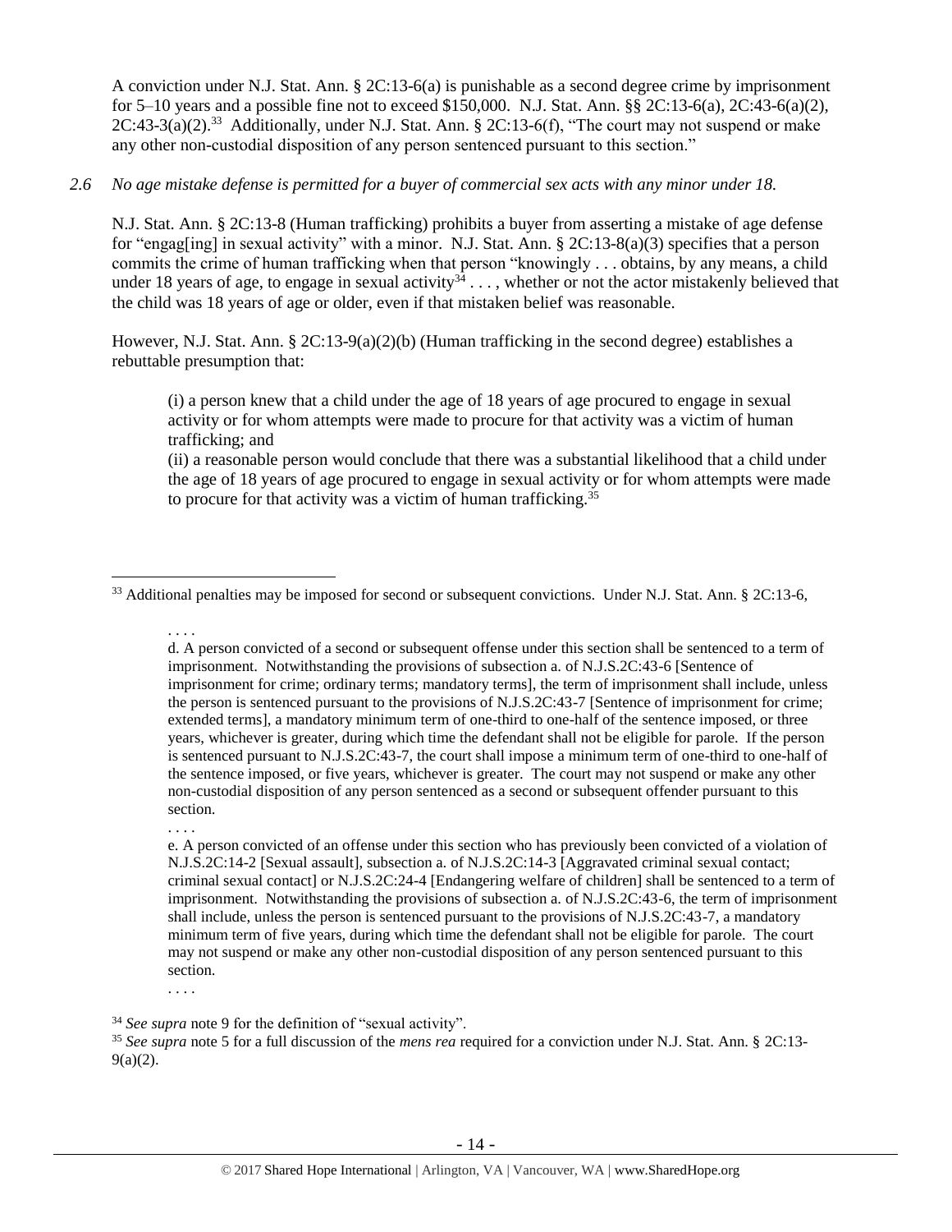A conviction under N.J. Stat. Ann. § 2C:13-6(a) is punishable as a second degree crime by imprisonment for 5–10 years and a possible fine not to exceed $150,000. N.J. Stat. Ann. §§ 2C:13-6(a), 2C:43-6(a)(2), 2C:43-3(a)(2).[33] Additionally, under N.J. Stat. Ann. § 2C:13-6(f), "The court may not suspend or make any other non-custodial disposition of any person sentenced pursuant to this section."

*2.6 No age mistake defense is permitted for a buyer of commercial sex acts with any minor under 18.*

N.J. Stat. Ann. § 2C:13-8 (Human trafficking) prohibits a buyer from asserting a mistake of age defense for "engag[ing] in sexual activity" with a minor. N.J. Stat. Ann. § 2C:13-8(a)(3) specifies that a person commits the crime of human trafficking when that person "knowingly . . . obtains, by any means, a child under 18 years of age, to engage in sexual activity[34] . . . , whether or not the actor mistakenly believed that the child was 18 years of age or older, even if that mistaken belief was reasonable.

However, N.J. Stat. Ann. § 2C:13-9(a)(2)(b) (Human trafficking in the second degree) establishes a rebuttable presumption that:

> (i) a person knew that a child under the age of 18 years of age procured to engage in sexual activity or for whom attempts were made to procure for that activity was a victim of human trafficking; and
> (ii) a reasonable person would conclude that there was a substantial likelihood that a child under the age of 18 years of age procured to engage in sexual activity or for whom attempts were made to procure for that activity was a victim of human trafficking.[35]

---

[33] Additional penalties may be imposed for second or subsequent convictions. Under N.J. Stat. Ann. § 2C:13-6,

> . . . .
> d. A person convicted of a second or subsequent offense under this section shall be sentenced to a term of imprisonment. Notwithstanding the provisions of subsection a. of N.J.S.2C:43-6 [Sentence of imprisonment for crime; ordinary terms; mandatory terms], the term of imprisonment shall include, unless the person is sentenced pursuant to the provisions of N.J.S.2C:43-7 [Sentence of imprisonment for crime; extended terms], a mandatory minimum term of one-third to one-half of the sentence imposed, or three years, whichever is greater, during which time the defendant shall not be eligible for parole. If the person is sentenced pursuant to N.J.S.2C:43-7, the court shall impose a minimum term of one-third to one-half of the sentence imposed, or five years, whichever is greater. The court may not suspend or make any other non-custodial disposition of any person sentenced as a second or subsequent offender pursuant to this section.
> . . . .
> e. A person convicted of an offense under this section who has previously been convicted of a violation of N.J.S.2C:14-2 [Sexual assault], subsection a. of N.J.S.2C:14-3 [Aggravated criminal sexual contact; criminal sexual contact] or N.J.S.2C:24-4 [Endangering welfare of children] shall be sentenced to a term of imprisonment. Notwithstanding the provisions of subsection a. of N.J.S.2C:43-6, the term of imprisonment shall include, unless the person is sentenced pursuant to the provisions of N.J.S.2C:43-7, a mandatory minimum term of five years, during which time the defendant shall not be eligible for parole. The court may not suspend or make any other non-custodial disposition of any person sentenced pursuant to this section.
> . . . .

[34] *See supra* note 9 for the definition of "sexual activity".

[35] *See supra* note 5 for a full discussion of the *mens rea* required for a conviction under N.J. Stat. Ann. § 2C:13-9(a)(2).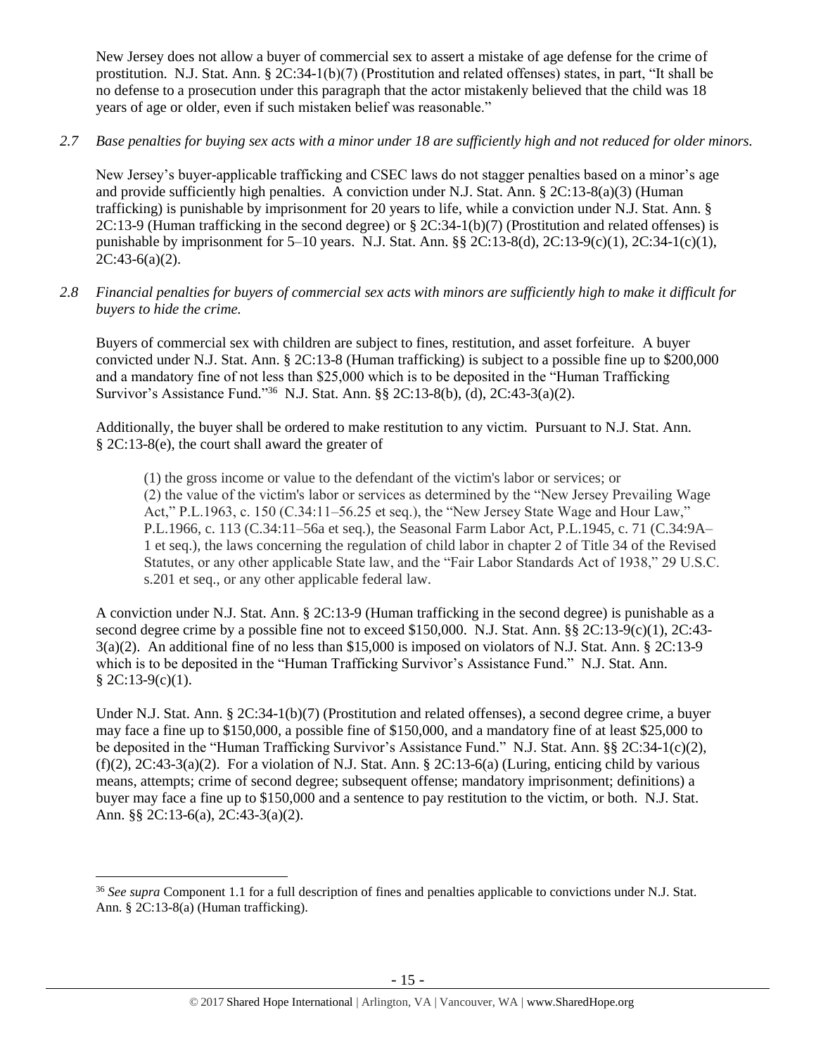New Jersey does not allow a buyer of commercial sex to assert a mistake of age defense for the crime of prostitution. N.J. Stat. Ann. § 2C:34-1(b)(7) (Prostitution and related offenses) states, in part, "It shall be no defense to a prosecution under this paragraph that the actor mistakenly believed that the child was 18 years of age or older, even if such mistaken belief was reasonable."

*2.7 Base penalties for buying sex acts with a minor under 18 are sufficiently high and not reduced for older minors.*

New Jersey's buyer-applicable trafficking and CSEC laws do not stagger penalties based on a minor's age and provide sufficiently high penalties. A conviction under N.J. Stat. Ann. § 2C:13-8(a)(3) (Human trafficking) is punishable by imprisonment for 20 years to life, while a conviction under N.J. Stat. Ann. § 2C:13-9 (Human trafficking in the second degree) or § 2C:34-1(b)(7) (Prostitution and related offenses) is punishable by imprisonment for 5–10 years. N.J. Stat. Ann. §§ 2C:13-8(d), 2C:13-9(c)(1), 2C:34-1(c)(1), 2C:43-6(a)(2).

*2.8 Financial penalties for buyers of commercial sex acts with minors are sufficiently high to make it difficult for buyers to hide the crime.*

Buyers of commercial sex with children are subject to fines, restitution, and asset forfeiture. A buyer convicted under N.J. Stat. Ann. § 2C:13-8 (Human trafficking) is subject to a possible fine up to $200,000 and a mandatory fine of not less than $25,000 which is to be deposited in the "Human Trafficking Survivor's Assistance Fund."[36] N.J. Stat. Ann. §§ 2C:13-8(b), (d), 2C:43-3(a)(2).

Additionally, the buyer shall be ordered to make restitution to any victim. Pursuant to N.J. Stat. Ann. § 2C:13-8(e), the court shall award the greater of

> (1) the gross income or value to the defendant of the victim's labor or services; or
> (2) the value of the victim's labor or services as determined by the "New Jersey Prevailing Wage Act," P.L.1963, c. 150 (C.34:11–56.25 et seq.), the "New Jersey State Wage and Hour Law," P.L.1966, c. 113 (C.34:11–56a et seq.), the Seasonal Farm Labor Act, P.L.1945, c. 71 (C.34:9A–1 et seq.), the laws concerning the regulation of child labor in chapter 2 of Title 34 of the Revised Statutes, or any other applicable State law, and the "Fair Labor Standards Act of 1938," 29 U.S.C. s.201 et seq., or any other applicable federal law.

A conviction under N.J. Stat. Ann. § 2C:13-9 (Human trafficking in the second degree) is punishable as a second degree crime by a possible fine not to exceed $150,000. N.J. Stat. Ann. §§ 2C:13-9(c)(1), 2C:43-3(a)(2). An additional fine of no less than $15,000 is imposed on violators of N.J. Stat. Ann. § 2C:13-9 which is to be deposited in the "Human Trafficking Survivor's Assistance Fund." N.J. Stat. Ann. § 2C:13-9(c)(1).

Under N.J. Stat. Ann. § 2C:34-1(b)(7) (Prostitution and related offenses), a second degree crime, a buyer may face a fine up to $150,000, a possible fine of $150,000, and a mandatory fine of at least $25,000 to be deposited in the "Human Trafficking Survivor's Assistance Fund." N.J. Stat. Ann. §§ 2C:34-1(c)(2), (f)(2), 2C:43-3(a)(2). For a violation of N.J. Stat. Ann. § 2C:13-6(a) (Luring, enticing child by various means, attempts; crime of second degree; subsequent offense; mandatory imprisonment; definitions) a buyer may face a fine up to $150,000 and a sentence to pay restitution to the victim, or both. N.J. Stat. Ann. §§ 2C:13-6(a), 2C:43-3(a)(2).

---

[36] *See supra* Component 1.1 for a full description of fines and penalties applicable to convictions under N.J. Stat. Ann. § 2C:13-8(a) (Human trafficking).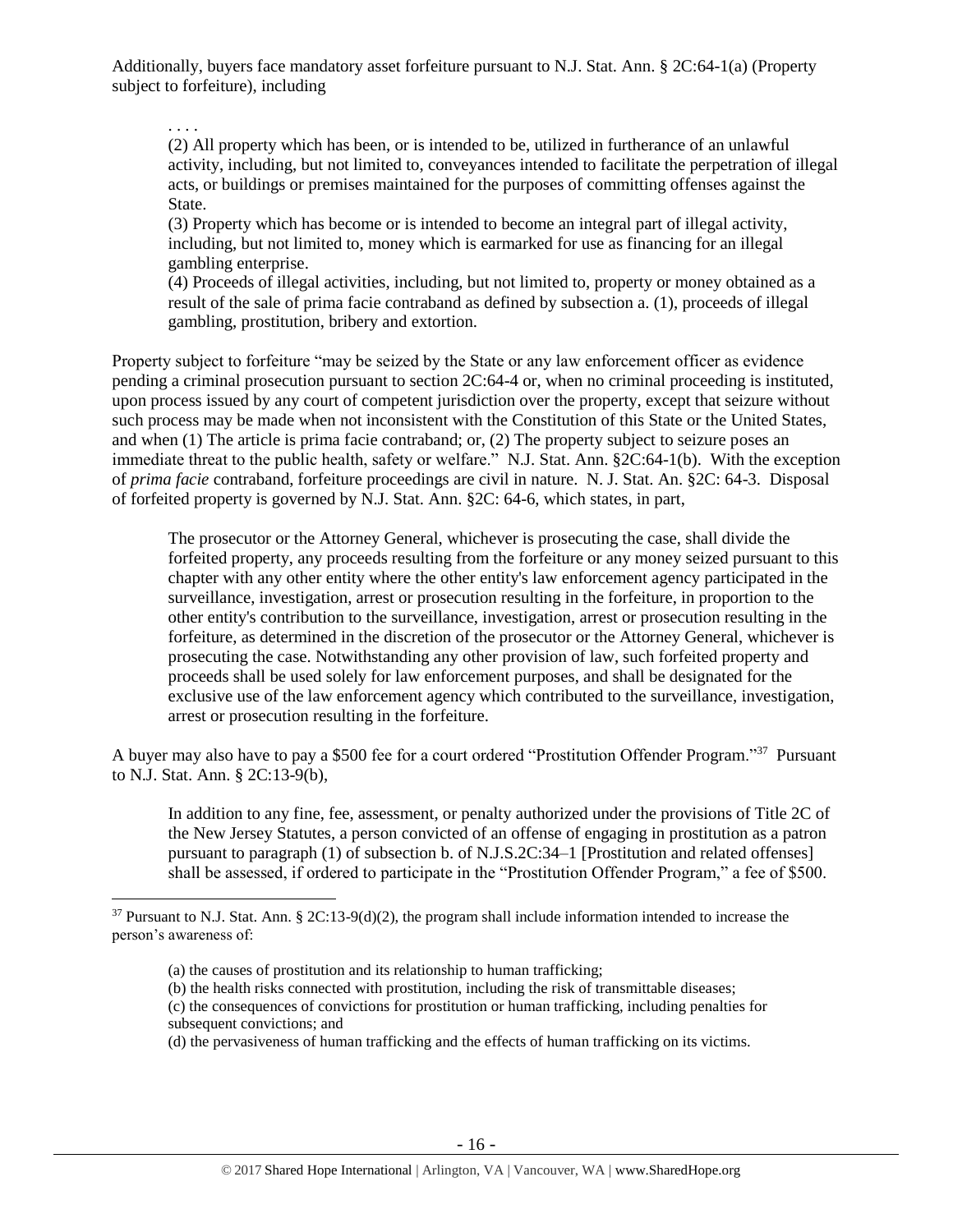Additionally, buyers face mandatory asset forfeiture pursuant to N.J. Stat. Ann. § 2C:64-1(a) (Property subject to forfeiture), including

> . . . .
> (2) All property which has been, or is intended to be, utilized in furtherance of an unlawful activity, including, but not limited to, conveyances intended to facilitate the perpetration of illegal acts, or buildings or premises maintained for the purposes of committing offenses against the State.
> (3) Property which has become or is intended to become an integral part of illegal activity, including, but not limited to, money which is earmarked for use as financing for an illegal gambling enterprise.
> (4) Proceeds of illegal activities, including, but not limited to, property or money obtained as a result of the sale of prima facie contraband as defined by subsection a. (1), proceeds of illegal gambling, prostitution, bribery and extortion.

Property subject to forfeiture "may be seized by the State or any law enforcement officer as evidence pending a criminal prosecution pursuant to section 2C:64-4 or, when no criminal proceeding is instituted, upon process issued by any court of competent jurisdiction over the property, except that seizure without such process may be made when not inconsistent with the Constitution of this State or the United States, and when (1) The article is prima facie contraband; or, (2) The property subject to seizure poses an immediate threat to the public health, safety or welfare." N.J. Stat. Ann. §2C:64-1(b). With the exception of *prima facie* contraband, forfeiture proceedings are civil in nature. N. J. Stat. An. §2C: 64-3. Disposal of forfeited property is governed by N.J. Stat. Ann. §2C: 64-6, which states, in part,

> The prosecutor or the Attorney General, whichever is prosecuting the case, shall divide the forfeited property, any proceeds resulting from the forfeiture or any money seized pursuant to this chapter with any other entity where the other entity's law enforcement agency participated in the surveillance, investigation, arrest or prosecution resulting in the forfeiture, in proportion to the other entity's contribution to the surveillance, investigation, arrest or prosecution resulting in the forfeiture, as determined in the discretion of the prosecutor or the Attorney General, whichever is prosecuting the case. Notwithstanding any other provision of law, such forfeited property and proceeds shall be used solely for law enforcement purposes, and shall be designated for the exclusive use of the law enforcement agency which contributed to the surveillance, investigation, arrest or prosecution resulting in the forfeiture.

A buyer may also have to pay a $500 fee for a court ordered "Prostitution Offender Program."[37] Pursuant to N.J. Stat. Ann. § 2C:13-9(b),

> In addition to any fine, fee, assessment, or penalty authorized under the provisions of Title 2C of the New Jersey Statutes, a person convicted of an offense of engaging in prostitution as a patron pursuant to paragraph (1) of subsection b. of N.J.S.2C:34–1 [Prostitution and related offenses] shall be assessed, if ordered to participate in the "Prostitution Offender Program," a fee of $500.

---

[37] Pursuant to N.J. Stat. Ann. § 2C:13-9(d)(2), the program shall include information intended to increase the person's awareness of:

> (a) the causes of prostitution and its relationship to human trafficking;
> (b) the health risks connected with prostitution, including the risk of transmittable diseases;
> (c) the consequences of convictions for prostitution or human trafficking, including penalties for subsequent convictions; and
> (d) the pervasiveness of human trafficking and the effects of human trafficking on its victims.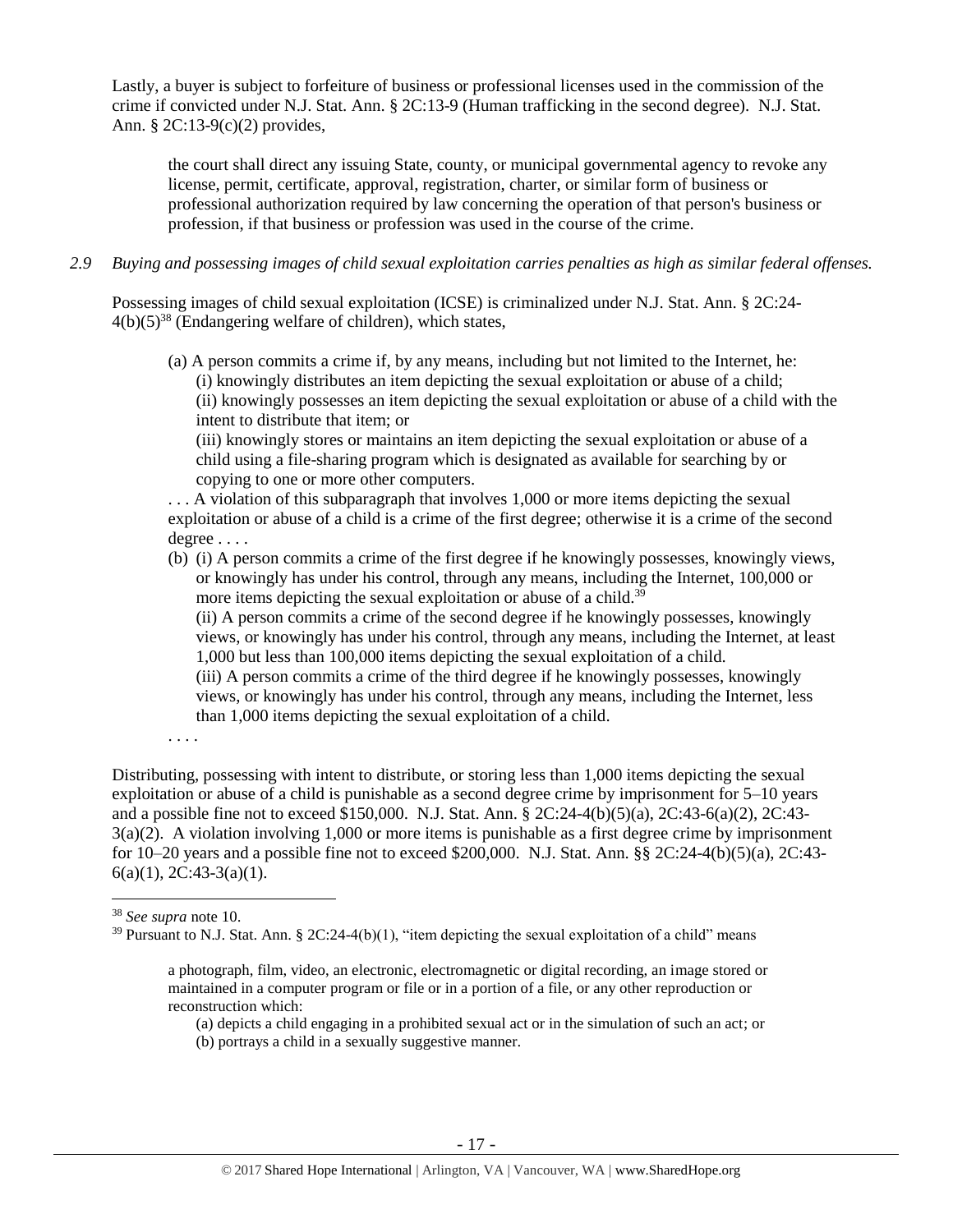Lastly, a buyer is subject to forfeiture of business or professional licenses used in the commission of the crime if convicted under N.J. Stat. Ann. § 2C:13-9 (Human trafficking in the second degree). N.J. Stat. Ann. § 2C:13-9(c)(2) provides,

> the court shall direct any issuing State, county, or municipal governmental agency to revoke any license, permit, certificate, approval, registration, charter, or similar form of business or professional authorization required by law concerning the operation of that person's business or profession, if that business or profession was used in the course of the crime.

*2.9 Buying and possessing images of child sexual exploitation carries penalties as high as similar federal offenses.*

Possessing images of child sexual exploitation (ICSE) is criminalized under N.J. Stat. Ann. § 2C:24-4(b)(5)[38] (Endangering welfare of children), which states,

> (a) A person commits a crime if, by any means, including but not limited to the Internet, he:
> (i) knowingly distributes an item depicting the sexual exploitation or abuse of a child;
> (ii) knowingly possesses an item depicting the sexual exploitation or abuse of a child with the intent to distribute that item; or
> (iii) knowingly stores or maintains an item depicting the sexual exploitation or abuse of a child using a file-sharing program which is designated as available for searching by or copying to one or more other computers.
>
> . . . A violation of this subparagraph that involves 1,000 or more items depicting the sexual exploitation or abuse of a child is a crime of the first degree; otherwise it is a crime of the second degree . . . .
>
> (b) (i) A person commits a crime of the first degree if he knowingly possesses, knowingly views, or knowingly has under his control, through any means, including the Internet, 100,000 or more items depicting the sexual exploitation or abuse of a child.[39]
> (ii) A person commits a crime of the second degree if he knowingly possesses, knowingly views, or knowingly has under his control, through any means, including the Internet, at least 1,000 but less than 100,000 items depicting the sexual exploitation of a child.
> (iii) A person commits a crime of the third degree if he knowingly possesses, knowingly views, or knowingly has under his control, through any means, including the Internet, less than 1,000 items depicting the sexual exploitation of a child.
>
> . . . .

Distributing, possessing with intent to distribute, or storing less than 1,000 items depicting the sexual exploitation or abuse of a child is punishable as a second degree crime by imprisonment for 5–10 years and a possible fine not to exceed $150,000. N.J. Stat. Ann. § 2C:24-4(b)(5)(a), 2C:43-6(a)(2), 2C:43-3(a)(2). A violation involving 1,000 or more items is punishable as a first degree crime by imprisonment for 10–20 years and a possible fine not to exceed $200,000. N.J. Stat. Ann. §§ 2C:24-4(b)(5)(a), 2C:43-6(a)(1), 2C:43-3(a)(1).

---

[38] *See supra* note 10.

[39] Pursuant to N.J. Stat. Ann. § 2C:24-4(b)(1), "item depicting the sexual exploitation of a child" means

> a photograph, film, video, an electronic, electromagnetic or digital recording, an image stored or maintained in a computer program or file or in a portion of a file, or any other reproduction or reconstruction which:
> (a) depicts a child engaging in a prohibited sexual act or in the simulation of such an act; or
> (b) portrays a child in a sexually suggestive manner.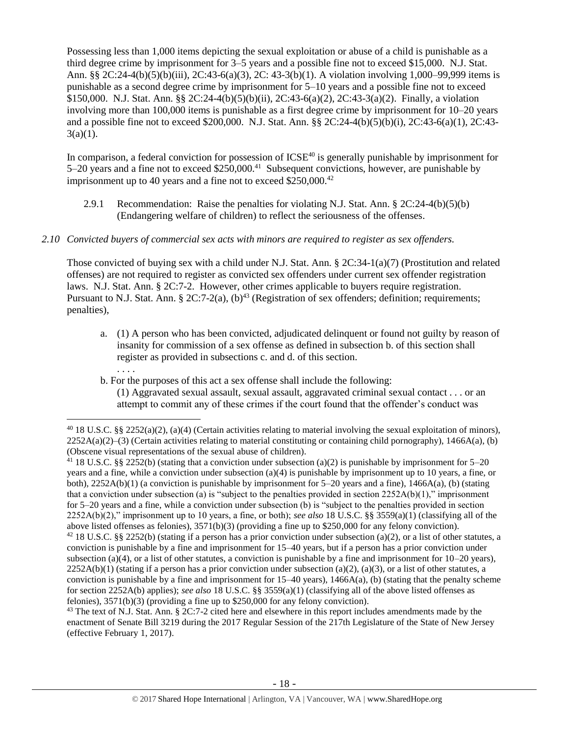Possessing less than 1,000 items depicting the sexual exploitation or abuse of a child is punishable as a third degree crime by imprisonment for 3–5 years and a possible fine not to exceed \$15,000. N.J. Stat. Ann. §§ 2C:24-4(b)(5)(b)(iii), 2C:43-6(a)(3), 2C: 43-3(b)(1). A violation involving 1,000–99,999 items is punishable as a second degree crime by imprisonment for 5–10 years and a possible fine not to exceed \$150,000. N.J. Stat. Ann. §§ 2C:24-4(b)(5)(b)(ii), 2C:43-6(a)(2), 2C:43-3(a)(2). Finally, a violation involving more than 100,000 items is punishable as a first degree crime by imprisonment for 10–20 years and a possible fine not to exceed \$200,000. N.J. Stat. Ann. §§ 2C:24-4(b)(5)(b)(i), 2C:43-6(a)(1), 2C:43-3(a)(1).

In comparison, a federal conviction for possession of ICSE[40] is generally punishable by imprisonment for 5–20 years and a fine not to exceed \$250,000.[41] Subsequent convictions, however, are punishable by imprisonment up to 40 years and a fine not to exceed \$250,000.[42]

2.9.1 Recommendation: Raise the penalties for violating N.J. Stat. Ann. § 2C:24-4(b)(5)(b) (Endangering welfare of children) to reflect the seriousness of the offenses.

*2.10 Convicted buyers of commercial sex acts with minors are required to register as sex offenders.*

Those convicted of buying sex with a child under N.J. Stat. Ann. § 2C:34-1(a)(7) (Prostitution and related offenses) are not required to register as convicted sex offenders under current sex offender registration laws. N.J. Stat. Ann. § 2C:7-2. However, other crimes applicable to buyers require registration. Pursuant to N.J. Stat. Ann. § 2C:7-2(a), (b)[43] (Registration of sex offenders; definition; requirements; penalties),

> a. (1) A person who has been convicted, adjudicated delinquent or found not guilty by reason of insanity for commission of a sex offense as defined in subsection b. of this section shall register as provided in subsections c. and d. of this section.
>
> . . . .
>
> b. For the purposes of this act a sex offense shall include the following:
>
> (1) Aggravated sexual assault, sexual assault, aggravated criminal sexual contact . . . or an attempt to commit any of these crimes if the court found that the offender's conduct was

---

[40] 18 U.S.C. §§ 2252(a)(2), (a)(4) (Certain activities relating to material involving the sexual exploitation of minors), 2252A(a)(2)–(3) (Certain activities relating to material constituting or containing child pornography), 1466A(a), (b) (Obscene visual representations of the sexual abuse of children).

[41] 18 U.S.C. §§ 2252(b) (stating that a conviction under subsection (a)(2) is punishable by imprisonment for 5–20 years and a fine, while a conviction under subsection (a)(4) is punishable by imprisonment up to 10 years, a fine, or both), 2252A(b)(1) (a conviction is punishable by imprisonment for 5–20 years and a fine), 1466A(a), (b) (stating that a conviction under subsection (a) is "subject to the penalties provided in section 2252A(b)(1)," imprisonment for 5–20 years and a fine, while a conviction under subsection (b) is "subject to the penalties provided in section 2252A(b)(2)," imprisonment up to 10 years, a fine, or both); *see also* 18 U.S.C. §§ 3559(a)(1) (classifying all of the above listed offenses as felonies), 3571(b)(3) (providing a fine up to \$250,000 for any felony conviction).

[42] 18 U.S.C. §§ 2252(b) (stating if a person has a prior conviction under subsection (a)(2), or a list of other statutes, a conviction is punishable by a fine and imprisonment for 15–40 years, but if a person has a prior conviction under subsection (a)(4), or a list of other statutes, a conviction is punishable by a fine and imprisonment for 10–20 years), 2252A(b)(1) (stating if a person has a prior conviction under subsection (a)(2), (a)(3), or a list of other statutes, a conviction is punishable by a fine and imprisonment for 15–40 years), 1466A(a), (b) (stating that the penalty scheme for section 2252A(b) applies); *see also* 18 U.S.C. §§ 3559(a)(1) (classifying all of the above listed offenses as felonies), 3571(b)(3) (providing a fine up to \$250,000 for any felony conviction).

[43] The text of N.J. Stat. Ann. § 2C:7-2 cited here and elsewhere in this report includes amendments made by the enactment of Senate Bill 3219 during the 2017 Regular Session of the 217th Legislature of the State of New Jersey (effective February 1, 2017).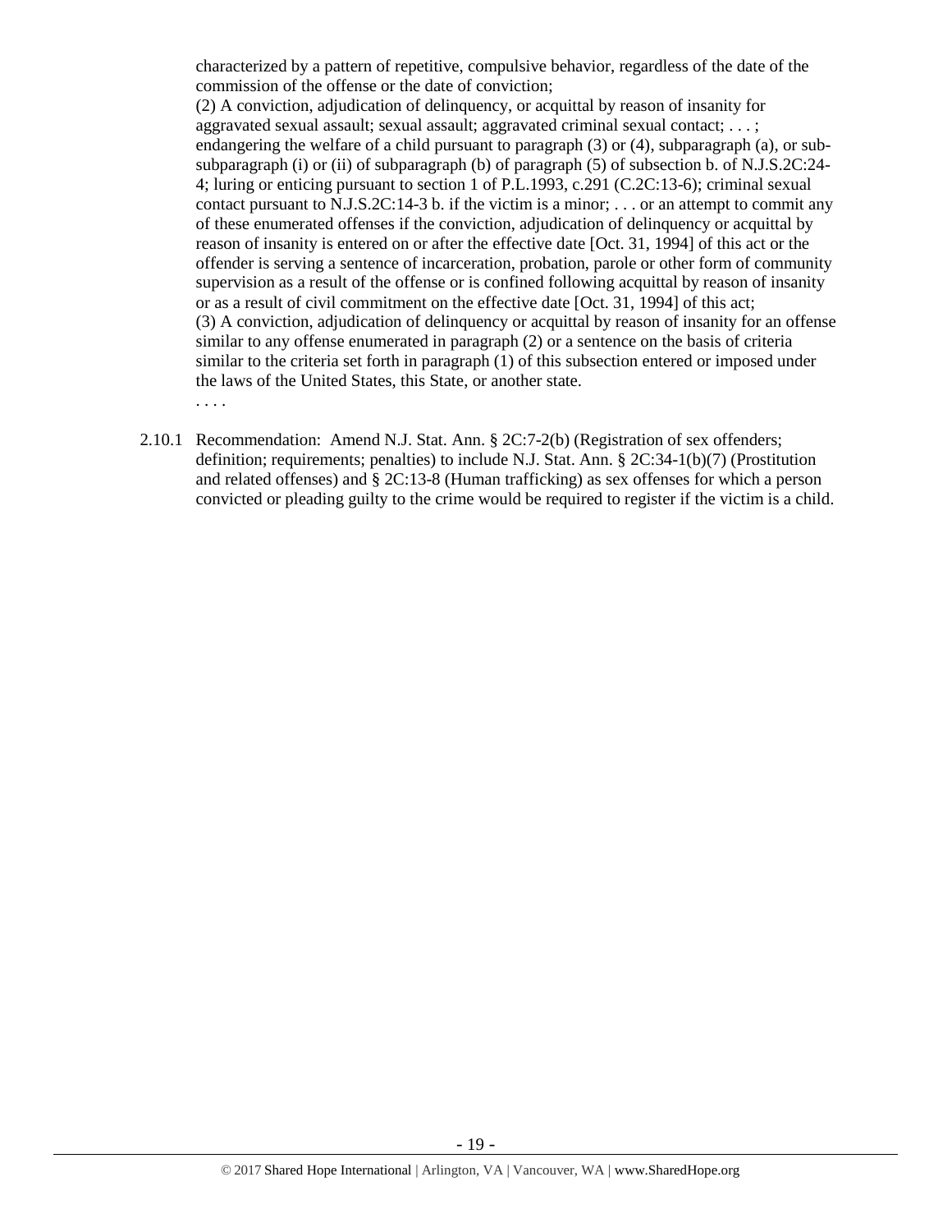characterized by a pattern of repetitive, compulsive behavior, regardless of the date of the commission of the offense or the date of conviction;

(2) A conviction, adjudication of delinquency, or acquittal by reason of insanity for aggravated sexual assault; sexual assault; aggravated criminal sexual contact; . . . ; endangering the welfare of a child pursuant to paragraph (3) or (4), subparagraph (a), or sub-subparagraph (i) or (ii) of subparagraph (b) of paragraph (5) of subsection b. of N.J.S.2C:24-4; luring or enticing pursuant to section 1 of P.L.1993, c.291 (C.2C:13-6); criminal sexual contact pursuant to N.J.S.2C:14-3 b. if the victim is a minor; . . . or an attempt to commit any of these enumerated offenses if the conviction, adjudication of delinquency or acquittal by reason of insanity is entered on or after the effective date [Oct. 31, 1994] of this act or the offender is serving a sentence of incarceration, probation, parole or other form of community supervision as a result of the offense or is confined following acquittal by reason of insanity or as a result of civil commitment on the effective date [Oct. 31, 1994] of this act;

(3) A conviction, adjudication of delinquency or acquittal by reason of insanity for an offense similar to any offense enumerated in paragraph (2) or a sentence on the basis of criteria similar to the criteria set forth in paragraph (1) of this subsection entered or imposed under the laws of the United States, this State, or another state.

. . . .

2.10.1 Recommendation: Amend N.J. Stat. Ann. § 2C:7-2(b) (Registration of sex offenders; definition; requirements; penalties) to include N.J. Stat. Ann. § 2C:34-1(b)(7) (Prostitution and related offenses) and § 2C:13-8 (Human trafficking) as sex offenses for which a person convicted or pleading guilty to the crime would be required to register if the victim is a child.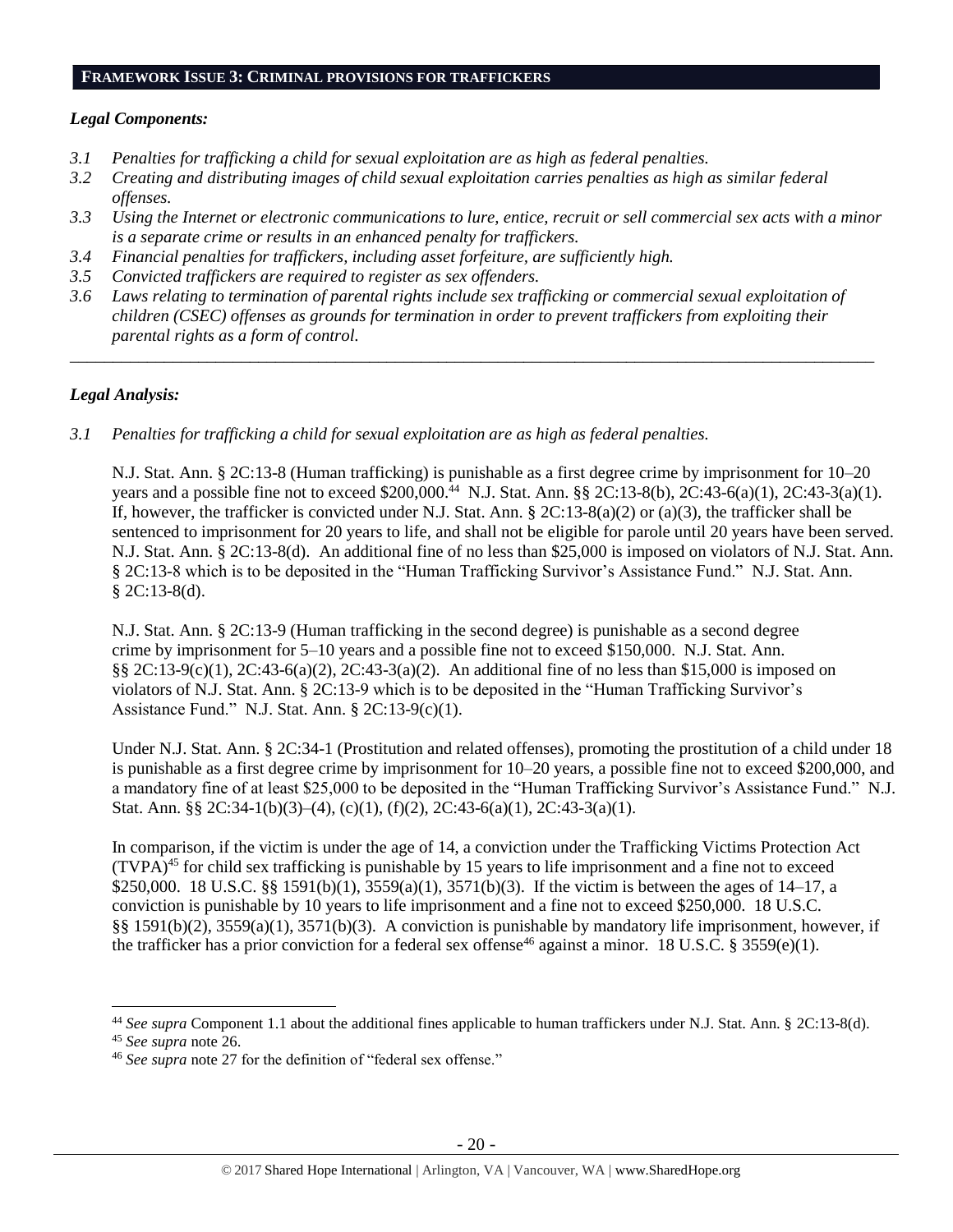## FRAMEWORK ISSUE 3: CRIMINAL PROVISIONS FOR TRAFFICKERS

### *Legal Components:*

*3.1 Penalties for trafficking a child for sexual exploitation are as high as federal penalties.*

*3.2 Creating and distributing images of child sexual exploitation carries penalties as high as similar federal offenses.*

*3.3 Using the Internet or electronic communications to lure, entice, recruit or sell commercial sex acts with a minor is a separate crime or results in an enhanced penalty for traffickers.*

*3.4 Financial penalties for traffickers, including asset forfeiture, are sufficiently high.*

*3.5 Convicted traffickers are required to register as sex offenders.*

*3.6 Laws relating to termination of parental rights include sex trafficking or commercial sexual exploitation of children (CSEC) offenses as grounds for termination in order to prevent traffickers from exploiting their parental rights as a form of control.*

---

### *Legal Analysis:*

*3.1 Penalties for trafficking a child for sexual exploitation are as high as federal penalties.*

N.J. Stat. Ann. § 2C:13-8 (Human trafficking) is punishable as a first degree crime by imprisonment for 10–20 years and a possible fine not to exceed $200,000.[44] N.J. Stat. Ann. §§ 2C:13-8(b), 2C:43-6(a)(1), 2C:43-3(a)(1). If, however, the trafficker is convicted under N.J. Stat. Ann. § 2C:13-8(a)(2) or (a)(3), the trafficker shall be sentenced to imprisonment for 20 years to life, and shall not be eligible for parole until 20 years have been served. N.J. Stat. Ann. § 2C:13-8(d). An additional fine of no less than $25,000 is imposed on violators of N.J. Stat. Ann. § 2C:13-8 which is to be deposited in the "Human Trafficking Survivor's Assistance Fund." N.J. Stat. Ann. § 2C:13-8(d).

N.J. Stat. Ann. § 2C:13-9 (Human trafficking in the second degree) is punishable as a second degree crime by imprisonment for 5–10 years and a possible fine not to exceed $150,000. N.J. Stat. Ann. §§ 2C:13-9(c)(1), 2C:43-6(a)(2), 2C:43-3(a)(2). An additional fine of no less than $15,000 is imposed on violators of N.J. Stat. Ann. § 2C:13-9 which is to be deposited in the "Human Trafficking Survivor's Assistance Fund." N.J. Stat. Ann. § 2C:13-9(c)(1).

Under N.J. Stat. Ann. § 2C:34-1 (Prostitution and related offenses), promoting the prostitution of a child under 18 is punishable as a first degree crime by imprisonment for 10–20 years, a possible fine not to exceed $200,000, and a mandatory fine of at least $25,000 to be deposited in the "Human Trafficking Survivor's Assistance Fund." N.J. Stat. Ann. §§ 2C:34-1(b)(3)–(4), (c)(1), (f)(2), 2C:43-6(a)(1), 2C:43-3(a)(1).

In comparison, if the victim is under the age of 14, a conviction under the Trafficking Victims Protection Act (TVPA)[45] for child sex trafficking is punishable by 15 years to life imprisonment and a fine not to exceed $250,000. 18 U.S.C. §§ 1591(b)(1), 3559(a)(1), 3571(b)(3). If the victim is between the ages of 14–17, a conviction is punishable by 10 years to life imprisonment and a fine not to exceed $250,000. 18 U.S.C. §§ 1591(b)(2), 3559(a)(1), 3571(b)(3). A conviction is punishable by mandatory life imprisonment, however, if the trafficker has a prior conviction for a federal sex offense[46] against a minor. 18 U.S.C. § 3559(e)(1).

---

[44] *See supra* Component 1.1 about the additional fines applicable to human traffickers under N.J. Stat. Ann. § 2C:13-8(d).

[45] *See supra* note 26.

[46] *See supra* note 27 for the definition of "federal sex offense."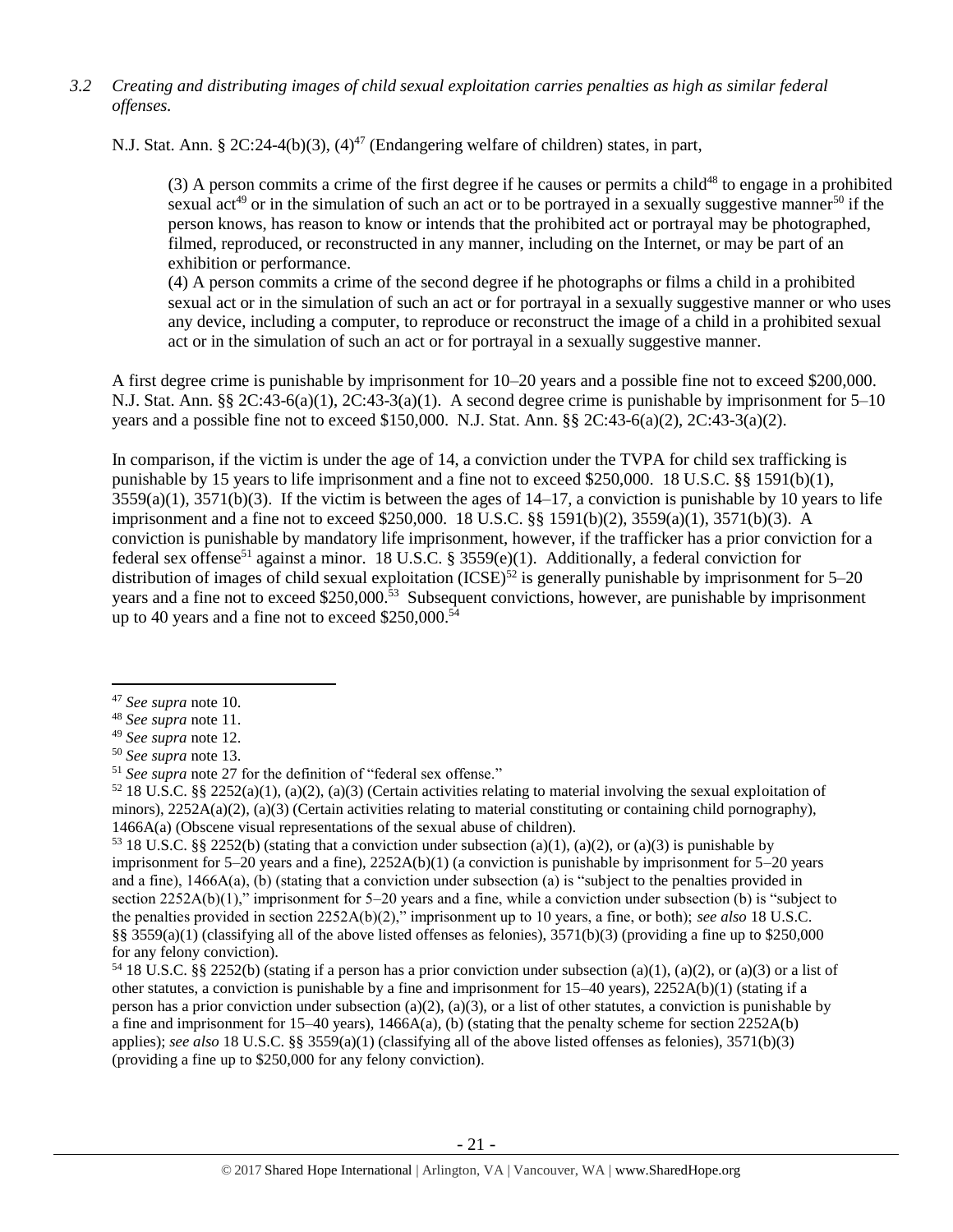*3.2 Creating and distributing images of child sexual exploitation carries penalties as high as similar federal offenses.*

N.J. Stat. Ann. § 2C:24-4(b)(3), (4)[47] (Endangering welfare of children) states, in part,

> (3) A person commits a crime of the first degree if he causes or permits a child[48] to engage in a prohibited sexual act[49] or in the simulation of such an act or to be portrayed in a sexually suggestive manner[50] if the person knows, has reason to know or intends that the prohibited act or portrayal may be photographed, filmed, reproduced, or reconstructed in any manner, including on the Internet, or may be part of an exhibition or performance.
>
> (4) A person commits a crime of the second degree if he photographs or films a child in a prohibited sexual act or in the simulation of such an act or for portrayal in a sexually suggestive manner or who uses any device, including a computer, to reproduce or reconstruct the image of a child in a prohibited sexual act or in the simulation of such an act or for portrayal in a sexually suggestive manner.

A first degree crime is punishable by imprisonment for 10–20 years and a possible fine not to exceed $200,000. N.J. Stat. Ann. §§ 2C:43-6(a)(1), 2C:43-3(a)(1). A second degree crime is punishable by imprisonment for 5–10 years and a possible fine not to exceed $150,000. N.J. Stat. Ann. §§ 2C:43-6(a)(2), 2C:43-3(a)(2).

In comparison, if the victim is under the age of 14, a conviction under the TVPA for child sex trafficking is punishable by 15 years to life imprisonment and a fine not to exceed $250,000. 18 U.S.C. §§ 1591(b)(1), 3559(a)(1), 3571(b)(3). If the victim is between the ages of 14–17, a conviction is punishable by 10 years to life imprisonment and a fine not to exceed $250,000. 18 U.S.C. §§ 1591(b)(2), 3559(a)(1), 3571(b)(3). A conviction is punishable by mandatory life imprisonment, however, if the trafficker has a prior conviction for a federal sex offense[51] against a minor. 18 U.S.C. § 3559(e)(1). Additionally, a federal conviction for distribution of images of child sexual exploitation (ICSE)[52] is generally punishable by imprisonment for 5–20 years and a fine not to exceed $250,000.[53] Subsequent convictions, however, are punishable by imprisonment up to 40 years and a fine not to exceed $250,000.[54]

---

[47] *See supra* note 10.

[48] *See supra* note 11.

[49] *See supra* note 12.

[50] *See supra* note 13.

[51] *See supra* note 27 for the definition of "federal sex offense."

[52] 18 U.S.C. §§ 2252(a)(1), (a)(2), (a)(3) (Certain activities relating to material involving the sexual exploitation of minors), 2252A(a)(2), (a)(3) (Certain activities relating to material constituting or containing child pornography), 1466A(a) (Obscene visual representations of the sexual abuse of children).

[53] 18 U.S.C. §§ 2252(b) (stating that a conviction under subsection (a)(1), (a)(2), or (a)(3) is punishable by imprisonment for 5–20 years and a fine), 2252A(b)(1) (a conviction is punishable by imprisonment for 5–20 years and a fine), 1466A(a), (b) (stating that a conviction under subsection (a) is "subject to the penalties provided in section 2252A(b)(1)," imprisonment for 5–20 years and a fine, while a conviction under subsection (b) is "subject to the penalties provided in section 2252A(b)(2)," imprisonment up to 10 years, a fine, or both); *see also* 18 U.S.C. §§ 3559(a)(1) (classifying all of the above listed offenses as felonies), 3571(b)(3) (providing a fine up to $250,000 for any felony conviction).

[54] 18 U.S.C. §§ 2252(b) (stating if a person has a prior conviction under subsection (a)(1), (a)(2), or (a)(3) or a list of other statutes, a conviction is punishable by a fine and imprisonment for 15–40 years), 2252A(b)(1) (stating if a person has a prior conviction under subsection (a)(2), (a)(3), or a list of other statutes, a conviction is punishable by a fine and imprisonment for 15–40 years), 1466A(a), (b) (stating that the penalty scheme for section 2252A(b) applies); *see also* 18 U.S.C. §§ 3559(a)(1) (classifying all of the above listed offenses as felonies), 3571(b)(3) (providing a fine up to $250,000 for any felony conviction).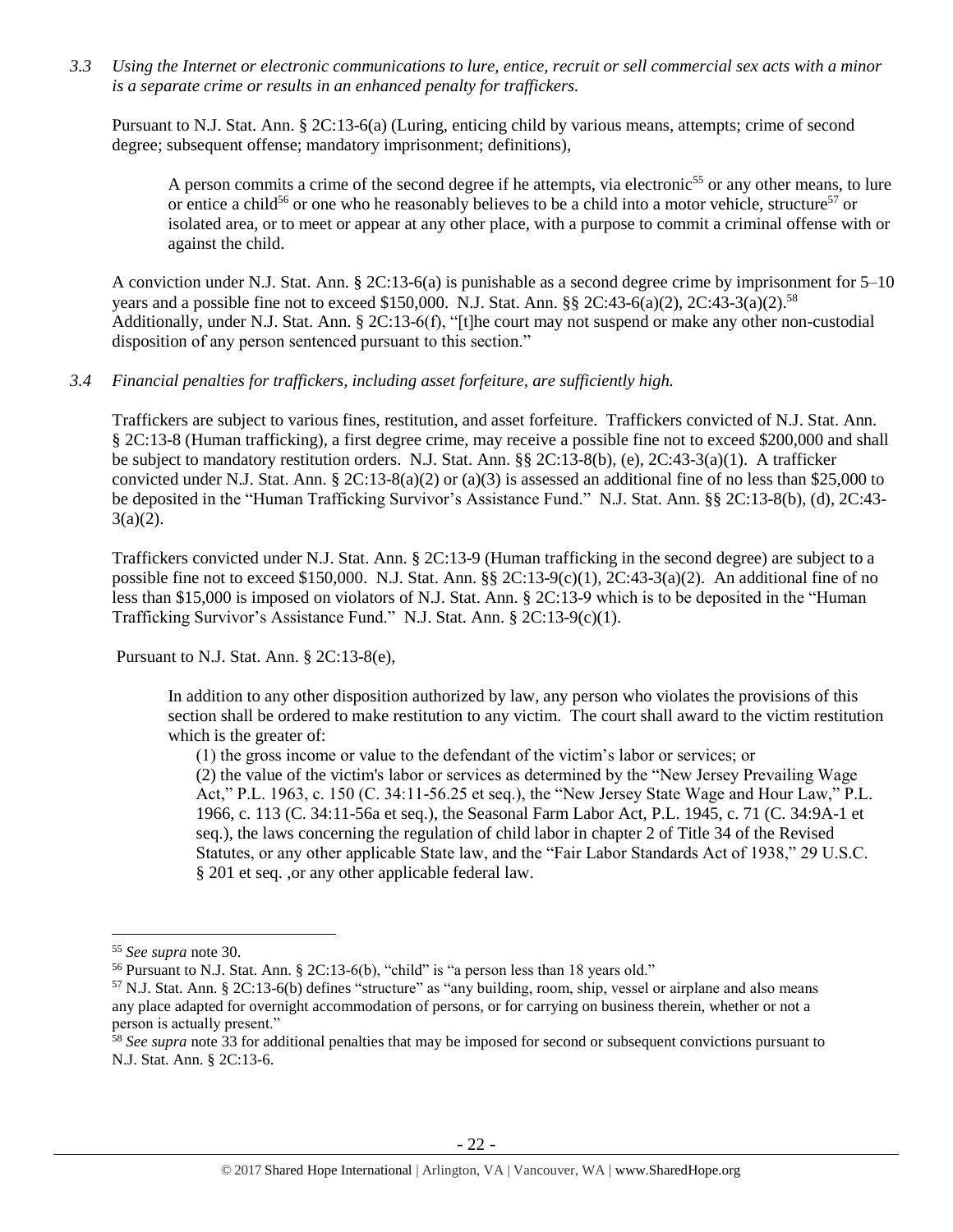*3.3 Using the Internet or electronic communications to lure, entice, recruit or sell commercial sex acts with a minor is a separate crime or results in an enhanced penalty for traffickers.*

Pursuant to N.J. Stat. Ann. § 2C:13-6(a) (Luring, enticing child by various means, attempts; crime of second degree; subsequent offense; mandatory imprisonment; definitions),

> A person commits a crime of the second degree if he attempts, via electronic[55] or any other means, to lure or entice a child[56] or one who he reasonably believes to be a child into a motor vehicle, structure[57] or isolated area, or to meet or appear at any other place, with a purpose to commit a criminal offense with or against the child.

A conviction under N.J. Stat. Ann. § 2C:13-6(a) is punishable as a second degree crime by imprisonment for 5–10 years and a possible fine not to exceed $150,000. N.J. Stat. Ann. §§ 2C:43-6(a)(2), 2C:43-3(a)(2).[58] Additionally, under N.J. Stat. Ann. § 2C:13-6(f), "[t]he court may not suspend or make any other non-custodial disposition of any person sentenced pursuant to this section."

*3.4 Financial penalties for traffickers, including asset forfeiture, are sufficiently high.*

Traffickers are subject to various fines, restitution, and asset forfeiture. Traffickers convicted of N.J. Stat. Ann. § 2C:13-8 (Human trafficking), a first degree crime, may receive a possible fine not to exceed $200,000 and shall be subject to mandatory restitution orders. N.J. Stat. Ann. §§ 2C:13-8(b), (e), 2C:43-3(a)(1). A trafficker convicted under N.J. Stat. Ann. § 2C:13-8(a)(2) or (a)(3) is assessed an additional fine of no less than $25,000 to be deposited in the "Human Trafficking Survivor's Assistance Fund." N.J. Stat. Ann. §§ 2C:13-8(b), (d), 2C:43-3(a)(2).

Traffickers convicted under N.J. Stat. Ann. § 2C:13-9 (Human trafficking in the second degree) are subject to a possible fine not to exceed $150,000. N.J. Stat. Ann. §§ 2C:13-9(c)(1), 2C:43-3(a)(2). An additional fine of no less than $15,000 is imposed on violators of N.J. Stat. Ann. § 2C:13-9 which is to be deposited in the "Human Trafficking Survivor's Assistance Fund." N.J. Stat. Ann. § 2C:13-9(c)(1).

Pursuant to N.J. Stat. Ann. § 2C:13-8(e),

> In addition to any other disposition authorized by law, any person who violates the provisions of this section shall be ordered to make restitution to any victim. The court shall award to the victim restitution which is the greater of:
>
> (1) the gross income or value to the defendant of the victim's labor or services; or
>
> (2) the value of the victim's labor or services as determined by the "New Jersey Prevailing Wage Act," P.L. 1963, c. 150 (C. 34:11-56.25 et seq.), the "New Jersey State Wage and Hour Law," P.L. 1966, c. 113 (C. 34:11-56a et seq.), the Seasonal Farm Labor Act, P.L. 1945, c. 71 (C. 34:9A-1 et seq.), the laws concerning the regulation of child labor in chapter 2 of Title 34 of the Revised Statutes, or any other applicable State law, and the "Fair Labor Standards Act of 1938," 29 U.S.C. § 201 et seq. ,or any other applicable federal law.

---

[55] *See supra* note 30.

[56] Pursuant to N.J. Stat. Ann. § 2C:13-6(b), "child" is "a person less than 18 years old."

[57] N.J. Stat. Ann. § 2C:13-6(b) defines "structure" as "any building, room, ship, vessel or airplane and also means any place adapted for overnight accommodation of persons, or for carrying on business therein, whether or not a person is actually present."

[58] *See supra* note 33 for additional penalties that may be imposed for second or subsequent convictions pursuant to N.J. Stat. Ann. § 2C:13-6.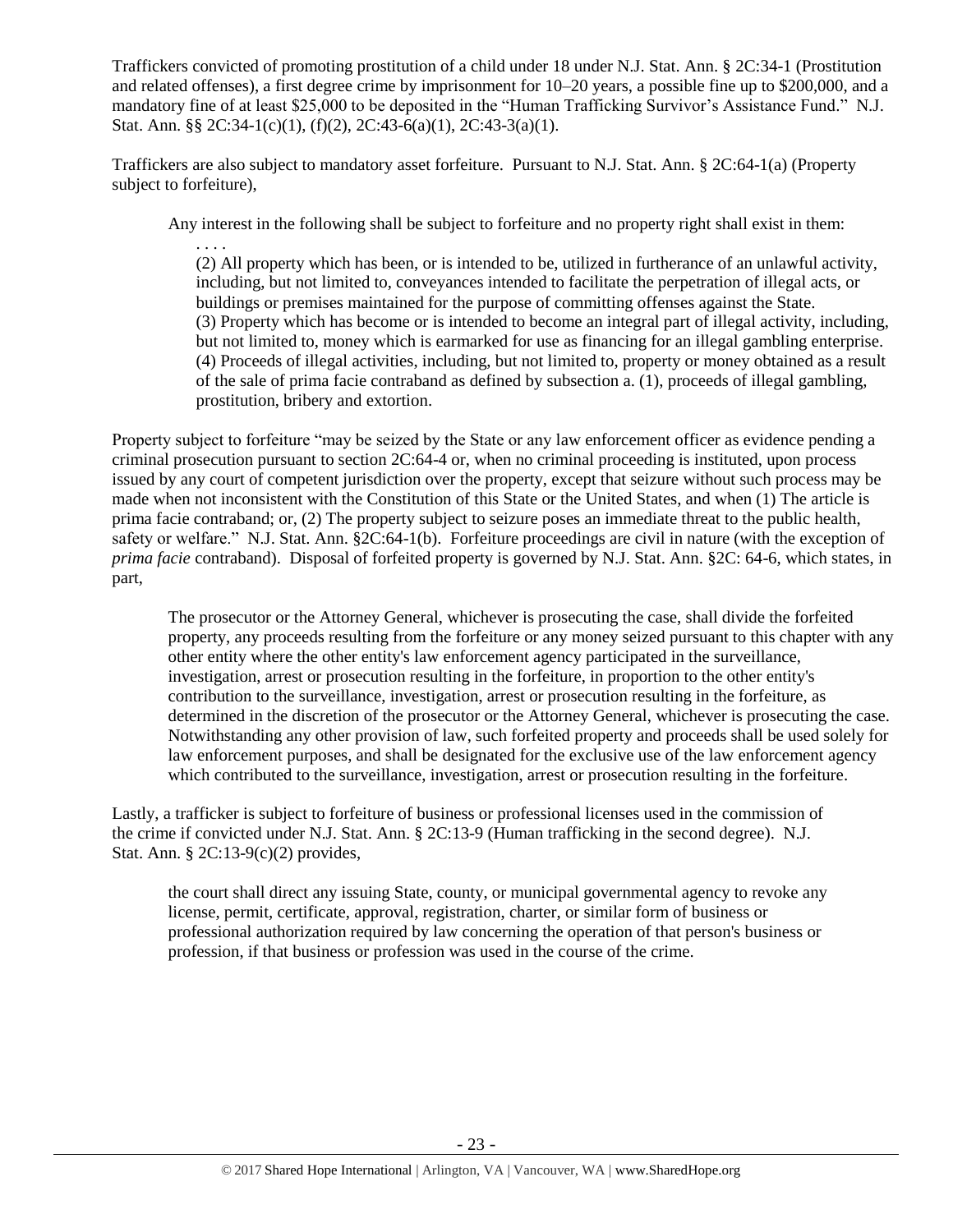Traffickers convicted of promoting prostitution of a child under 18 under N.J. Stat. Ann. § 2C:34-1 (Prostitution and related offenses), a first degree crime by imprisonment for 10–20 years, a possible fine up to $200,000, and a mandatory fine of at least $25,000 to be deposited in the "Human Trafficking Survivor's Assistance Fund." N.J. Stat. Ann. §§ 2C:34-1(c)(1), (f)(2), 2C:43-6(a)(1), 2C:43-3(a)(1).

Traffickers are also subject to mandatory asset forfeiture. Pursuant to N.J. Stat. Ann. § 2C:64-1(a) (Property subject to forfeiture),

> Any interest in the following shall be subject to forfeiture and no property right shall exist in them:
>
> . . . .
>
> (2) All property which has been, or is intended to be, utilized in furtherance of an unlawful activity, including, but not limited to, conveyances intended to facilitate the perpetration of illegal acts, or buildings or premises maintained for the purpose of committing offenses against the State.
> (3) Property which has become or is intended to become an integral part of illegal activity, including, but not limited to, money which is earmarked for use as financing for an illegal gambling enterprise.
> (4) Proceeds of illegal activities, including, but not limited to, property or money obtained as a result of the sale of prima facie contraband as defined by subsection a. (1), proceeds of illegal gambling, prostitution, bribery and extortion.

Property subject to forfeiture "may be seized by the State or any law enforcement officer as evidence pending a criminal prosecution pursuant to section 2C:64-4 or, when no criminal proceeding is instituted, upon process issued by any court of competent jurisdiction over the property, except that seizure without such process may be made when not inconsistent with the Constitution of this State or the United States, and when (1) The article is prima facie contraband; or, (2) The property subject to seizure poses an immediate threat to the public health, safety or welfare." N.J. Stat. Ann. §2C:64-1(b). Forfeiture proceedings are civil in nature (with the exception of *prima facie* contraband). Disposal of forfeited property is governed by N.J. Stat. Ann. §2C: 64-6, which states, in part,

> The prosecutor or the Attorney General, whichever is prosecuting the case, shall divide the forfeited property, any proceeds resulting from the forfeiture or any money seized pursuant to this chapter with any other entity where the other entity's law enforcement agency participated in the surveillance, investigation, arrest or prosecution resulting in the forfeiture, in proportion to the other entity's contribution to the surveillance, investigation, arrest or prosecution resulting in the forfeiture, as determined in the discretion of the prosecutor or the Attorney General, whichever is prosecuting the case. Notwithstanding any other provision of law, such forfeited property and proceeds shall be used solely for law enforcement purposes, and shall be designated for the exclusive use of the law enforcement agency which contributed to the surveillance, investigation, arrest or prosecution resulting in the forfeiture.

Lastly, a trafficker is subject to forfeiture of business or professional licenses used in the commission of the crime if convicted under N.J. Stat. Ann. § 2C:13-9 (Human trafficking in the second degree). N.J. Stat. Ann. § 2C:13-9(c)(2) provides,

> the court shall direct any issuing State, county, or municipal governmental agency to revoke any license, permit, certificate, approval, registration, charter, or similar form of business or professional authorization required by law concerning the operation of that person's business or profession, if that business or profession was used in the course of the crime.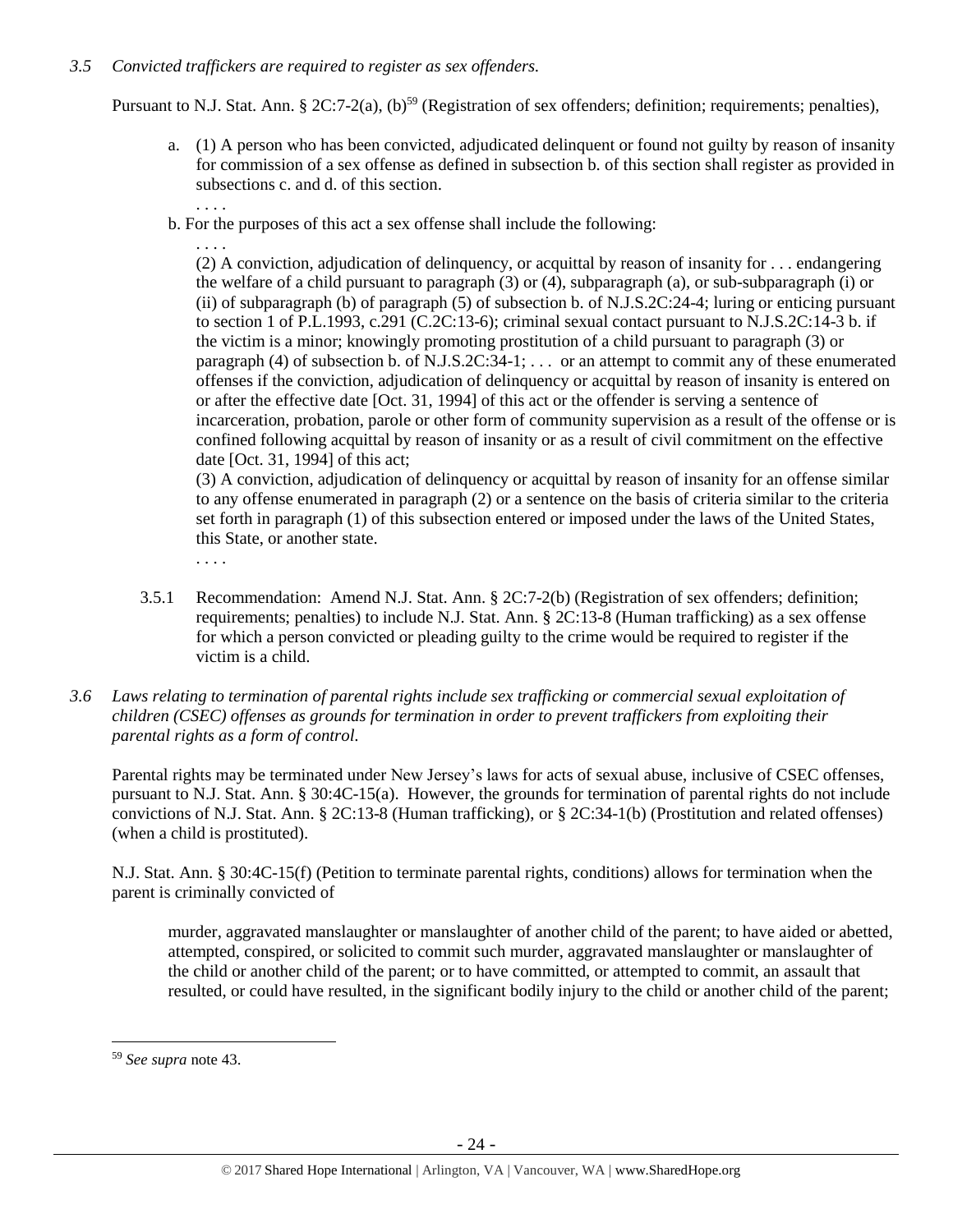*3.5 Convicted traffickers are required to register as sex offenders.*

Pursuant to N.J. Stat. Ann. § 2C:7-2(a), (b)[59] (Registration of sex offenders; definition; requirements; penalties),

> a. (1) A person who has been convicted, adjudicated delinquent or found not guilty by reason of insanity for commission of a sex offense as defined in subsection b. of this section shall register as provided in subsections c. and d. of this section.
>
> . . . .
>
> b. For the purposes of this act a sex offense shall include the following:
>
> . . . .
>
> (2) A conviction, adjudication of delinquency, or acquittal by reason of insanity for . . . endangering the welfare of a child pursuant to paragraph (3) or (4), subparagraph (a), or sub-subparagraph (i) or (ii) of subparagraph (b) of paragraph (5) of subsection b. of N.J.S.2C:24-4; luring or enticing pursuant to section 1 of P.L.1993, c.291 (C.2C:13-6); criminal sexual contact pursuant to N.J.S.2C:14-3 b. if the victim is a minor; knowingly promoting prostitution of a child pursuant to paragraph (3) or paragraph (4) of subsection b. of N.J.S.2C:34-1; . . . or an attempt to commit any of these enumerated offenses if the conviction, adjudication of delinquency or acquittal by reason of insanity is entered on or after the effective date [Oct. 31, 1994] of this act or the offender is serving a sentence of incarceration, probation, parole or other form of community supervision as a result of the offense or is confined following acquittal by reason of insanity or as a result of civil commitment on the effective date [Oct. 31, 1994] of this act;
>
> (3) A conviction, adjudication of delinquency or acquittal by reason of insanity for an offense similar to any offense enumerated in paragraph (2) or a sentence on the basis of criteria similar to the criteria set forth in paragraph (1) of this subsection entered or imposed under the laws of the United States, this State, or another state.
>
> . . . .

3.5.1 Recommendation: Amend N.J. Stat. Ann. § 2C:7-2(b) (Registration of sex offenders; definition; requirements; penalties) to include N.J. Stat. Ann. § 2C:13-8 (Human trafficking) as a sex offense for which a person convicted or pleading guilty to the crime would be required to register if the victim is a child.

*3.6 Laws relating to termination of parental rights include sex trafficking or commercial sexual exploitation of children (CSEC) offenses as grounds for termination in order to prevent traffickers from exploiting their parental rights as a form of control.*

Parental rights may be terminated under New Jersey's laws for acts of sexual abuse, inclusive of CSEC offenses, pursuant to N.J. Stat. Ann. § 30:4C-15(a). However, the grounds for termination of parental rights do not include convictions of N.J. Stat. Ann. § 2C:13-8 (Human trafficking), or § 2C:34-1(b) (Prostitution and related offenses) (when a child is prostituted).

N.J. Stat. Ann. § 30:4C-15(f) (Petition to terminate parental rights, conditions) allows for termination when the parent is criminally convicted of

> murder, aggravated manslaughter or manslaughter of another child of the parent; to have aided or abetted, attempted, conspired, or solicited to commit such murder, aggravated manslaughter or manslaughter of the child or another child of the parent; or to have committed, or attempted to commit, an assault that resulted, or could have resulted, in the significant bodily injury to the child or another child of the parent;

[59] *See supra* note 43.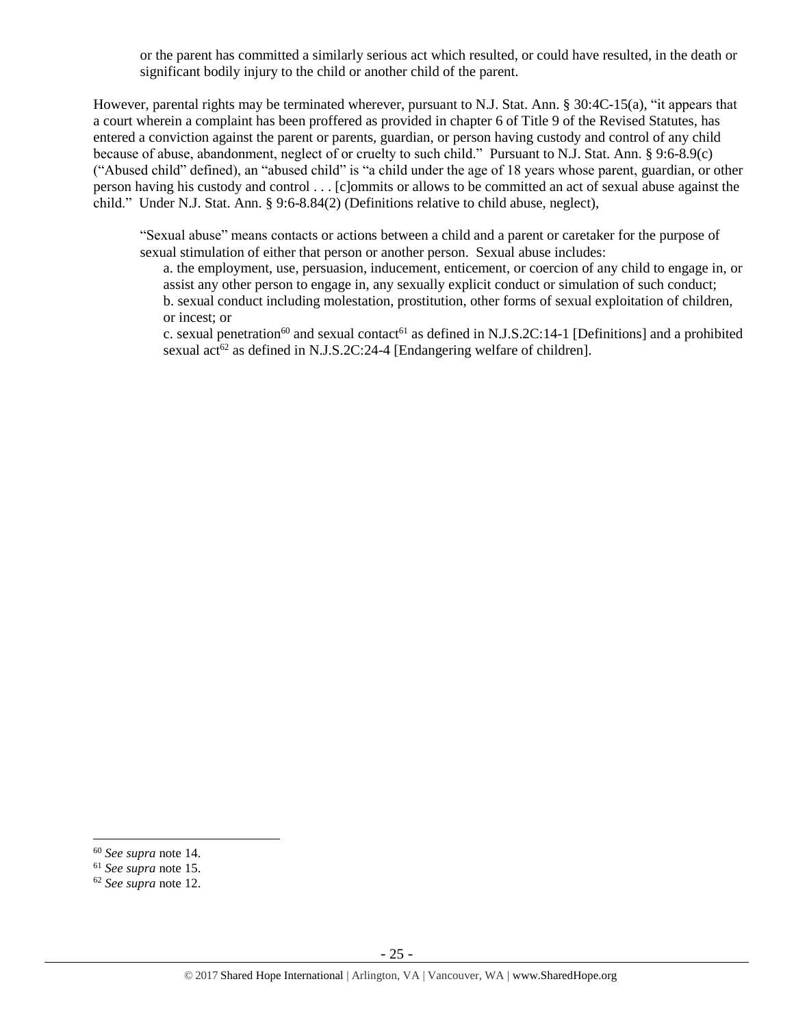or the parent has committed a similarly serious act which resulted, or could have resulted, in the death or significant bodily injury to the child or another child of the parent.

However, parental rights may be terminated wherever, pursuant to N.J. Stat. Ann. § 30:4C-15(a), "it appears that a court wherein a complaint has been proffered as provided in chapter 6 of Title 9 of the Revised Statutes, has entered a conviction against the parent or parents, guardian, or person having custody and control of any child because of abuse, abandonment, neglect of or cruelty to such child." Pursuant to N.J. Stat. Ann. § 9:6-8.9(c) ("Abused child" defined), an "abused child" is "a child under the age of 18 years whose parent, guardian, or other person having his custody and control . . . [c]ommits or allows to be committed an act of sexual abuse against the child." Under N.J. Stat. Ann. § 9:6-8.84(2) (Definitions relative to child abuse, neglect),

> "Sexual abuse" means contacts or actions between a child and a parent or caretaker for the purpose of sexual stimulation of either that person or another person. Sexual abuse includes:
>
> a. the employment, use, persuasion, inducement, enticement, or coercion of any child to engage in, or assist any other person to engage in, any sexually explicit conduct or simulation of such conduct;
>
> b. sexual conduct including molestation, prostitution, other forms of sexual exploitation of children, or incest; or
>
> c. sexual penetration[60] and sexual contact[61] as defined in N.J.S.2C:14-1 [Definitions] and a prohibited sexual act[62] as defined in N.J.S.2C:24-4 [Endangering welfare of children].

---

[60] *See supra* note 14.

[61] *See supra* note 15.

[62] *See supra* note 12.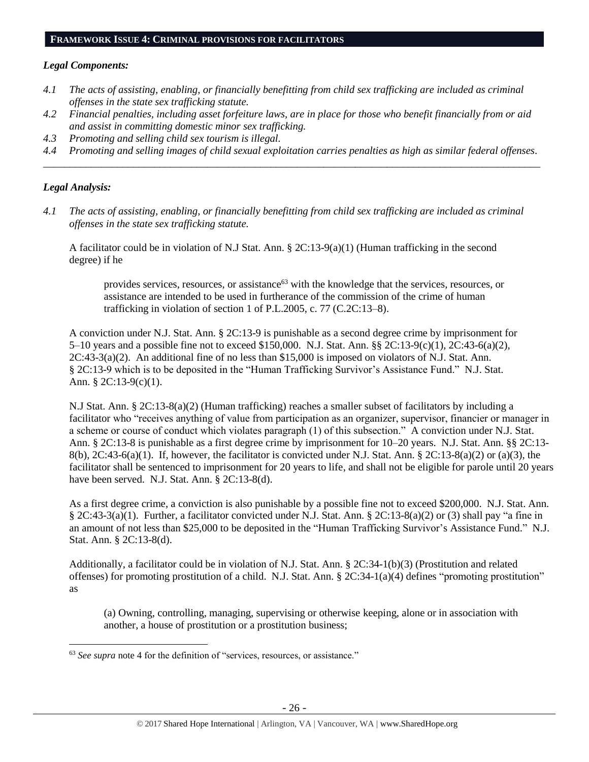## FRAMEWORK ISSUE 4: CRIMINAL PROVISIONS FOR FACILITATORS

### *Legal Components:*

*4.1 The acts of assisting, enabling, or financially benefitting from child sex trafficking are included as criminal offenses in the state sex trafficking statute.*

*4.2 Financial penalties, including asset forfeiture laws, are in place for those who benefit financially from or aid and assist in committing domestic minor sex trafficking.*

*4.3 Promoting and selling child sex tourism is illegal.*

*4.4 Promoting and selling images of child sexual exploitation carries penalties as high as similar federal offenses.*

---

### *Legal Analysis:*

*4.1 The acts of assisting, enabling, or financially benefitting from child sex trafficking are included as criminal offenses in the state sex trafficking statute.*

A facilitator could be in violation of N.J Stat. Ann. § 2C:13-9(a)(1) (Human trafficking in the second degree) if he

> provides services, resources, or assistance[63] with the knowledge that the services, resources, or assistance are intended to be used in furtherance of the commission of the crime of human trafficking in violation of section 1 of P.L.2005, c. 77 (C.2C:13–8).

A conviction under N.J. Stat. Ann. § 2C:13-9 is punishable as a second degree crime by imprisonment for 5–10 years and a possible fine not to exceed $150,000. N.J. Stat. Ann. §§ 2C:13-9(c)(1), 2C:43-6(a)(2), 2C:43-3(a)(2). An additional fine of no less than $15,000 is imposed on violators of N.J. Stat. Ann. § 2C:13-9 which is to be deposited in the "Human Trafficking Survivor's Assistance Fund." N.J. Stat. Ann. § 2C:13-9(c)(1).

N.J Stat. Ann. § 2C:13-8(a)(2) (Human trafficking) reaches a smaller subset of facilitators by including a facilitator who "receives anything of value from participation as an organizer, supervisor, financier or manager in a scheme or course of conduct which violates paragraph (1) of this subsection." A conviction under N.J. Stat. Ann. § 2C:13-8 is punishable as a first degree crime by imprisonment for 10–20 years. N.J. Stat. Ann. §§ 2C:13-8(b), 2C:43-6(a)(1). If, however, the facilitator is convicted under N.J. Stat. Ann. § 2C:13-8(a)(2) or (a)(3), the facilitator shall be sentenced to imprisonment for 20 years to life, and shall not be eligible for parole until 20 years have been served. N.J. Stat. Ann. § 2C:13-8(d).

As a first degree crime, a conviction is also punishable by a possible fine not to exceed $200,000. N.J. Stat. Ann. § 2C:43-3(a)(1). Further, a facilitator convicted under N.J. Stat. Ann. § 2C:13-8(a)(2) or (3) shall pay "a fine in an amount of not less than $25,000 to be deposited in the "Human Trafficking Survivor's Assistance Fund." N.J. Stat. Ann. § 2C:13-8(d).

Additionally, a facilitator could be in violation of N.J. Stat. Ann. § 2C:34-1(b)(3) (Prostitution and related offenses) for promoting prostitution of a child. N.J. Stat. Ann. § 2C:34-1(a)(4) defines "promoting prostitution" as

> (a) Owning, controlling, managing, supervising or otherwise keeping, alone or in association with another, a house of prostitution or a prostitution business;

---

[63] *See supra* note 4 for the definition of "services, resources, or assistance."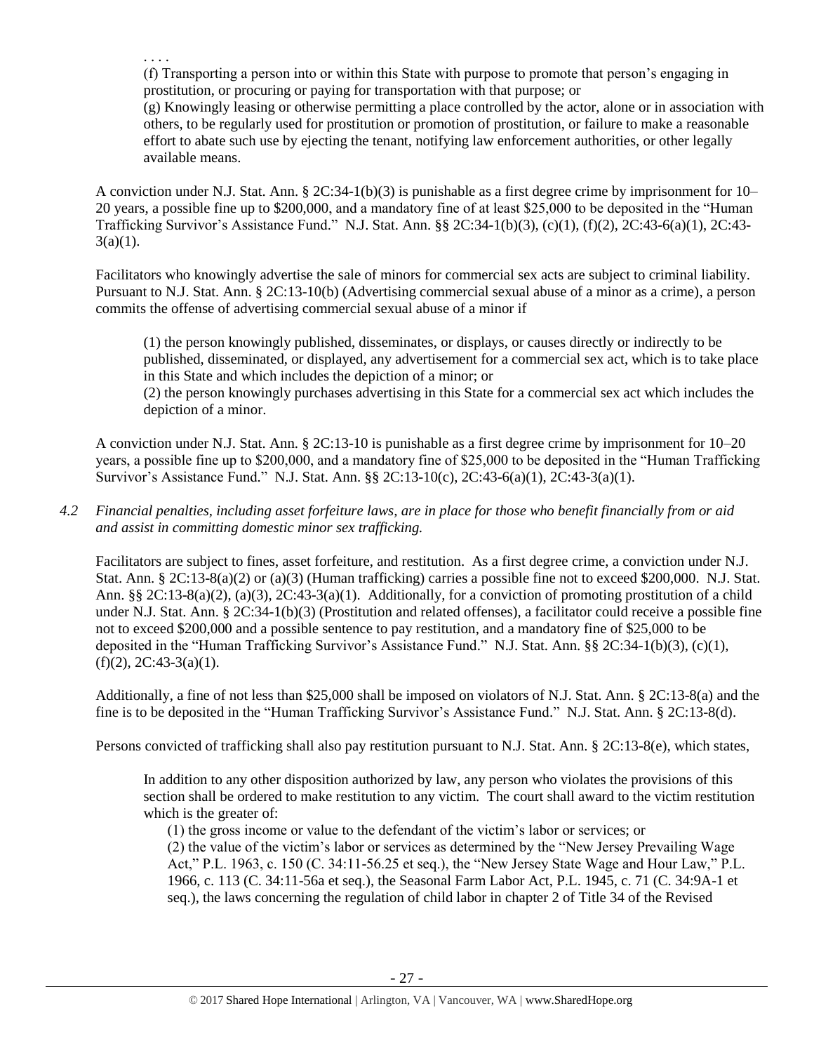. . . .

> (f) Transporting a person into or within this State with purpose to promote that person's engaging in prostitution, or procuring or paying for transportation with that purpose; or
>
> (g) Knowingly leasing or otherwise permitting a place controlled by the actor, alone or in association with others, to be regularly used for prostitution or promotion of prostitution, or failure to make a reasonable effort to abate such use by ejecting the tenant, notifying law enforcement authorities, or other legally available means.

A conviction under N.J. Stat. Ann. § 2C:34-1(b)(3) is punishable as a first degree crime by imprisonment for 10–20 years, a possible fine up to $200,000, and a mandatory fine of at least $25,000 to be deposited in the "Human Trafficking Survivor's Assistance Fund." N.J. Stat. Ann. §§ 2C:34-1(b)(3), (c)(1), (f)(2), 2C:43-6(a)(1), 2C:43-3(a)(1).

Facilitators who knowingly advertise the sale of minors for commercial sex acts are subject to criminal liability. Pursuant to N.J. Stat. Ann. § 2C:13-10(b) (Advertising commercial sexual abuse of a minor as a crime), a person commits the offense of advertising commercial sexual abuse of a minor if

> (1) the person knowingly published, disseminates, or displays, or causes directly or indirectly to be published, disseminated, or displayed, any advertisement for a commercial sex act, which is to take place in this State and which includes the depiction of a minor; or
>
> (2) the person knowingly purchases advertising in this State for a commercial sex act which includes the depiction of a minor.

A conviction under N.J. Stat. Ann. § 2C:13-10 is punishable as a first degree crime by imprisonment for 10–20 years, a possible fine up to $200,000, and a mandatory fine of $25,000 to be deposited in the "Human Trafficking Survivor's Assistance Fund." N.J. Stat. Ann. §§ 2C:13-10(c), 2C:43-6(a)(1), 2C:43-3(a)(1).

*4.2 Financial penalties, including asset forfeiture laws, are in place for those who benefit financially from or aid and assist in committing domestic minor sex trafficking.*

Facilitators are subject to fines, asset forfeiture, and restitution. As a first degree crime, a conviction under N.J. Stat. Ann. § 2C:13-8(a)(2) or (a)(3) (Human trafficking) carries a possible fine not to exceed $200,000. N.J. Stat. Ann. §§ 2C:13-8(a)(2), (a)(3), 2C:43-3(a)(1). Additionally, for a conviction of promoting prostitution of a child under N.J. Stat. Ann. § 2C:34-1(b)(3) (Prostitution and related offenses), a facilitator could receive a possible fine not to exceed $200,000 and a possible sentence to pay restitution, and a mandatory fine of $25,000 to be deposited in the "Human Trafficking Survivor's Assistance Fund." N.J. Stat. Ann. §§ 2C:34-1(b)(3), (c)(1), (f)(2), 2C:43-3(a)(1).

Additionally, a fine of not less than $25,000 shall be imposed on violators of N.J. Stat. Ann. § 2C:13-8(a) and the fine is to be deposited in the "Human Trafficking Survivor's Assistance Fund." N.J. Stat. Ann. § 2C:13-8(d).

Persons convicted of trafficking shall also pay restitution pursuant to N.J. Stat. Ann. § 2C:13-8(e), which states,

> In addition to any other disposition authorized by law, any person who violates the provisions of this section shall be ordered to make restitution to any victim. The court shall award to the victim restitution which is the greater of:
>
> (1) the gross income or value to the defendant of the victim's labor or services; or
>
> (2) the value of the victim's labor or services as determined by the "New Jersey Prevailing Wage Act," P.L. 1963, c. 150 (C. 34:11-56.25 et seq.), the "New Jersey State Wage and Hour Law," P.L. 1966, c. 113 (C. 34:11-56a et seq.), the Seasonal Farm Labor Act, P.L. 1945, c. 71 (C. 34:9A-1 et seq.), the laws concerning the regulation of child labor in chapter 2 of Title 34 of the Revised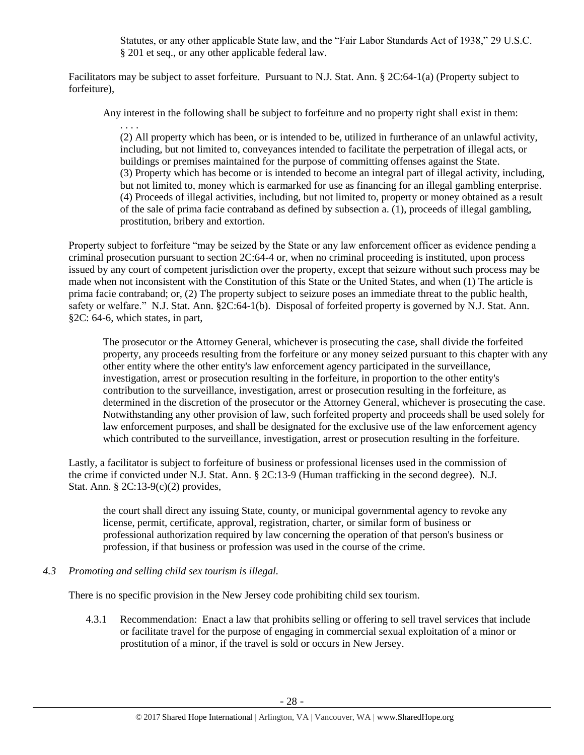> Statutes, or any other applicable State law, and the "Fair Labor Standards Act of 1938," 29 U.S.C. § 201 et seq., or any other applicable federal law.

Facilitators may be subject to asset forfeiture. Pursuant to N.J. Stat. Ann. § 2C:64-1(a) (Property subject to forfeiture),

> Any interest in the following shall be subject to forfeiture and no property right shall exist in them:
>
> . . . .
>
> (2) All property which has been, or is intended to be, utilized in furtherance of an unlawful activity, including, but not limited to, conveyances intended to facilitate the perpetration of illegal acts, or buildings or premises maintained for the purpose of committing offenses against the State.
> (3) Property which has become or is intended to become an integral part of illegal activity, including, but not limited to, money which is earmarked for use as financing for an illegal gambling enterprise.
> (4) Proceeds of illegal activities, including, but not limited to, property or money obtained as a result of the sale of prima facie contraband as defined by subsection a. (1), proceeds of illegal gambling, prostitution, bribery and extortion.

Property subject to forfeiture "may be seized by the State or any law enforcement officer as evidence pending a criminal prosecution pursuant to section 2C:64-4 or, when no criminal proceeding is instituted, upon process issued by any court of competent jurisdiction over the property, except that seizure without such process may be made when not inconsistent with the Constitution of this State or the United States, and when (1) The article is prima facie contraband; or, (2) The property subject to seizure poses an immediate threat to the public health, safety or welfare." N.J. Stat. Ann. §2C:64-1(b). Disposal of forfeited property is governed by N.J. Stat. Ann. §2C: 64-6, which states, in part,

> The prosecutor or the Attorney General, whichever is prosecuting the case, shall divide the forfeited property, any proceeds resulting from the forfeiture or any money seized pursuant to this chapter with any other entity where the other entity's law enforcement agency participated in the surveillance, investigation, arrest or prosecution resulting in the forfeiture, in proportion to the other entity's contribution to the surveillance, investigation, arrest or prosecution resulting in the forfeiture, as determined in the discretion of the prosecutor or the Attorney General, whichever is prosecuting the case. Notwithstanding any other provision of law, such forfeited property and proceeds shall be used solely for law enforcement purposes, and shall be designated for the exclusive use of the law enforcement agency which contributed to the surveillance, investigation, arrest or prosecution resulting in the forfeiture.

Lastly, a facilitator is subject to forfeiture of business or professional licenses used in the commission of the crime if convicted under N.J. Stat. Ann. § 2C:13-9 (Human trafficking in the second degree). N.J. Stat. Ann. § 2C:13-9(c)(2) provides,

> the court shall direct any issuing State, county, or municipal governmental agency to revoke any license, permit, certificate, approval, registration, charter, or similar form of business or professional authorization required by law concerning the operation of that person's business or profession, if that business or profession was used in the course of the crime.

### *4.3 Promoting and selling child sex tourism is illegal.*

There is no specific provision in the New Jersey code prohibiting child sex tourism.

4.3.1 Recommendation: Enact a law that prohibits selling or offering to sell travel services that include or facilitate travel for the purpose of engaging in commercial sexual exploitation of a minor or prostitution of a minor, if the travel is sold or occurs in New Jersey.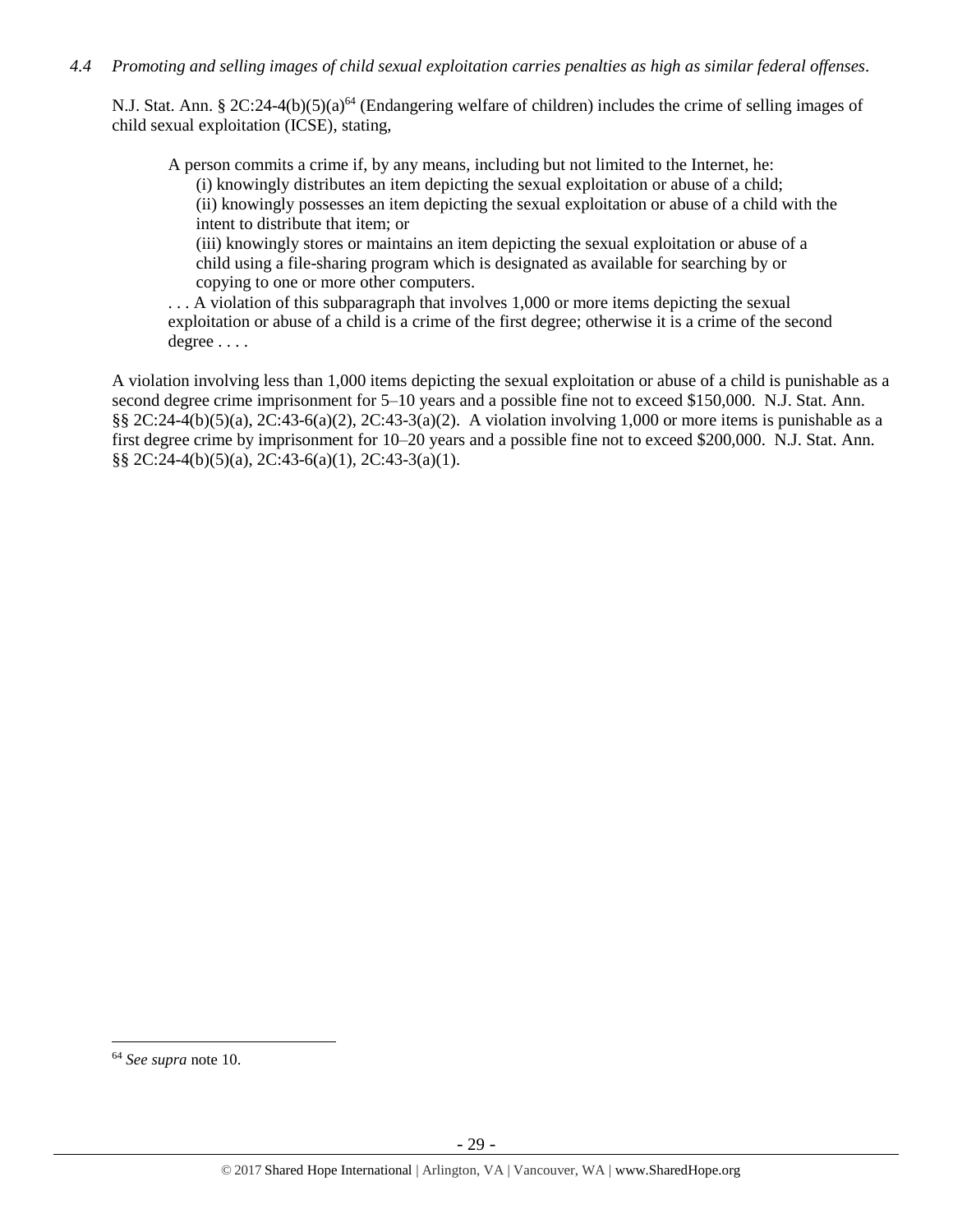*4.4 Promoting and selling images of child sexual exploitation carries penalties as high as similar federal offenses.*

N.J. Stat. Ann. § 2C:24-4(b)(5)(a)[64] (Endangering welfare of children) includes the crime of selling images of child sexual exploitation (ICSE), stating,

> A person commits a crime if, by any means, including but not limited to the Internet, he:
> (i) knowingly distributes an item depicting the sexual exploitation or abuse of a child;
> (ii) knowingly possesses an item depicting the sexual exploitation or abuse of a child with the intent to distribute that item; or
> (iii) knowingly stores or maintains an item depicting the sexual exploitation or abuse of a child using a file-sharing program which is designated as available for searching by or copying to one or more other computers.
> . . . A violation of this subparagraph that involves 1,000 or more items depicting the sexual exploitation or abuse of a child is a crime of the first degree; otherwise it is a crime of the second degree . . . .

A violation involving less than 1,000 items depicting the sexual exploitation or abuse of a child is punishable as a second degree crime imprisonment for 5–10 years and a possible fine not to exceed $150,000. N.J. Stat. Ann. §§ 2C:24-4(b)(5)(a), 2C:43-6(a)(2), 2C:43-3(a)(2). A violation involving 1,000 or more items is punishable as a first degree crime by imprisonment for 10–20 years and a possible fine not to exceed $200,000. N.J. Stat. Ann. §§ 2C:24-4(b)(5)(a), 2C:43-6(a)(1), 2C:43-3(a)(1).

---

[64] *See supra* note 10.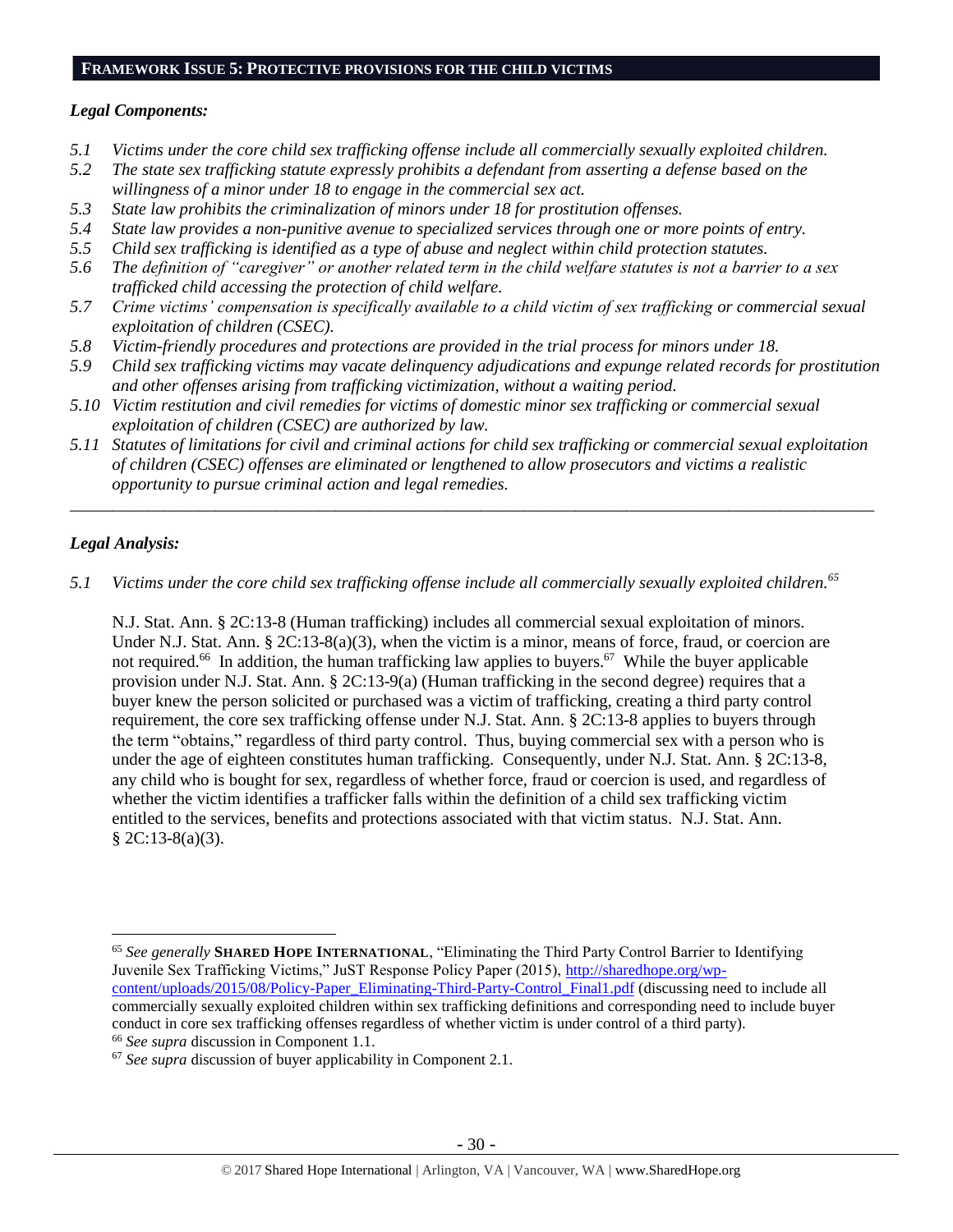## FRAMEWORK ISSUE 5: PROTECTIVE PROVISIONS FOR THE CHILD VICTIMS

### *Legal Components:*

*5.1 Victims under the core child sex trafficking offense include all commercially sexually exploited children.*
*5.2 The state sex trafficking statute expressly prohibits a defendant from asserting a defense based on the willingness of a minor under 18 to engage in the commercial sex act.*
*5.3 State law prohibits the criminalization of minors under 18 for prostitution offenses.*
*5.4 State law provides a non-punitive avenue to specialized services through one or more points of entry.*
*5.5 Child sex trafficking is identified as a type of abuse and neglect within child protection statutes.*
*5.6 The definition of "caregiver" or another related term in the child welfare statutes is not a barrier to a sex trafficked child accessing the protection of child welfare.*
*5.7 Crime victims' compensation is specifically available to a child victim of sex trafficking or commercial sexual exploitation of children (CSEC).*
*5.8 Victim-friendly procedures and protections are provided in the trial process for minors under 18.*
*5.9 Child sex trafficking victims may vacate delinquency adjudications and expunge related records for prostitution and other offenses arising from trafficking victimization, without a waiting period.*
*5.10 Victim restitution and civil remedies for victims of domestic minor sex trafficking or commercial sexual exploitation of children (CSEC) are authorized by law.*
*5.11 Statutes of limitations for civil and criminal actions for child sex trafficking or commercial sexual exploitation of children (CSEC) offenses are eliminated or lengthened to allow prosecutors and victims a realistic opportunity to pursue criminal action and legal remedies.*

---

### *Legal Analysis:*

*5.1 Victims under the core child sex trafficking offense include all commercially sexually exploited children.*[65]

N.J. Stat. Ann. § 2C:13-8 (Human trafficking) includes all commercial sexual exploitation of minors. Under N.J. Stat. Ann. § 2C:13-8(a)(3), when the victim is a minor, means of force, fraud, or coercion are not required.[66] In addition, the human trafficking law applies to buyers.[67] While the buyer applicable provision under N.J. Stat. Ann. § 2C:13-9(a) (Human trafficking in the second degree) requires that a buyer knew the person solicited or purchased was a victim of trafficking, creating a third party control requirement, the core sex trafficking offense under N.J. Stat. Ann. § 2C:13-8 applies to buyers through the term "obtains," regardless of third party control. Thus, buying commercial sex with a person who is under the age of eighteen constitutes human trafficking. Consequently, under N.J. Stat. Ann. § 2C:13-8, any child who is bought for sex, regardless of whether force, fraud or coercion is used, and regardless of whether the victim identifies a trafficker falls within the definition of a child sex trafficking victim entitled to the services, benefits and protections associated with that victim status. N.J. Stat. Ann. § 2C:13-8(a)(3).

---

[65] *See generally* **SHARED HOPE INTERNATIONAL**, "Eliminating the Third Party Control Barrier to Identifying Juvenile Sex Trafficking Victims," JuST Response Policy Paper (2015), http://sharedhope.org/wp-content/uploads/2015/08/Policy-Paper_Eliminating-Third-Party-Control_Final1.pdf (discussing need to include all commercially sexually exploited children within sex trafficking definitions and corresponding need to include buyer conduct in core sex trafficking offenses regardless of whether victim is under control of a third party).
[66] *See supra* discussion in Component 1.1.
[67] *See supra* discussion of buyer applicability in Component 2.1.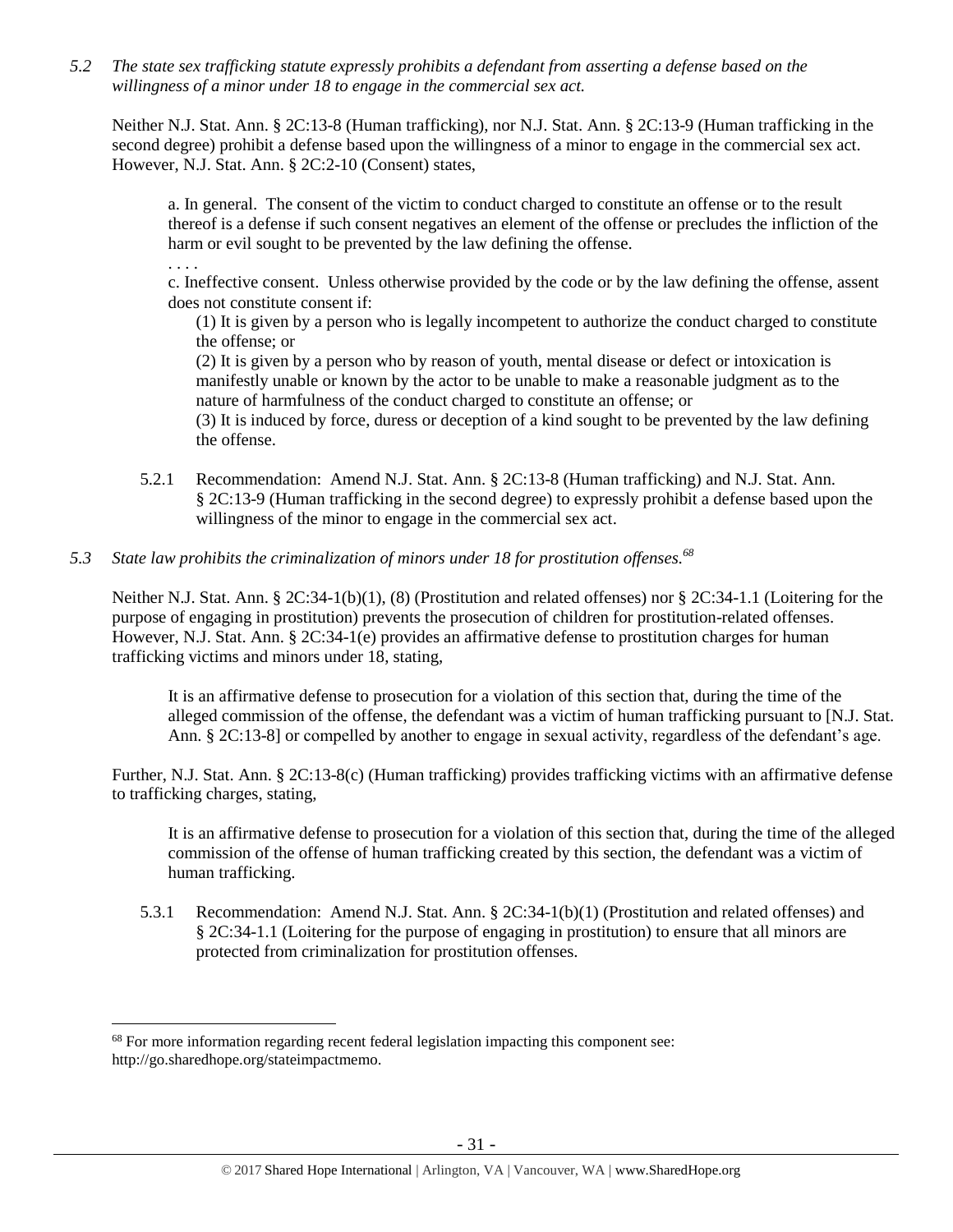*5.2 The state sex trafficking statute expressly prohibits a defendant from asserting a defense based on the willingness of a minor under 18 to engage in the commercial sex act.*

Neither N.J. Stat. Ann. § 2C:13-8 (Human trafficking), nor N.J. Stat. Ann. § 2C:13-9 (Human trafficking in the second degree) prohibit a defense based upon the willingness of a minor to engage in the commercial sex act. However, N.J. Stat. Ann. § 2C:2-10 (Consent) states,

> a. In general. The consent of the victim to conduct charged to constitute an offense or to the result thereof is a defense if such consent negatives an element of the offense or precludes the infliction of the harm or evil sought to be prevented by the law defining the offense.
>
> . . . .
>
> c. Ineffective consent. Unless otherwise provided by the code or by the law defining the offense, assent does not constitute consent if:
>
> (1) It is given by a person who is legally incompetent to authorize the conduct charged to constitute the offense; or
>
> (2) It is given by a person who by reason of youth, mental disease or defect or intoxication is manifestly unable or known by the actor to be unable to make a reasonable judgment as to the nature of harmfulness of the conduct charged to constitute an offense; or
>
> (3) It is induced by force, duress or deception of a kind sought to be prevented by the law defining the offense.

5.2.1 Recommendation: Amend N.J. Stat. Ann. § 2C:13-8 (Human trafficking) and N.J. Stat. Ann. § 2C:13-9 (Human trafficking in the second degree) to expressly prohibit a defense based upon the willingness of the minor to engage in the commercial sex act.

*5.3 State law prohibits the criminalization of minors under 18 for prostitution offenses.*[68]

Neither N.J. Stat. Ann. § 2C:34-1(b)(1), (8) (Prostitution and related offenses) nor § 2C:34-1.1 (Loitering for the purpose of engaging in prostitution) prevents the prosecution of children for prostitution-related offenses. However, N.J. Stat. Ann. § 2C:34-1(e) provides an affirmative defense to prostitution charges for human trafficking victims and minors under 18, stating,

> It is an affirmative defense to prosecution for a violation of this section that, during the time of the alleged commission of the offense, the defendant was a victim of human trafficking pursuant to [N.J. Stat. Ann. § 2C:13-8] or compelled by another to engage in sexual activity, regardless of the defendant's age.

Further, N.J. Stat. Ann. § 2C:13-8(c) (Human trafficking) provides trafficking victims with an affirmative defense to trafficking charges, stating,

> It is an affirmative defense to prosecution for a violation of this section that, during the time of the alleged commission of the offense of human trafficking created by this section, the defendant was a victim of human trafficking.

5.3.1 Recommendation: Amend N.J. Stat. Ann. § 2C:34-1(b)(1) (Prostitution and related offenses) and § 2C:34-1.1 (Loitering for the purpose of engaging in prostitution) to ensure that all minors are protected from criminalization for prostitution offenses.

---

[68] For more information regarding recent federal legislation impacting this component see: http://go.sharedhope.org/stateimpactmemo.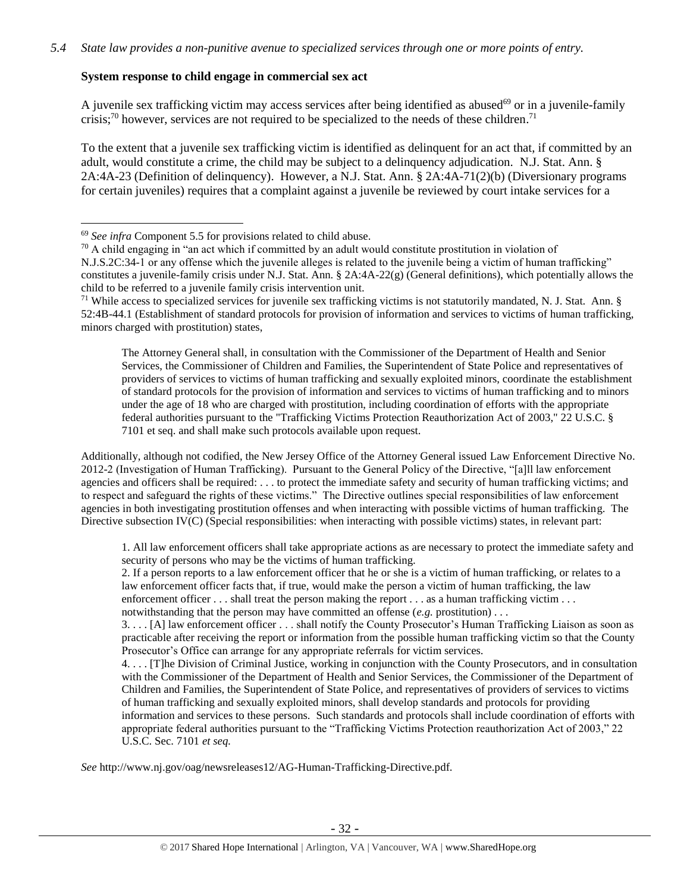*5.4 State law provides a non-punitive avenue to specialized services through one or more points of entry.*

**System response to child engage in commercial sex act**

A juvenile sex trafficking victim may access services after being identified as abused[69] or in a juvenile-family crisis;[70] however, services are not required to be specialized to the needs of these children.[71]

To the extent that a juvenile sex trafficking victim is identified as delinquent for an act that, if committed by an adult, would constitute a crime, the child may be subject to a delinquency adjudication. N.J. Stat. Ann. § 2A:4A-23 (Definition of delinquency). However, a N.J. Stat. Ann. § 2A:4A-71(2)(b) (Diversionary programs for certain juveniles) requires that a complaint against a juvenile be reviewed by court intake services for a

---

[69] *See infra* Component 5.5 for provisions related to child abuse.

[70] A child engaging in "an act which if committed by an adult would constitute prostitution in violation of N.J.S.2C:34-1 or any offense which the juvenile alleges is related to the juvenile being a victim of human trafficking" constitutes a juvenile-family crisis under N.J. Stat. Ann. § 2A:4A-22(g) (General definitions), which potentially allows the child to be referred to a juvenile family crisis intervention unit.

[71] While access to specialized services for juvenile sex trafficking victims is not statutorily mandated, N. J. Stat. Ann. § 52:4B-44.1 (Establishment of standard protocols for provision of information and services to victims of human trafficking, minors charged with prostitution) states,

> The Attorney General shall, in consultation with the Commissioner of the Department of Health and Senior Services, the Commissioner of Children and Families, the Superintendent of State Police and representatives of providers of services to victims of human trafficking and sexually exploited minors, coordinate the establishment of standard protocols for the provision of information and services to victims of human trafficking and to minors under the age of 18 who are charged with prostitution, including coordination of efforts with the appropriate federal authorities pursuant to the "Trafficking Victims Protection Reauthorization Act of 2003," 22 U.S.C. § 7101 et seq. and shall make such protocols available upon request.

Additionally, although not codified, the New Jersey Office of the Attorney General issued Law Enforcement Directive No. 2012-2 (Investigation of Human Trafficking). Pursuant to the General Policy of the Directive, "[a]ll law enforcement agencies and officers shall be required: . . . to protect the immediate safety and security of human trafficking victims; and to respect and safeguard the rights of these victims." The Directive outlines special responsibilities of law enforcement agencies in both investigating prostitution offenses and when interacting with possible victims of human trafficking. The Directive subsection IV(C) (Special responsibilities: when interacting with possible victims) states, in relevant part:

> 1. All law enforcement officers shall take appropriate actions as are necessary to protect the immediate safety and security of persons who may be the victims of human trafficking.
>
> 2. If a person reports to a law enforcement officer that he or she is a victim of human trafficking, or relates to a law enforcement officer facts that, if true, would make the person a victim of human trafficking, the law enforcement officer . . . shall treat the person making the report . . . as a human trafficking victim . . . notwithstanding that the person may have committed an offense (*e.g.* prostitution) . . .
>
> 3. . . . [A] law enforcement officer . . . shall notify the County Prosecutor's Human Trafficking Liaison as soon as practicable after receiving the report or information from the possible human trafficking victim so that the County Prosecutor's Office can arrange for any appropriate referrals for victim services.
>
> 4. . . . [T]he Division of Criminal Justice, working in conjunction with the County Prosecutors, and in consultation with the Commissioner of the Department of Health and Senior Services, the Commissioner of the Department of Children and Families, the Superintendent of State Police, and representatives of providers of services to victims of human trafficking and sexually exploited minors, shall develop standards and protocols for providing information and services to these persons. Such standards and protocols shall include coordination of efforts with appropriate federal authorities pursuant to the "Trafficking Victims Protection reauthorization Act of 2003," 22 U.S.C. Sec. 7101 *et seq.*

*See* http://www.nj.gov/oag/newsreleases12/AG-Human-Trafficking-Directive.pdf.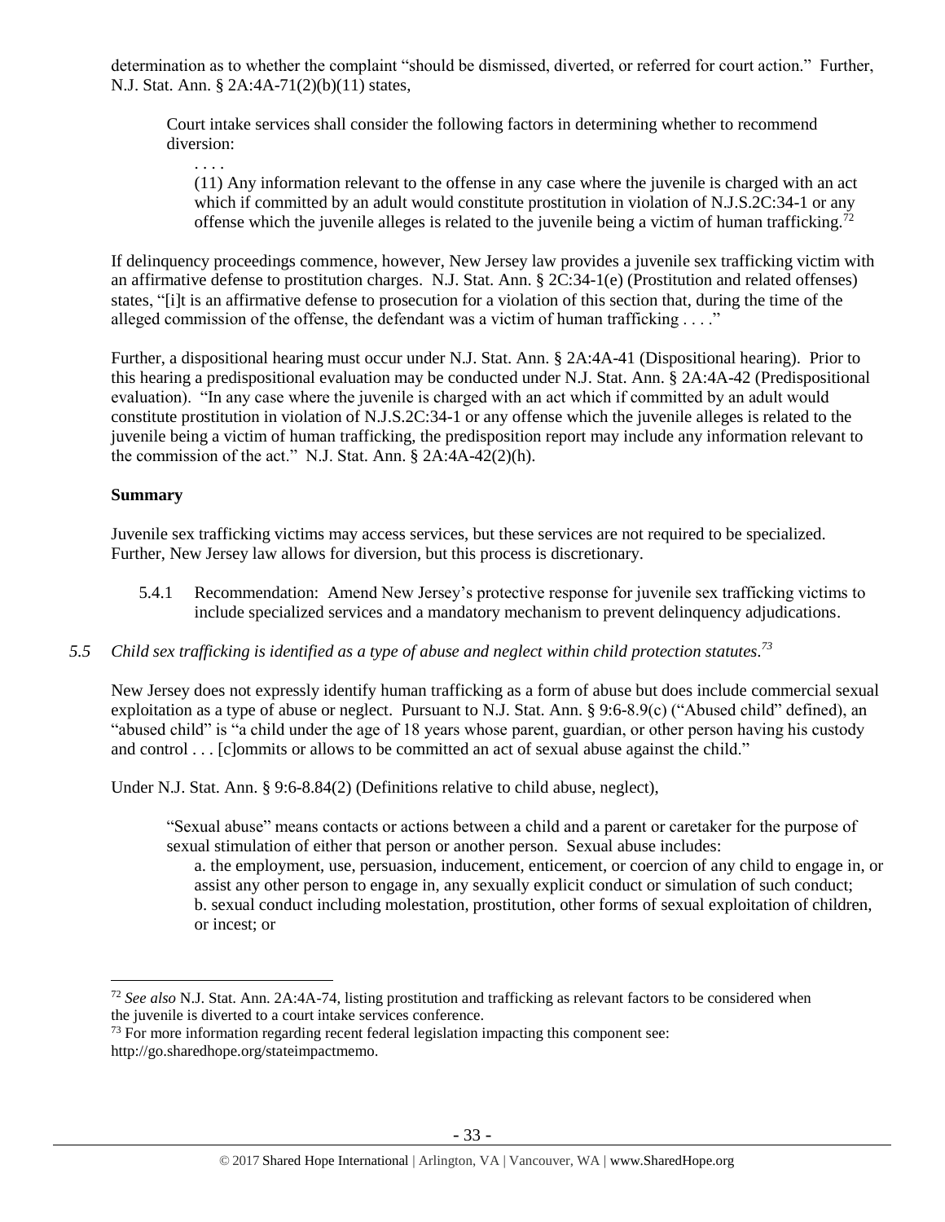determination as to whether the complaint "should be dismissed, diverted, or referred for court action." Further, N.J. Stat. Ann. § 2A:4A-71(2)(b)(11) states,

> Court intake services shall consider the following factors in determining whether to recommend diversion:
>
> > . . . .
> >
> > (11) Any information relevant to the offense in any case where the juvenile is charged with an act which if committed by an adult would constitute prostitution in violation of N.J.S.2C:34-1 or any offense which the juvenile alleges is related to the juvenile being a victim of human trafficking.[72]

If delinquency proceedings commence, however, New Jersey law provides a juvenile sex trafficking victim with an affirmative defense to prostitution charges. N.J. Stat. Ann. § 2C:34-1(e) (Prostitution and related offenses) states, "[i]t is an affirmative defense to prosecution for a violation of this section that, during the time of the alleged commission of the offense, the defendant was a victim of human trafficking . . . ."

Further, a dispositional hearing must occur under N.J. Stat. Ann. § 2A:4A-41 (Dispositional hearing). Prior to this hearing a predispositional evaluation may be conducted under N.J. Stat. Ann. § 2A:4A-42 (Predispositional evaluation). "In any case where the juvenile is charged with an act which if committed by an adult would constitute prostitution in violation of N.J.S.2C:34-1 or any offense which the juvenile alleges is related to the juvenile being a victim of human trafficking, the predisposition report may include any information relevant to the commission of the act." N.J. Stat. Ann. § 2A:4A-42(2)(h).

**Summary**

Juvenile sex trafficking victims may access services, but these services are not required to be specialized. Further, New Jersey law allows for diversion, but this process is discretionary.

5.4.1 Recommendation: Amend New Jersey's protective response for juvenile sex trafficking victims to include specialized services and a mandatory mechanism to prevent delinquency adjudications.

*5.5 Child sex trafficking is identified as a type of abuse and neglect within child protection statutes.*[73]

New Jersey does not expressly identify human trafficking as a form of abuse but does include commercial sexual exploitation as a type of abuse or neglect. Pursuant to N.J. Stat. Ann. § 9:6-8.9(c) ("Abused child" defined), an "abused child" is "a child under the age of 18 years whose parent, guardian, or other person having his custody and control . . . [c]ommits or allows to be committed an act of sexual abuse against the child."

Under N.J. Stat. Ann. § 9:6-8.84(2) (Definitions relative to child abuse, neglect),

> "Sexual abuse" means contacts or actions between a child and a parent or caretaker for the purpose of sexual stimulation of either that person or another person. Sexual abuse includes:
>
> > a. the employment, use, persuasion, inducement, enticement, or coercion of any child to engage in, or assist any other person to engage in, any sexually explicit conduct or simulation of such conduct;
> >
> > b. sexual conduct including molestation, prostitution, other forms of sexual exploitation of children, or incest; or

---

[72] *See also* N.J. Stat. Ann. 2A:4A-74, listing prostitution and trafficking as relevant factors to be considered when the juvenile is diverted to a court intake services conference.

[73] For more information regarding recent federal legislation impacting this component see: http://go.sharedhope.org/stateimpactmemo.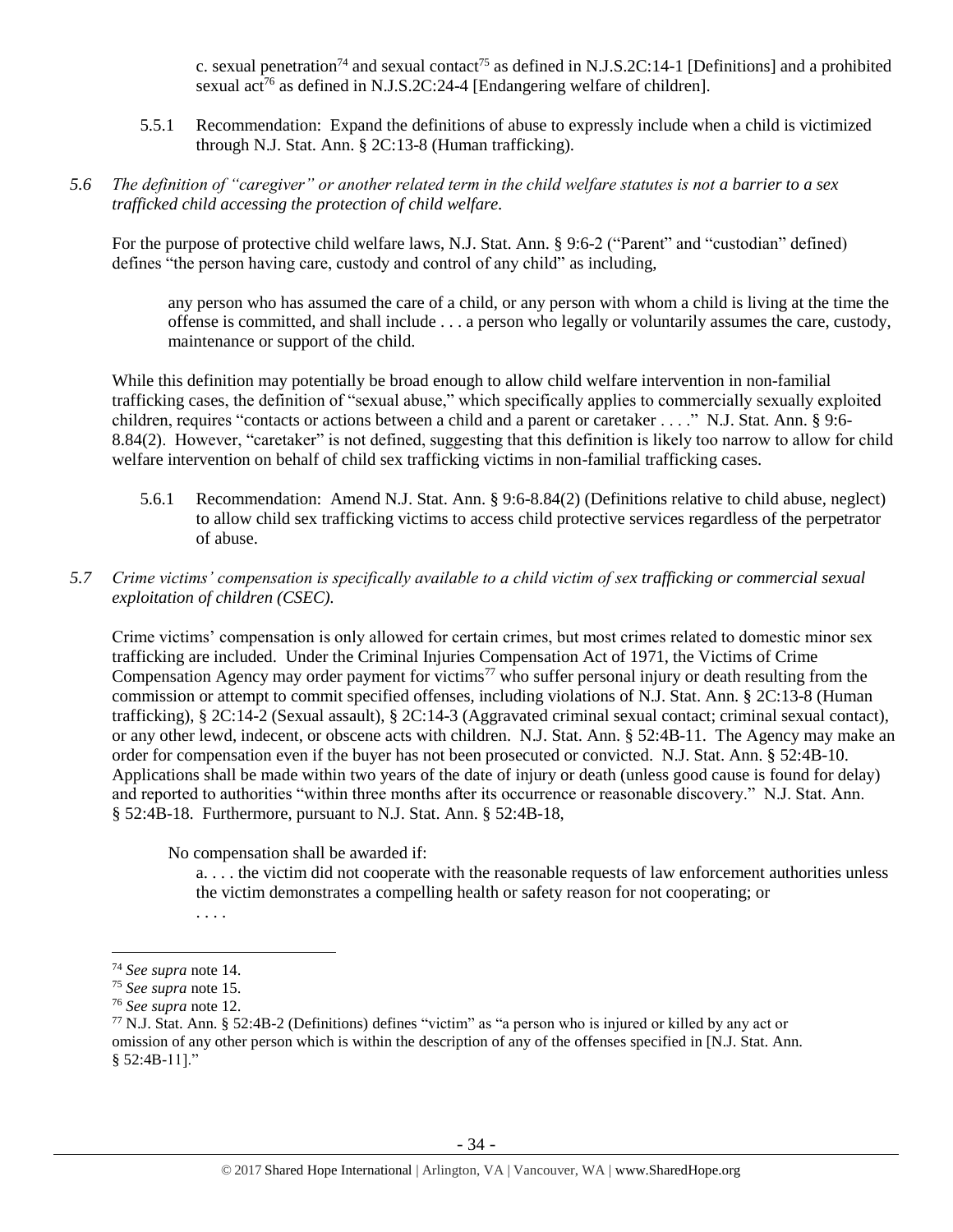c. sexual penetration[74] and sexual contact[75] as defined in N.J.S.2C:14-1 [Definitions] and a prohibited sexual act[76] as defined in N.J.S.2C:24-4 [Endangering welfare of children].

5.5.1 Recommendation: Expand the definitions of abuse to expressly include when a child is victimized through N.J. Stat. Ann. § 2C:13-8 (Human trafficking).

*5.6 The definition of "caregiver" or another related term in the child welfare statutes is not a barrier to a sex trafficked child accessing the protection of child welfare.*

For the purpose of protective child welfare laws, N.J. Stat. Ann. § 9:6-2 ("Parent" and "custodian" defined) defines "the person having care, custody and control of any child" as including,

> any person who has assumed the care of a child, or any person with whom a child is living at the time the offense is committed, and shall include . . . a person who legally or voluntarily assumes the care, custody, maintenance or support of the child.

While this definition may potentially be broad enough to allow child welfare intervention in non-familial trafficking cases, the definition of "sexual abuse," which specifically applies to commercially sexually exploited children, requires "contacts or actions between a child and a parent or caretaker . . . ." N.J. Stat. Ann. § 9:6-8.84(2). However, "caretaker" is not defined, suggesting that this definition is likely too narrow to allow for child welfare intervention on behalf of child sex trafficking victims in non-familial trafficking cases.

5.6.1 Recommendation: Amend N.J. Stat. Ann. § 9:6-8.84(2) (Definitions relative to child abuse, neglect) to allow child sex trafficking victims to access child protective services regardless of the perpetrator of abuse.

*5.7 Crime victims' compensation is specifically available to a child victim of sex trafficking or commercial sexual exploitation of children (CSEC).*

Crime victims' compensation is only allowed for certain crimes, but most crimes related to domestic minor sex trafficking are included. Under the Criminal Injuries Compensation Act of 1971, the Victims of Crime Compensation Agency may order payment for victims[77] who suffer personal injury or death resulting from the commission or attempt to commit specified offenses, including violations of N.J. Stat. Ann. § 2C:13-8 (Human trafficking), § 2C:14-2 (Sexual assault), § 2C:14-3 (Aggravated criminal sexual contact; criminal sexual contact), or any other lewd, indecent, or obscene acts with children. N.J. Stat. Ann. § 52:4B-11. The Agency may make an order for compensation even if the buyer has not been prosecuted or convicted. N.J. Stat. Ann. § 52:4B-10. Applications shall be made within two years of the date of injury or death (unless good cause is found for delay) and reported to authorities "within three months after its occurrence or reasonable discovery." N.J. Stat. Ann. § 52:4B-18. Furthermore, pursuant to N.J. Stat. Ann. § 52:4B-18,

> No compensation shall be awarded if:
>
> a. . . . the victim did not cooperate with the reasonable requests of law enforcement authorities unless the victim demonstrates a compelling health or safety reason for not cooperating; or
>
> . . . .

---

[74] *See supra* note 14.

[75] *See supra* note 15.

[76] *See supra* note 12.

[77] N.J. Stat. Ann. § 52:4B-2 (Definitions) defines "victim" as "a person who is injured or killed by any act or omission of any other person which is within the description of any of the offenses specified in [N.J. Stat. Ann. § 52:4B-11]."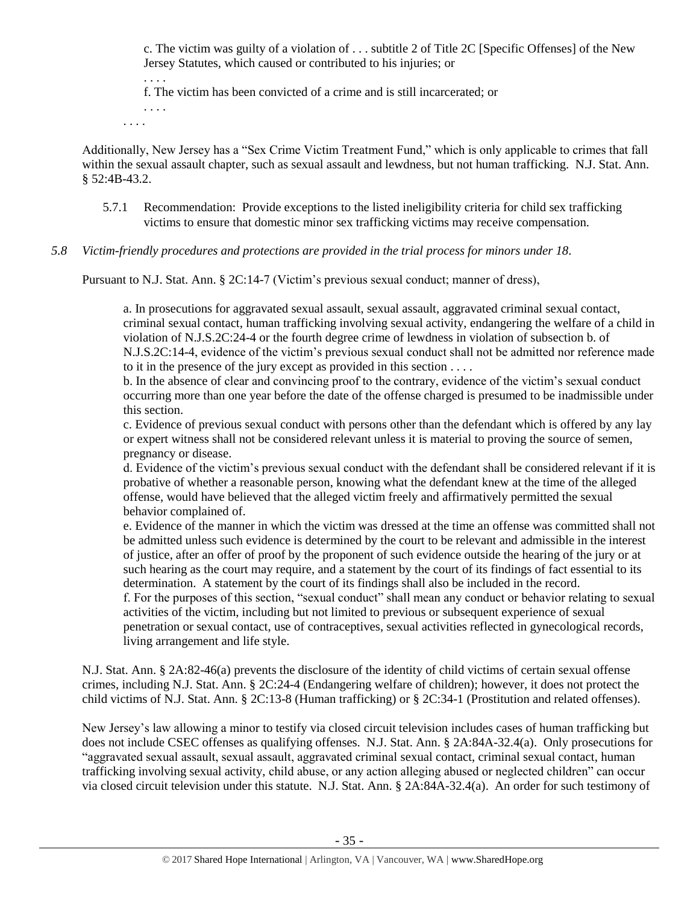> c. The victim was guilty of a violation of . . . subtitle 2 of Title 2C [Specific Offenses] of the New Jersey Statutes, which caused or contributed to his injuries; or
>
> . . . .
>
> f. The victim has been convicted of a crime and is still incarcerated; or
>
> . . . .
>
> . . . .

Additionally, New Jersey has a "Sex Crime Victim Treatment Fund," which is only applicable to crimes that fall within the sexual assault chapter, such as sexual assault and lewdness, but not human trafficking. N.J. Stat. Ann. § 52:4B-43.2.

5.7.1 Recommendation: Provide exceptions to the listed ineligibility criteria for child sex trafficking victims to ensure that domestic minor sex trafficking victims may receive compensation.

*5.8 Victim-friendly procedures and protections are provided in the trial process for minors under 18.*

Pursuant to N.J. Stat. Ann. § 2C:14-7 (Victim's previous sexual conduct; manner of dress),

> a. In prosecutions for aggravated sexual assault, sexual assault, aggravated criminal sexual contact, criminal sexual contact, human trafficking involving sexual activity, endangering the welfare of a child in violation of N.J.S.2C:24-4 or the fourth degree crime of lewdness in violation of subsection b. of N.J.S.2C:14-4, evidence of the victim's previous sexual conduct shall not be admitted nor reference made to it in the presence of the jury except as provided in this section . . . .
>
> b. In the absence of clear and convincing proof to the contrary, evidence of the victim's sexual conduct occurring more than one year before the date of the offense charged is presumed to be inadmissible under this section.
>
> c. Evidence of previous sexual conduct with persons other than the defendant which is offered by any lay or expert witness shall not be considered relevant unless it is material to proving the source of semen, pregnancy or disease.
>
> d. Evidence of the victim's previous sexual conduct with the defendant shall be considered relevant if it is probative of whether a reasonable person, knowing what the defendant knew at the time of the alleged offense, would have believed that the alleged victim freely and affirmatively permitted the sexual behavior complained of.
>
> e. Evidence of the manner in which the victim was dressed at the time an offense was committed shall not be admitted unless such evidence is determined by the court to be relevant and admissible in the interest of justice, after an offer of proof by the proponent of such evidence outside the hearing of the jury or at such hearing as the court may require, and a statement by the court of its findings of fact essential to its determination. A statement by the court of its findings shall also be included in the record.
>
> f. For the purposes of this section, "sexual conduct" shall mean any conduct or behavior relating to sexual activities of the victim, including but not limited to previous or subsequent experience of sexual penetration or sexual contact, use of contraceptives, sexual activities reflected in gynecological records, living arrangement and life style.

N.J. Stat. Ann. § 2A:82-46(a) prevents the disclosure of the identity of child victims of certain sexual offense crimes, including N.J. Stat. Ann. § 2C:24-4 (Endangering welfare of children); however, it does not protect the child victims of N.J. Stat. Ann. § 2C:13-8 (Human trafficking) or § 2C:34-1 (Prostitution and related offenses).

New Jersey's law allowing a minor to testify via closed circuit television includes cases of human trafficking but does not include CSEC offenses as qualifying offenses. N.J. Stat. Ann. § 2A:84A-32.4(a). Only prosecutions for "aggravated sexual assault, sexual assault, aggravated criminal sexual contact, criminal sexual contact, human trafficking involving sexual activity, child abuse, or any action alleging abused or neglected children" can occur via closed circuit television under this statute. N.J. Stat. Ann. § 2A:84A-32.4(a). An order for such testimony of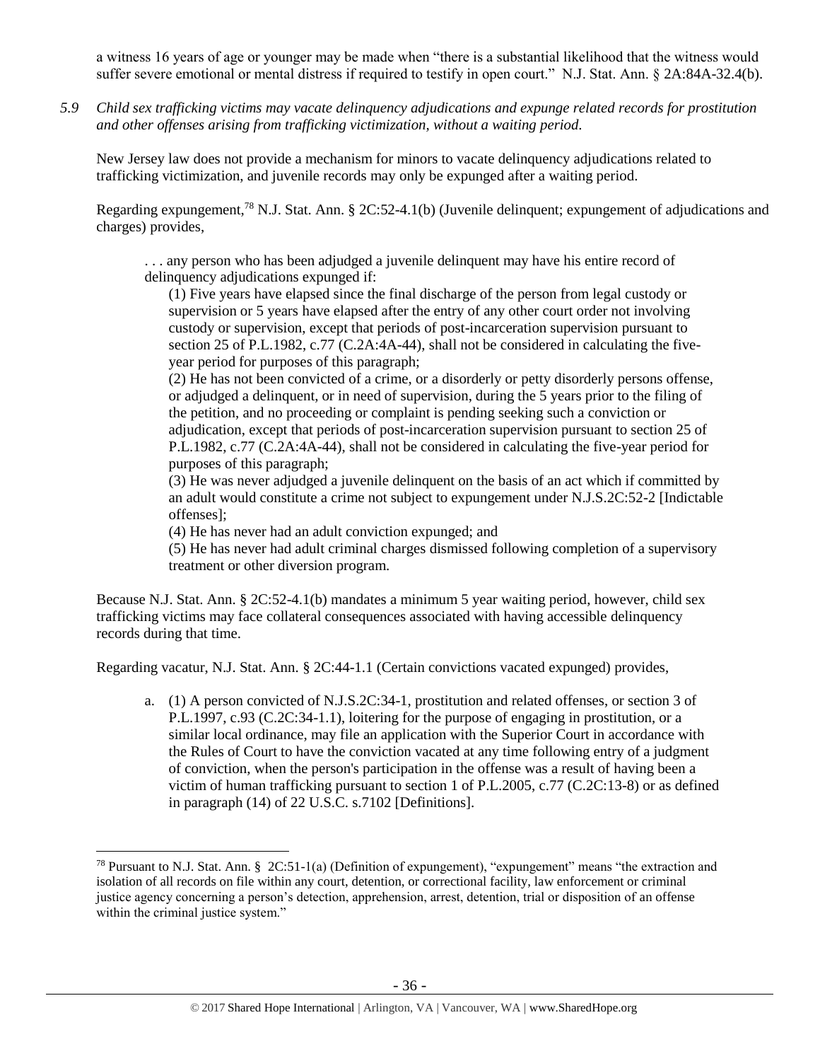a witness 16 years of age or younger may be made when "there is a substantial likelihood that the witness would suffer severe emotional or mental distress if required to testify in open court." N.J. Stat. Ann. § 2A:84A-32.4(b).

*5.9 Child sex trafficking victims may vacate delinquency adjudications and expunge related records for prostitution and other offenses arising from trafficking victimization, without a waiting period.*

New Jersey law does not provide a mechanism for minors to vacate delinquency adjudications related to trafficking victimization, and juvenile records may only be expunged after a waiting period.

Regarding expungement,[78] N.J. Stat. Ann. § 2C:52-4.1(b) (Juvenile delinquent; expungement of adjudications and charges) provides,

> . . . any person who has been adjudged a juvenile delinquent may have his entire record of delinquency adjudications expunged if:
>
> (1) Five years have elapsed since the final discharge of the person from legal custody or supervision or 5 years have elapsed after the entry of any other court order not involving custody or supervision, except that periods of post-incarceration supervision pursuant to section 25 of P.L.1982, c.77 (C.2A:4A-44), shall not be considered in calculating the five-year period for purposes of this paragraph;
>
> (2) He has not been convicted of a crime, or a disorderly or petty disorderly persons offense, or adjudged a delinquent, or in need of supervision, during the 5 years prior to the filing of the petition, and no proceeding or complaint is pending seeking such a conviction or adjudication, except that periods of post-incarceration supervision pursuant to section 25 of P.L.1982, c.77 (C.2A:4A-44), shall not be considered in calculating the five-year period for purposes of this paragraph;
>
> (3) He was never adjudged a juvenile delinquent on the basis of an act which if committed by an adult would constitute a crime not subject to expungement under N.J.S.2C:52-2 [Indictable offenses];
>
> (4) He has never had an adult conviction expunged; and
>
> (5) He has never had adult criminal charges dismissed following completion of a supervisory treatment or other diversion program.

Because N.J. Stat. Ann. § 2C:52-4.1(b) mandates a minimum 5 year waiting period, however, child sex trafficking victims may face collateral consequences associated with having accessible delinquency records during that time.

Regarding vacatur, N.J. Stat. Ann. § 2C:44-1.1 (Certain convictions vacated expunged) provides,

> a. (1) A person convicted of N.J.S.2C:34-1, prostitution and related offenses, or section 3 of P.L.1997, c.93 (C.2C:34-1.1), loitering for the purpose of engaging in prostitution, or a similar local ordinance, may file an application with the Superior Court in accordance with the Rules of Court to have the conviction vacated at any time following entry of a judgment of conviction, when the person's participation in the offense was a result of having been a victim of human trafficking pursuant to section 1 of P.L.2005, c.77 (C.2C:13-8) or as defined in paragraph (14) of 22 U.S.C. s.7102 [Definitions].

---

[78] Pursuant to N.J. Stat. Ann. § 2C:51-1(a) (Definition of expungement), "expungement" means "the extraction and isolation of all records on file within any court, detention, or correctional facility, law enforcement or criminal justice agency concerning a person's detection, apprehension, arrest, detention, trial or disposition of an offense within the criminal justice system."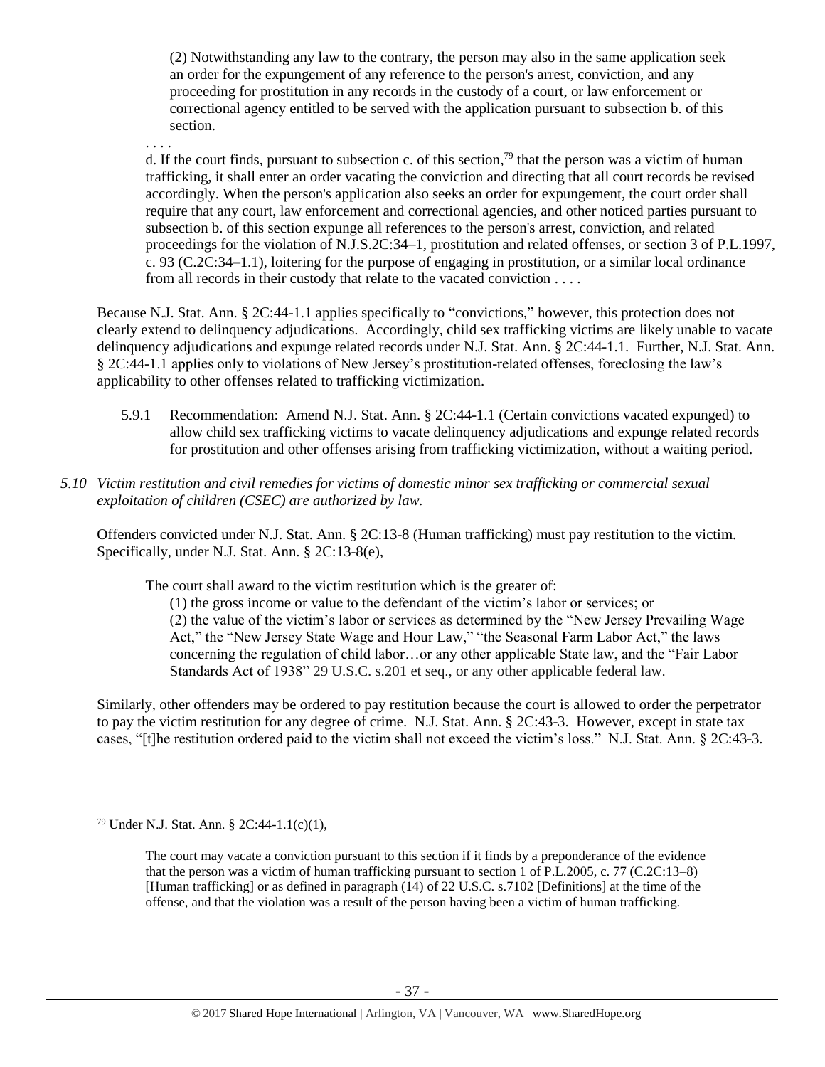> (2) Notwithstanding any law to the contrary, the person may also in the same application seek an order for the expungement of any reference to the person's arrest, conviction, and any proceeding for prostitution in any records in the custody of a court, or law enforcement or correctional agency entitled to be served with the application pursuant to subsection b. of this section.
>
> . . . .
>
> d. If the court finds, pursuant to subsection c. of this section,[79] that the person was a victim of human trafficking, it shall enter an order vacating the conviction and directing that all court records be revised accordingly. When the person's application also seeks an order for expungement, the court order shall require that any court, law enforcement and correctional agencies, and other noticed parties pursuant to subsection b. of this section expunge all references to the person's arrest, conviction, and related proceedings for the violation of N.J.S.2C:34–1, prostitution and related offenses, or section 3 of P.L.1997, c. 93 (C.2C:34–1.1), loitering for the purpose of engaging in prostitution, or a similar local ordinance from all records in their custody that relate to the vacated conviction . . . .

Because N.J. Stat. Ann. § 2C:44-1.1 applies specifically to "convictions," however, this protection does not clearly extend to delinquency adjudications. Accordingly, child sex trafficking victims are likely unable to vacate delinquency adjudications and expunge related records under N.J. Stat. Ann. § 2C:44-1.1. Further, N.J. Stat. Ann. § 2C:44-1.1 applies only to violations of New Jersey's prostitution-related offenses, foreclosing the law's applicability to other offenses related to trafficking victimization.

5.9.1 Recommendation: Amend N.J. Stat. Ann. § 2C:44-1.1 (Certain convictions vacated expunged) to allow child sex trafficking victims to vacate delinquency adjudications and expunge related records for prostitution and other offenses arising from trafficking victimization, without a waiting period.

*5.10 Victim restitution and civil remedies for victims of domestic minor sex trafficking or commercial sexual exploitation of children (CSEC) are authorized by law.*

Offenders convicted under N.J. Stat. Ann. § 2C:13-8 (Human trafficking) must pay restitution to the victim. Specifically, under N.J. Stat. Ann. § 2C:13-8(e),

> The court shall award to the victim restitution which is the greater of:
>
> (1) the gross income or value to the defendant of the victim's labor or services; or
>
> (2) the value of the victim's labor or services as determined by the "New Jersey Prevailing Wage Act," the "New Jersey State Wage and Hour Law," "the Seasonal Farm Labor Act," the laws concerning the regulation of child labor…or any other applicable State law, and the "Fair Labor Standards Act of 1938" 29 U.S.C. s.201 et seq., or any other applicable federal law.

Similarly, other offenders may be ordered to pay restitution because the court is allowed to order the perpetrator to pay the victim restitution for any degree of crime. N.J. Stat. Ann. § 2C:43-3. However, except in state tax cases, "[t]he restitution ordered paid to the victim shall not exceed the victim's loss." N.J. Stat. Ann. § 2C:43-3.

---

[79] Under N.J. Stat. Ann. § 2C:44-1.1(c)(1),

> The court may vacate a conviction pursuant to this section if it finds by a preponderance of the evidence that the person was a victim of human trafficking pursuant to section 1 of P.L.2005, c. 77 (C.2C:13–8) [Human trafficking] or as defined in paragraph (14) of 22 U.S.C. s.7102 [Definitions] at the time of the offense, and that the violation was a result of the person having been a victim of human trafficking.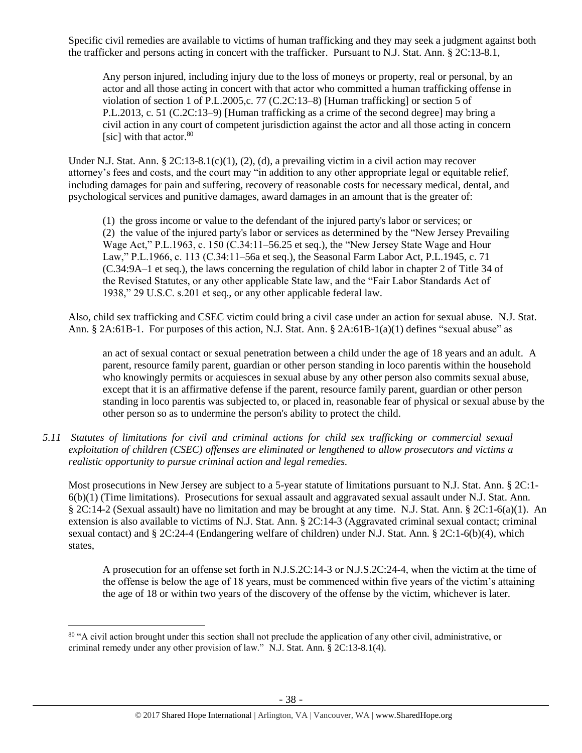Specific civil remedies are available to victims of human trafficking and they may seek a judgment against both the trafficker and persons acting in concert with the trafficker. Pursuant to N.J. Stat. Ann. § 2C:13-8.1,

> Any person injured, including injury due to the loss of moneys or property, real or personal, by an actor and all those acting in concert with that actor who committed a human trafficking offense in violation of section 1 of P.L.2005,c. 77 (C.2C:13–8) [Human trafficking] or section 5 of P.L.2013, c. 51 (C.2C:13–9) [Human trafficking as a crime of the second degree] may bring a civil action in any court of competent jurisdiction against the actor and all those acting in concern [sic] with that actor.[80]

Under N.J. Stat. Ann. § 2C:13-8.1(c)(1), (2), (d), a prevailing victim in a civil action may recover attorney's fees and costs, and the court may "in addition to any other appropriate legal or equitable relief, including damages for pain and suffering, recovery of reasonable costs for necessary medical, dental, and psychological services and punitive damages, award damages in an amount that is the greater of:

> (1) the gross income or value to the defendant of the injured party's labor or services; or
> (2) the value of the injured party's labor or services as determined by the "New Jersey Prevailing Wage Act," P.L.1963, c. 150 (C.34:11–56.25 et seq.), the "New Jersey State Wage and Hour Law," P.L.1966, c. 113 (C.34:11–56a et seq.), the Seasonal Farm Labor Act, P.L.1945, c. 71 (C.34:9A–1 et seq.), the laws concerning the regulation of child labor in chapter 2 of Title 34 of the Revised Statutes, or any other applicable State law, and the "Fair Labor Standards Act of 1938," 29 U.S.C. s.201 et seq., or any other applicable federal law.

Also, child sex trafficking and CSEC victim could bring a civil case under an action for sexual abuse. N.J. Stat. Ann. § 2A:61B-1. For purposes of this action, N.J. Stat. Ann. § 2A:61B-1(a)(1) defines "sexual abuse" as

> an act of sexual contact or sexual penetration between a child under the age of 18 years and an adult. A parent, resource family parent, guardian or other person standing in loco parentis within the household who knowingly permits or acquiesces in sexual abuse by any other person also commits sexual abuse, except that it is an affirmative defense if the parent, resource family parent, guardian or other person standing in loco parentis was subjected to, or placed in, reasonable fear of physical or sexual abuse by the other person so as to undermine the person's ability to protect the child.

*5.11 Statutes of limitations for civil and criminal actions for child sex trafficking or commercial sexual exploitation of children (CSEC) offenses are eliminated or lengthened to allow prosecutors and victims a realistic opportunity to pursue criminal action and legal remedies.*

Most prosecutions in New Jersey are subject to a 5-year statute of limitations pursuant to N.J. Stat. Ann. § 2C:1-6(b)(1) (Time limitations). Prosecutions for sexual assault and aggravated sexual assault under N.J. Stat. Ann. § 2C:14-2 (Sexual assault) have no limitation and may be brought at any time. N.J. Stat. Ann. § 2C:1-6(a)(1). An extension is also available to victims of N.J. Stat. Ann. § 2C:14-3 (Aggravated criminal sexual contact; criminal sexual contact) and § 2C:24-4 (Endangering welfare of children) under N.J. Stat. Ann. § 2C:1-6(b)(4), which states,

> A prosecution for an offense set forth in N.J.S.2C:14-3 or N.J.S.2C:24-4, when the victim at the time of the offense is below the age of 18 years, must be commenced within five years of the victim's attaining the age of 18 or within two years of the discovery of the offense by the victim, whichever is later.

---

[80] "A civil action brought under this section shall not preclude the application of any other civil, administrative, or criminal remedy under any other provision of law." N.J. Stat. Ann. § 2C:13-8.1(4).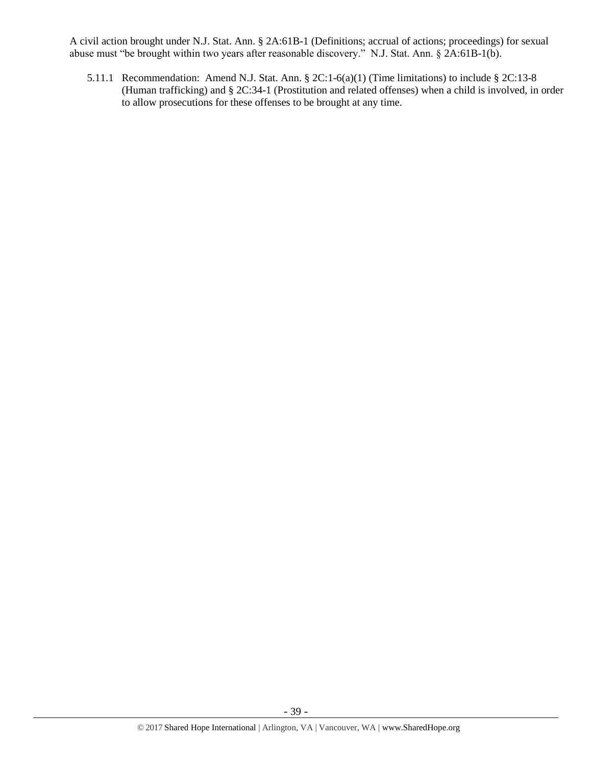A civil action brought under N.J. Stat. Ann. § 2A:61B-1 (Definitions; accrual of actions; proceedings) for sexual abuse must "be brought within two years after reasonable discovery." N.J. Stat. Ann. § 2A:61B-1(b).

5.11.1 Recommendation: Amend N.J. Stat. Ann. § 2C:1-6(a)(1) (Time limitations) to include § 2C:13-8 (Human trafficking) and § 2C:34-1 (Prostitution and related offenses) when a child is involved, in order to allow prosecutions for these offenses to be brought at any time.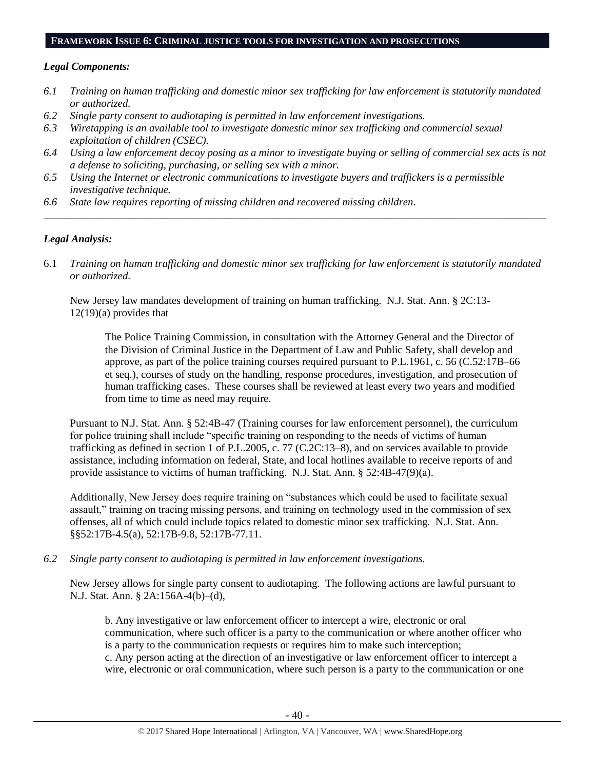## **FRAMEWORK ISSUE 6: CRIMINAL JUSTICE TOOLS FOR INVESTIGATION AND PROSECUTIONS**

### *Legal Components:*

*6.1 Training on human trafficking and domestic minor sex trafficking for law enforcement is statutorily mandated or authorized.*

*6.2 Single party consent to audiotaping is permitted in law enforcement investigations.*

*6.3 Wiretapping is an available tool to investigate domestic minor sex trafficking and commercial sexual exploitation of children (CSEC).*

*6.4 Using a law enforcement decoy posing as a minor to investigate buying or selling of commercial sex acts is not a defense to soliciting, purchasing, or selling sex with a minor.*

*6.5 Using the Internet or electronic communications to investigate buyers and traffickers is a permissible investigative technique.*

*6.6 State law requires reporting of missing children and recovered missing children.*

---

### *Legal Analysis:*

6.1 *Training on human trafficking and domestic minor sex trafficking for law enforcement is statutorily mandated or authorized.*

New Jersey law mandates development of training on human trafficking. N.J. Stat. Ann. § 2C:13-12(19)(a) provides that

> The Police Training Commission, in consultation with the Attorney General and the Director of the Division of Criminal Justice in the Department of Law and Public Safety, shall develop and approve, as part of the police training courses required pursuant to P.L.1961, c. 56 (C.52:17B–66 et seq.), courses of study on the handling, response procedures, investigation, and prosecution of human trafficking cases. These courses shall be reviewed at least every two years and modified from time to time as need may require.

Pursuant to N.J. Stat. Ann. § 52:4B-47 (Training courses for law enforcement personnel), the curriculum for police training shall include "specific training on responding to the needs of victims of human trafficking as defined in section 1 of P.L.2005, c. 77 (C.2C:13–8), and on services available to provide assistance, including information on federal, State, and local hotlines available to receive reports of and provide assistance to victims of human trafficking. N.J. Stat. Ann. § 52:4B-47(9)(a).

Additionally, New Jersey does require training on "substances which could be used to facilitate sexual assault," training on tracing missing persons, and training on technology used in the commission of sex offenses, all of which could include topics related to domestic minor sex trafficking. N.J. Stat. Ann. §§52:17B-4.5(a), 52:17B-9.8, 52:17B-77.11.

6.2 *Single party consent to audiotaping is permitted in law enforcement investigations.*

New Jersey allows for single party consent to audiotaping. The following actions are lawful pursuant to N.J. Stat. Ann. § 2A:156A-4(b)–(d),

> b. Any investigative or law enforcement officer to intercept a wire, electronic or oral communication, where such officer is a party to the communication or where another officer who is a party to the communication requests or requires him to make such interception;
> c. Any person acting at the direction of an investigative or law enforcement officer to intercept a wire, electronic or oral communication, where such person is a party to the communication or one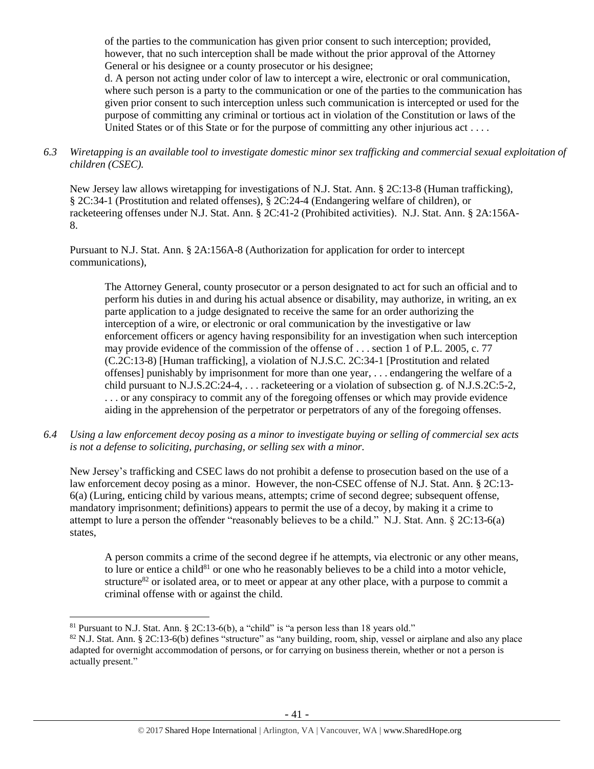of the parties to the communication has given prior consent to such interception; provided, however, that no such interception shall be made without the prior approval of the Attorney General or his designee or a county prosecutor or his designee;

d. A person not acting under color of law to intercept a wire, electronic or oral communication, where such person is a party to the communication or one of the parties to the communication has given prior consent to such interception unless such communication is intercepted or used for the purpose of committing any criminal or tortious act in violation of the Constitution or laws of the United States or of this State or for the purpose of committing any other injurious act . . . .

*6.3 Wiretapping is an available tool to investigate domestic minor sex trafficking and commercial sexual exploitation of children (CSEC).*

New Jersey law allows wiretapping for investigations of N.J. Stat. Ann. § 2C:13-8 (Human trafficking), § 2C:34-1 (Prostitution and related offenses), § 2C:24-4 (Endangering welfare of children), or racketeering offenses under N.J. Stat. Ann. § 2C:41-2 (Prohibited activities). N.J. Stat. Ann. § 2A:156A-8.

Pursuant to N.J. Stat. Ann. § 2A:156A-8 (Authorization for application for order to intercept communications),

> The Attorney General, county prosecutor or a person designated to act for such an official and to perform his duties in and during his actual absence or disability, may authorize, in writing, an ex parte application to a judge designated to receive the same for an order authorizing the interception of a wire, or electronic or oral communication by the investigative or law enforcement officers or agency having responsibility for an investigation when such interception may provide evidence of the commission of the offense of . . . section 1 of P.L. 2005, c. 77 (C.2C:13-8) [Human trafficking], a violation of N.J.S.C. 2C:34-1 [Prostitution and related offenses] punishably by imprisonment for more than one year, . . . endangering the welfare of a child pursuant to N.J.S.2C:24-4, . . . racketeering or a violation of subsection g. of N.J.S.2C:5-2, . . . or any conspiracy to commit any of the foregoing offenses or which may provide evidence aiding in the apprehension of the perpetrator or perpetrators of any of the foregoing offenses.

*6.4 Using a law enforcement decoy posing as a minor to investigate buying or selling of commercial sex acts is not a defense to soliciting, purchasing, or selling sex with a minor.*

New Jersey's trafficking and CSEC laws do not prohibit a defense to prosecution based on the use of a law enforcement decoy posing as a minor. However, the non-CSEC offense of N.J. Stat. Ann. § 2C:13-6(a) (Luring, enticing child by various means, attempts; crime of second degree; subsequent offense, mandatory imprisonment; definitions) appears to permit the use of a decoy, by making it a crime to attempt to lure a person the offender "reasonably believes to be a child." N.J. Stat. Ann. § 2C:13-6(a) states,

> A person commits a crime of the second degree if he attempts, via electronic or any other means, to lure or entice a child[81] or one who he reasonably believes to be a child into a motor vehicle, structure[82] or isolated area, or to meet or appear at any other place, with a purpose to commit a criminal offense with or against the child.

---

[81] Pursuant to N.J. Stat. Ann. § 2C:13-6(b), a "child" is "a person less than 18 years old."

[82] N.J. Stat. Ann. § 2C:13-6(b) defines "structure" as "any building, room, ship, vessel or airplane and also any place adapted for overnight accommodation of persons, or for carrying on business therein, whether or not a person is actually present."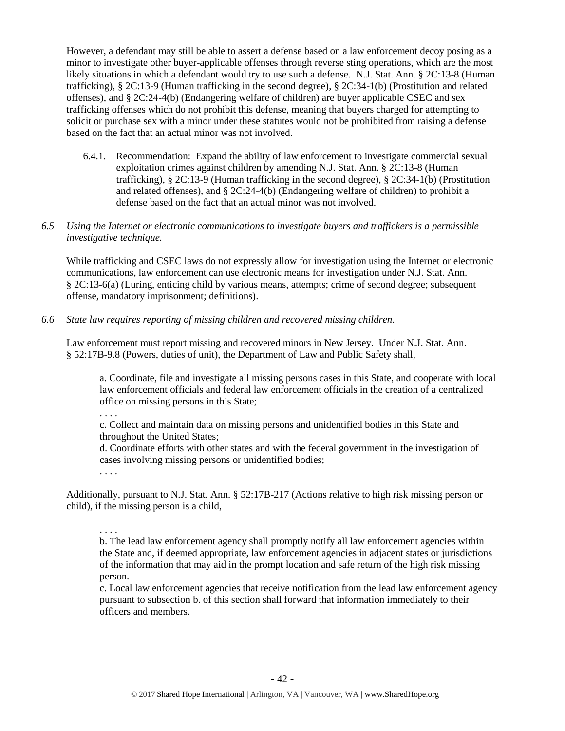However, a defendant may still be able to assert a defense based on a law enforcement decoy posing as a minor to investigate other buyer-applicable offenses through reverse sting operations, which are the most likely situations in which a defendant would try to use such a defense. N.J. Stat. Ann. § 2C:13-8 (Human trafficking), § 2C:13-9 (Human trafficking in the second degree), § 2C:34-1(b) (Prostitution and related offenses), and § 2C:24-4(b) (Endangering welfare of children) are buyer applicable CSEC and sex trafficking offenses which do not prohibit this defense, meaning that buyers charged for attempting to solicit or purchase sex with a minor under these statutes would not be prohibited from raising a defense based on the fact that an actual minor was not involved.

6.4.1. Recommendation: Expand the ability of law enforcement to investigate commercial sexual exploitation crimes against children by amending N.J. Stat. Ann. § 2C:13-8 (Human trafficking), § 2C:13-9 (Human trafficking in the second degree), § 2C:34-1(b) (Prostitution and related offenses), and § 2C:24-4(b) (Endangering welfare of children) to prohibit a defense based on the fact that an actual minor was not involved.

*6.5 Using the Internet or electronic communications to investigate buyers and traffickers is a permissible investigative technique.*

While trafficking and CSEC laws do not expressly allow for investigation using the Internet or electronic communications, law enforcement can use electronic means for investigation under N.J. Stat. Ann. § 2C:13-6(a) (Luring, enticing child by various means, attempts; crime of second degree; subsequent offense, mandatory imprisonment; definitions).

*6.6 State law requires reporting of missing children and recovered missing children.*

Law enforcement must report missing and recovered minors in New Jersey. Under N.J. Stat. Ann. § 52:17B-9.8 (Powers, duties of unit), the Department of Law and Public Safety shall,

> a. Coordinate, file and investigate all missing persons cases in this State, and cooperate with local law enforcement officials and federal law enforcement officials in the creation of a centralized office on missing persons in this State;
> . . . .
> c. Collect and maintain data on missing persons and unidentified bodies in this State and throughout the United States;
> d. Coordinate efforts with other states and with the federal government in the investigation of cases involving missing persons or unidentified bodies;
> . . . .

Additionally, pursuant to N.J. Stat. Ann. § 52:17B-217 (Actions relative to high risk missing person or child), if the missing person is a child,

> . . . .
> b. The lead law enforcement agency shall promptly notify all law enforcement agencies within the State and, if deemed appropriate, law enforcement agencies in adjacent states or jurisdictions of the information that may aid in the prompt location and safe return of the high risk missing person.
> c. Local law enforcement agencies that receive notification from the lead law enforcement agency pursuant to subsection b. of this section shall forward that information immediately to their officers and members.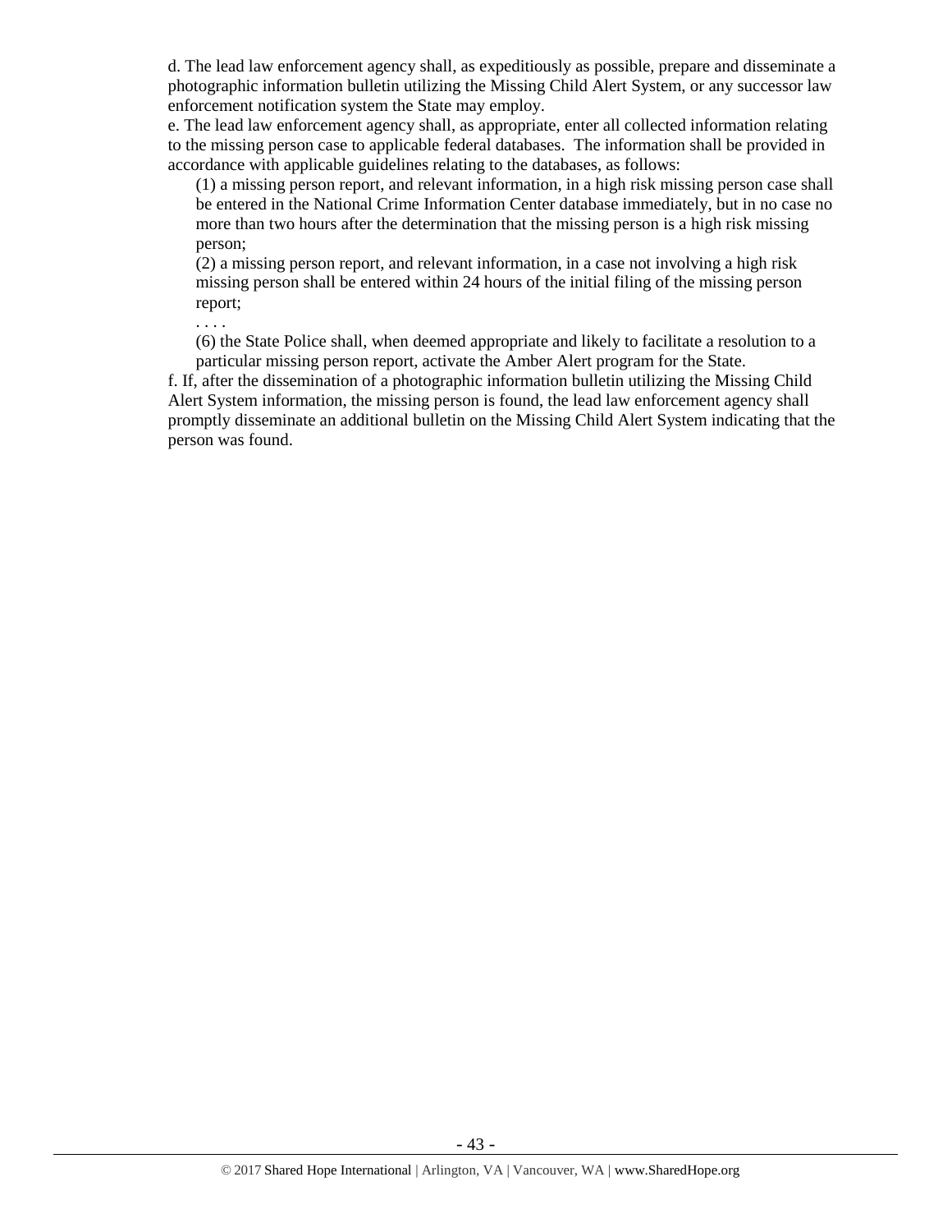d. The lead law enforcement agency shall, as expeditiously as possible, prepare and disseminate a photographic information bulletin utilizing the Missing Child Alert System, or any successor law enforcement notification system the State may employ.

e. The lead law enforcement agency shall, as appropriate, enter all collected information relating to the missing person case to applicable federal databases. The information shall be provided in accordance with applicable guidelines relating to the databases, as follows:

> (1) a missing person report, and relevant information, in a high risk missing person case shall be entered in the National Crime Information Center database immediately, but in no case no more than two hours after the determination that the missing person is a high risk missing person;
>
> (2) a missing person report, and relevant information, in a case not involving a high risk missing person shall be entered within 24 hours of the initial filing of the missing person report;
>
> . . . .
>
> (6) the State Police shall, when deemed appropriate and likely to facilitate a resolution to a particular missing person report, activate the Amber Alert program for the State.

f. If, after the dissemination of a photographic information bulletin utilizing the Missing Child Alert System information, the missing person is found, the lead law enforcement agency shall promptly disseminate an additional bulletin on the Missing Child Alert System indicating that the person was found.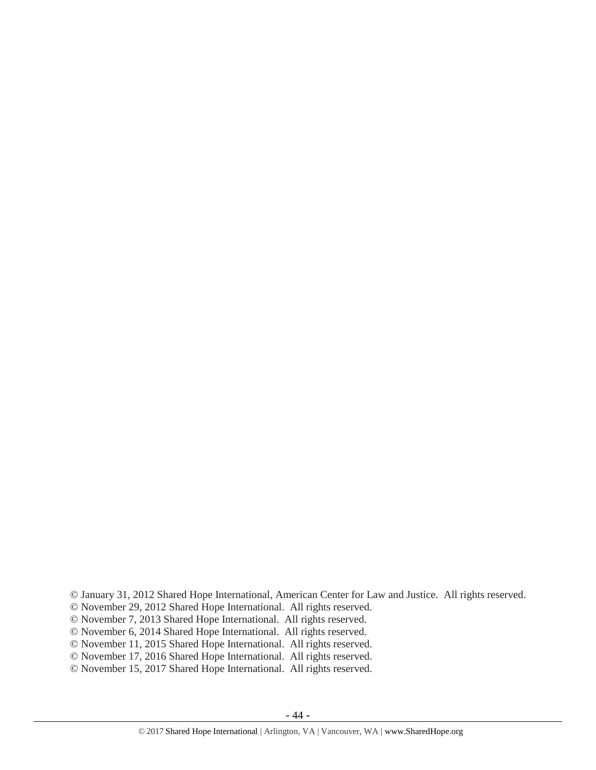© January 31, 2012 Shared Hope International, American Center for Law and Justice. All rights reserved.
© November 29, 2012 Shared Hope International. All rights reserved.
© November 7, 2013 Shared Hope International. All rights reserved.
© November 6, 2014 Shared Hope International. All rights reserved.
© November 11, 2015 Shared Hope International. All rights reserved.
© November 17, 2016 Shared Hope International. All rights reserved.
© November 15, 2017 Shared Hope International. All rights reserved.